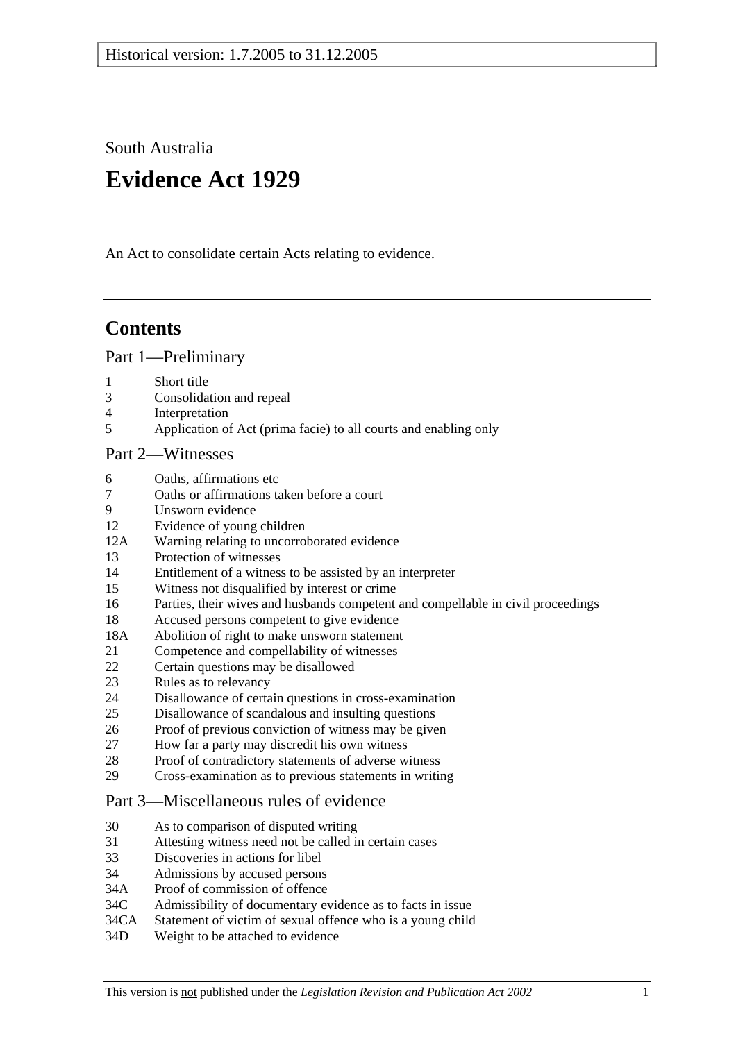Historical version: 1.7.2005 to 31.12.2005

South Australia

# Evidence Act 1929

An Act to consolidate certain Acts relating to evidence.

---

## Contents

### Part 1—Preliminary

1 Short title
3 Consolidation and repeal
4 Interpretation
5 Application of Act (prima facie) to all courts and enabling only

### Part 2—Witnesses

6 Oaths, affirmations etc
7 Oaths or affirmations taken before a court
9 Unsworn evidence
12 Evidence of young children
12A Warning relating to uncorroborated evidence
13 Protection of witnesses
14 Entitlement of a witness to be assisted by an interpreter
15 Witness not disqualified by interest or crime
16 Parties, their wives and husbands competent and compellable in civil proceedings
18 Accused persons competent to give evidence
18A Abolition of right to make unsworn statement
21 Competence and compellability of witnesses
22 Certain questions may be disallowed
23 Rules as to relevancy
24 Disallowance of certain questions in cross-examination
25 Disallowance of scandalous and insulting questions
26 Proof of previous conviction of witness may be given
27 How far a party may discredit his own witness
28 Proof of contradictory statements of adverse witness
29 Cross-examination as to previous statements in writing

### Part 3—Miscellaneous rules of evidence

30 As to comparison of disputed writing
31 Attesting witness need not be called in certain cases
33 Discoveries in actions for libel
34 Admissions by accused persons
34A Proof of commission of offence
34C Admissibility of documentary evidence as to facts in issue
34CA Statement of victim of sexual offence who is a young child
34D Weight to be attached to evidence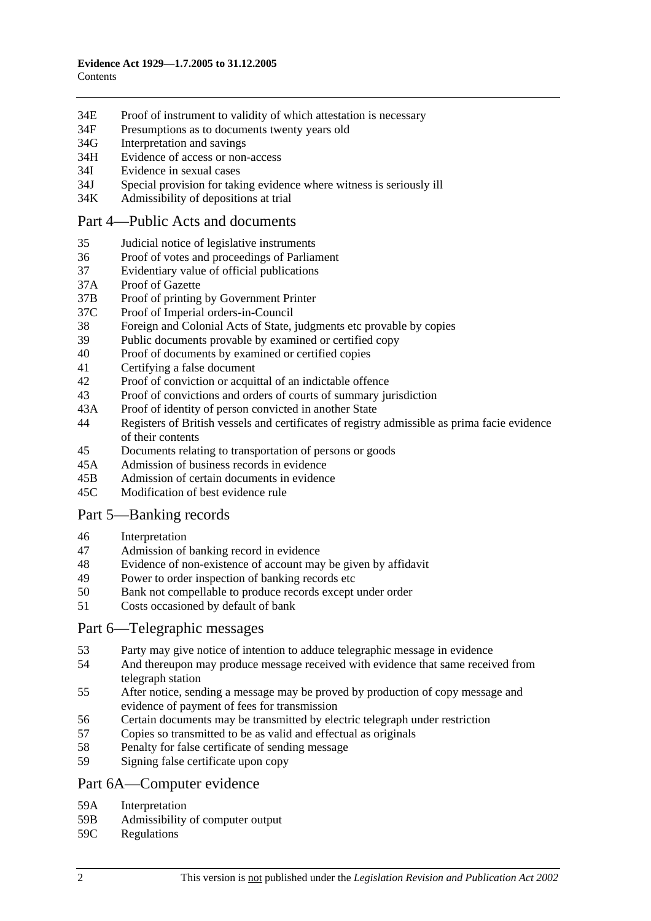34E Proof of instrument to validity of which attestation is necessary
34F Presumptions as to documents twenty years old
34G Interpretation and savings
34H Evidence of access or non-access
34I Evidence in sexual cases
34J Special provision for taking evidence where witness is seriously ill
34K Admissibility of depositions at trial

## Part 4—Public Acts and documents

35 Judicial notice of legislative instruments
36 Proof of votes and proceedings of Parliament
37 Evidentiary value of official publications
37A Proof of Gazette
37B Proof of printing by Government Printer
37C Proof of Imperial orders-in-Council
38 Foreign and Colonial Acts of State, judgments etc provable by copies
39 Public documents provable by examined or certified copy
40 Proof of documents by examined or certified copies
41 Certifying a false document
42 Proof of conviction or acquittal of an indictable offence
43 Proof of convictions and orders of courts of summary jurisdiction
43A Proof of identity of person convicted in another State
44 Registers of British vessels and certificates of registry admissible as prima facie evidence of their contents
45 Documents relating to transportation of persons or goods
45A Admission of business records in evidence
45B Admission of certain documents in evidence
45C Modification of best evidence rule

## Part 5—Banking records

46 Interpretation
47 Admission of banking record in evidence
48 Evidence of non-existence of account may be given by affidavit
49 Power to order inspection of banking records etc
50 Bank not compellable to produce records except under order
51 Costs occasioned by default of bank

## Part 6—Telegraphic messages

53 Party may give notice of intention to adduce telegraphic message in evidence
54 And thereupon may produce message received with evidence that same received from telegraph station
55 After notice, sending a message may be proved by production of copy message and evidence of payment of fees for transmission
56 Certain documents may be transmitted by electric telegraph under restriction
57 Copies so transmitted to be as valid and effectual as originals
58 Penalty for false certificate of sending message
59 Signing false certificate upon copy

## Part 6A—Computer evidence

59A Interpretation
59B Admissibility of computer output
59C Regulations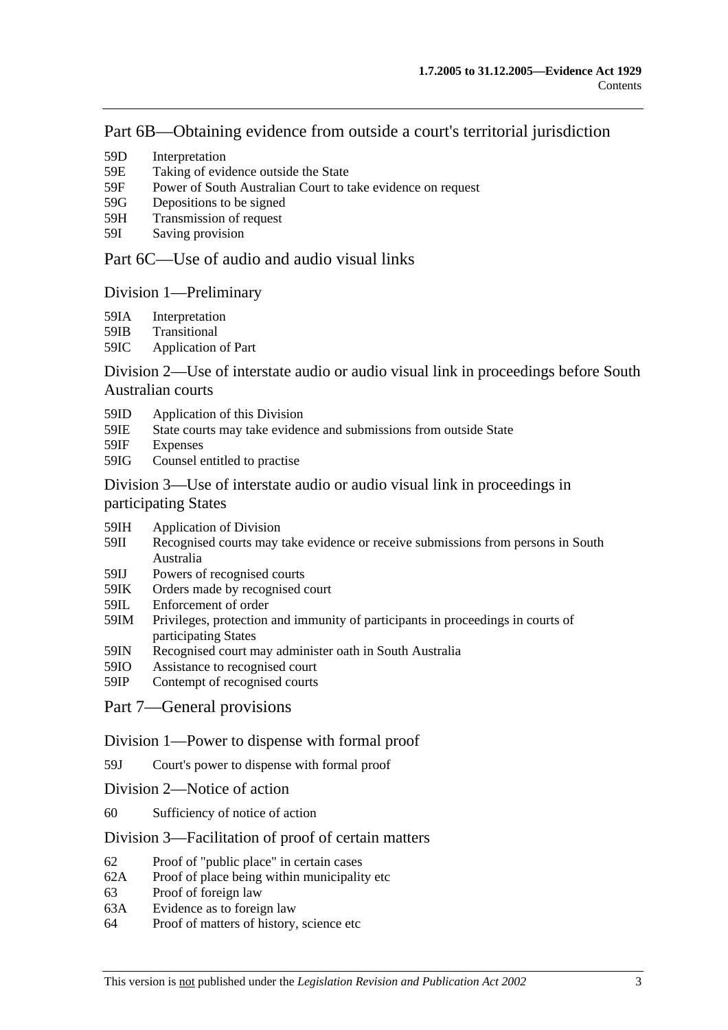## Part 6B—Obtaining evidence from outside a court's territorial jurisdiction

59D Interpretation
59E Taking of evidence outside the State
59F Power of South Australian Court to take evidence on request
59G Depositions to be signed
59H Transmission of request
59I Saving provision

## Part 6C—Use of audio and audio visual links

### Division 1—Preliminary

59IA Interpretation
59IB Transitional
59IC Application of Part

### Division 2—Use of interstate audio or audio visual link in proceedings before South Australian courts

59ID Application of this Division
59IE State courts may take evidence and submissions from outside State
59IF Expenses
59IG Counsel entitled to practise

### Division 3—Use of interstate audio or audio visual link in proceedings in participating States

59IH Application of Division
59II Recognised courts may take evidence or receive submissions from persons in South Australia
59IJ Powers of recognised courts
59IK Orders made by recognised court
59IL Enforcement of order
59IM Privileges, protection and immunity of participants in proceedings in courts of participating States
59IN Recognised court may administer oath in South Australia
59IO Assistance to recognised court
59IP Contempt of recognised courts

## Part 7—General provisions

### Division 1—Power to dispense with formal proof

59J Court's power to dispense with formal proof

### Division 2—Notice of action

60 Sufficiency of notice of action

### Division 3—Facilitation of proof of certain matters

62 Proof of "public place" in certain cases
62A Proof of place being within municipality etc
63 Proof of foreign law
63A Evidence as to foreign law
64 Proof of matters of history, science etc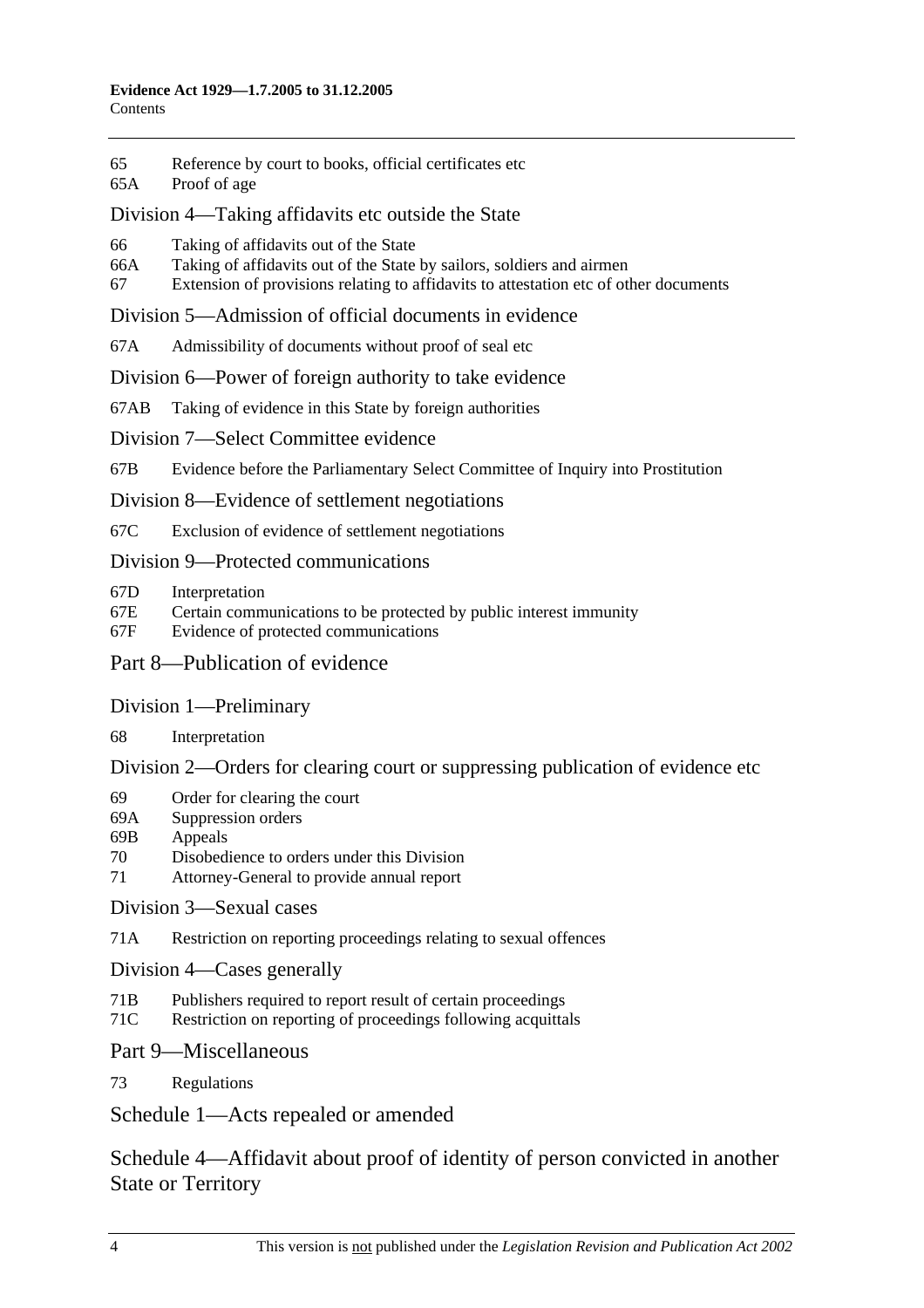65 Reference by court to books, official certificates etc
65A Proof of age

Division 4—Taking affidavits etc outside the State

66 Taking of affidavits out of the State
66A Taking of affidavits out of the State by sailors, soldiers and airmen
67 Extension of provisions relating to affidavits to attestation etc of other documents

Division 5—Admission of official documents in evidence

67A Admissibility of documents without proof of seal etc

Division 6—Power of foreign authority to take evidence

67AB Taking of evidence in this State by foreign authorities

Division 7—Select Committee evidence

67B Evidence before the Parliamentary Select Committee of Inquiry into Prostitution

Division 8—Evidence of settlement negotiations

67C Exclusion of evidence of settlement negotiations

Division 9—Protected communications

67D Interpretation
67E Certain communications to be protected by public interest immunity
67F Evidence of protected communications

Part 8—Publication of evidence

Division 1—Preliminary

68 Interpretation

Division 2—Orders for clearing court or suppressing publication of evidence etc

69 Order for clearing the court
69A Suppression orders
69B Appeals
70 Disobedience to orders under this Division
71 Attorney-General to provide annual report

Division 3—Sexual cases

71A Restriction on reporting proceedings relating to sexual offences

Division 4—Cases generally

71B Publishers required to report result of certain proceedings
71C Restriction on reporting of proceedings following acquittals

Part 9—Miscellaneous

73 Regulations

Schedule 1—Acts repealed or amended

Schedule 4—Affidavit about proof of identity of person convicted in another State or Territory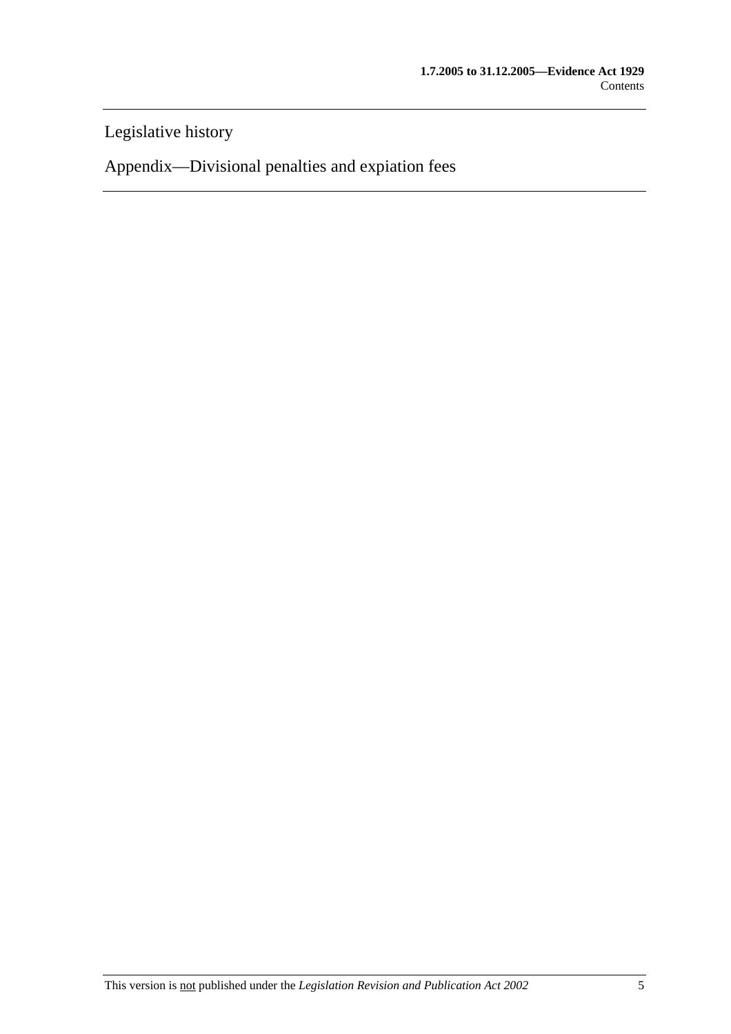Legislative history

Appendix—Divisional penalties and expiation fees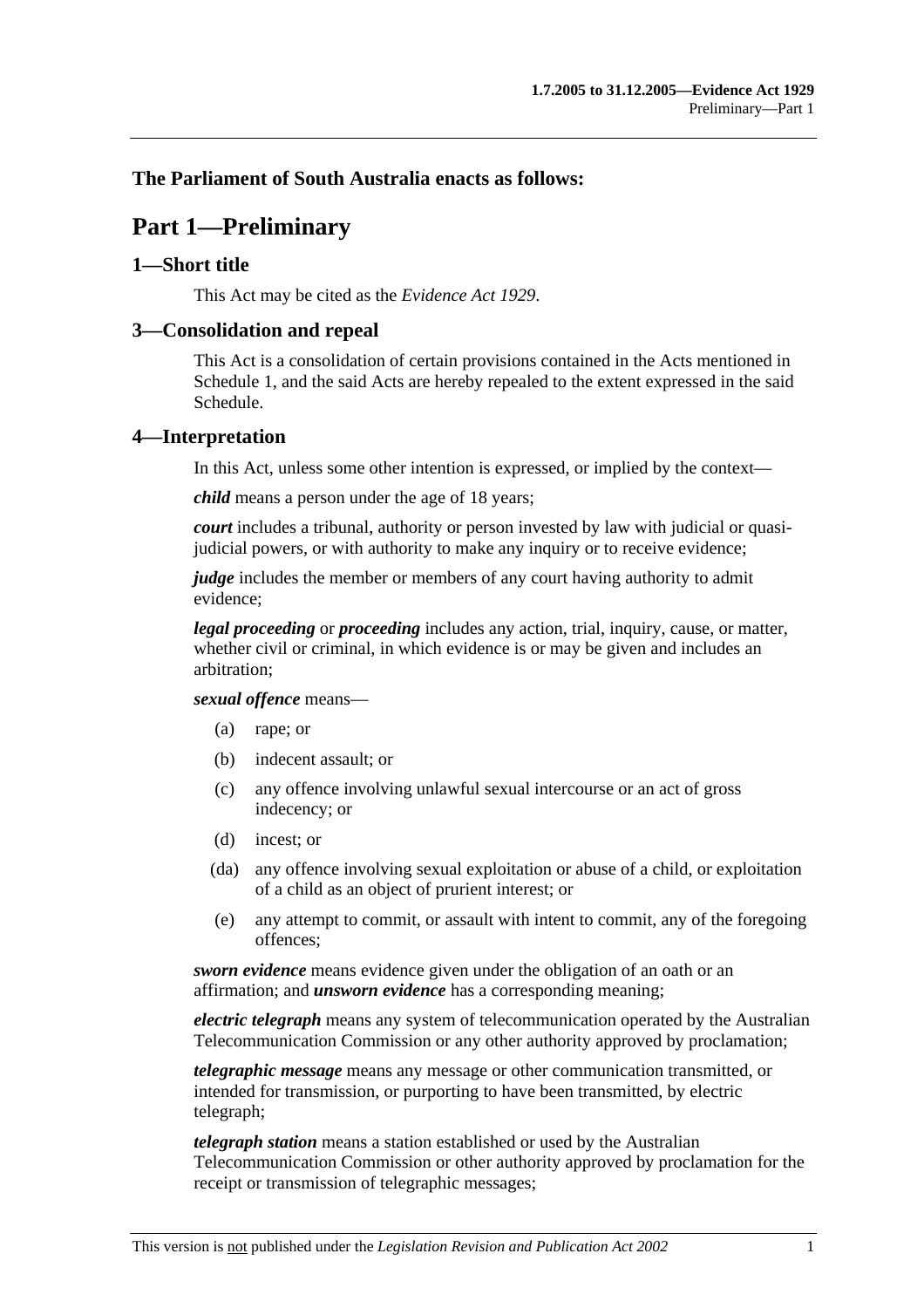**The Parliament of South Australia enacts as follows:**

# Part 1—Preliminary

## 1—Short title

This Act may be cited as the *Evidence Act 1929*.

## 3—Consolidation and repeal

This Act is a consolidation of certain provisions contained in the Acts mentioned in Schedule 1, and the said Acts are hereby repealed to the extent expressed in the said Schedule.

## 4—Interpretation

In this Act, unless some other intention is expressed, or implied by the context—

***child*** means a person under the age of 18 years;

***court*** includes a tribunal, authority or person invested by law with judicial or quasi-judicial powers, or with authority to make any inquiry or to receive evidence;

***judge*** includes the member or members of any court having authority to admit evidence;

***legal proceeding*** or ***proceeding*** includes any action, trial, inquiry, cause, or matter, whether civil or criminal, in which evidence is or may be given and includes an arbitration;

***sexual offence*** means—

- (a) rape; or
- (b) indecent assault; or
- (c) any offence involving unlawful sexual intercourse or an act of gross indecency; or
- (d) incest; or
- (da) any offence involving sexual exploitation or abuse of a child, or exploitation of a child as an object of prurient interest; or
- (e) any attempt to commit, or assault with intent to commit, any of the foregoing offences;

***sworn evidence*** means evidence given under the obligation of an oath or an affirmation; and ***unsworn evidence*** has a corresponding meaning;

***electric telegraph*** means any system of telecommunication operated by the Australian Telecommunication Commission or any other authority approved by proclamation;

***telegraphic message*** means any message or other communication transmitted, or intended for transmission, or purporting to have been transmitted, by electric telegraph;

***telegraph station*** means a station established or used by the Australian Telecommunication Commission or other authority approved by proclamation for the receipt or transmission of telegraphic messages;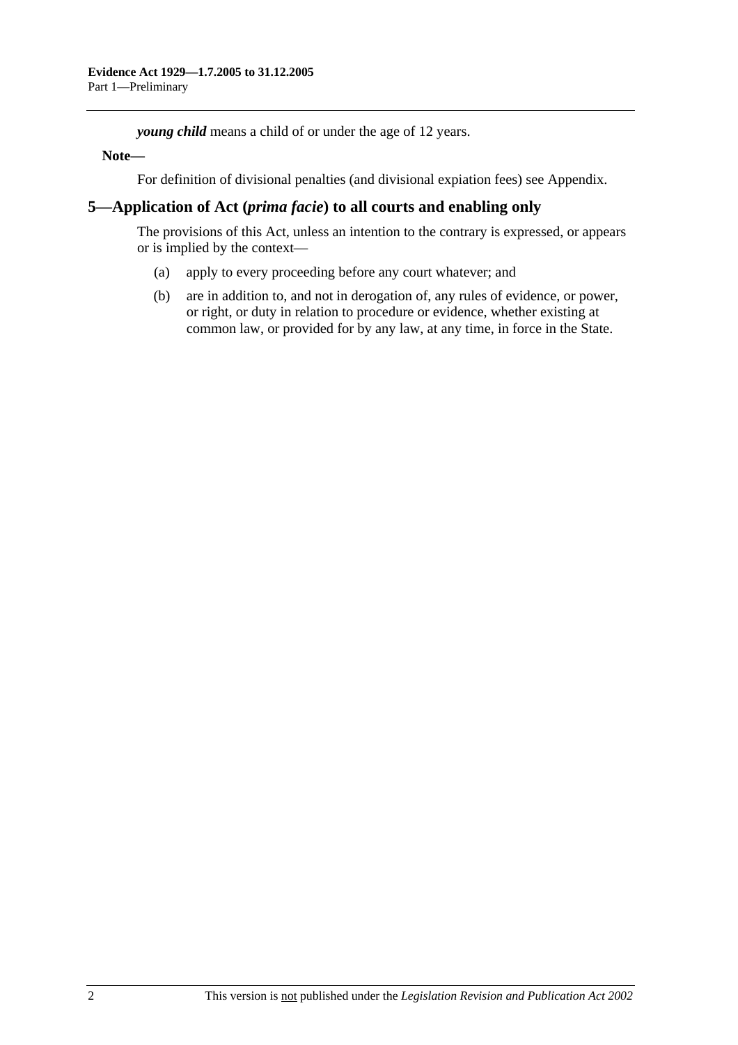***young child*** means a child of or under the age of 12 years.

**Note—**

For definition of divisional penalties (and divisional expiation fees) see Appendix.

## 5—Application of Act (*prima facie*) to all courts and enabling only

The provisions of this Act, unless an intention to the contrary is expressed, or appears or is implied by the context—

- (a) apply to every proceeding before any court whatever; and
- (b) are in addition to, and not in derogation of, any rules of evidence, or power, or right, or duty in relation to procedure or evidence, whether existing at common law, or provided for by any law, at any time, in force in the State.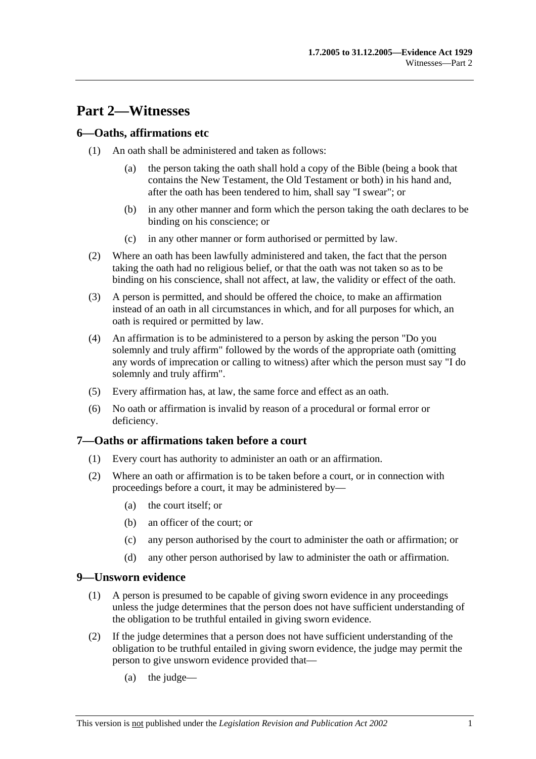# Part 2—Witnesses

## 6—Oaths, affirmations etc

(1) An oath shall be administered and taken as follows:

(a) the person taking the oath shall hold a copy of the Bible (being a book that contains the New Testament, the Old Testament or both) in his hand and, after the oath has been tendered to him, shall say "I swear"; or

(b) in any other manner and form which the person taking the oath declares to be binding on his conscience; or

(c) in any other manner or form authorised or permitted by law.

(2) Where an oath has been lawfully administered and taken, the fact that the person taking the oath had no religious belief, or that the oath was not taken so as to be binding on his conscience, shall not affect, at law, the validity or effect of the oath.

(3) A person is permitted, and should be offered the choice, to make an affirmation instead of an oath in all circumstances in which, and for all purposes for which, an oath is required or permitted by law.

(4) An affirmation is to be administered to a person by asking the person "Do you solemnly and truly affirm" followed by the words of the appropriate oath (omitting any words of imprecation or calling to witness) after which the person must say "I do solemnly and truly affirm".

(5) Every affirmation has, at law, the same force and effect as an oath.

(6) No oath or affirmation is invalid by reason of a procedural or formal error or deficiency.

## 7—Oaths or affirmations taken before a court

(1) Every court has authority to administer an oath or an affirmation.

(2) Where an oath or affirmation is to be taken before a court, or in connection with proceedings before a court, it may be administered by—

(a) the court itself; or

(b) an officer of the court; or

(c) any person authorised by the court to administer the oath or affirmation; or

(d) any other person authorised by law to administer the oath or affirmation.

## 9—Unsworn evidence

(1) A person is presumed to be capable of giving sworn evidence in any proceedings unless the judge determines that the person does not have sufficient understanding of the obligation to be truthful entailed in giving sworn evidence.

(2) If the judge determines that a person does not have sufficient understanding of the obligation to be truthful entailed in giving sworn evidence, the judge may permit the person to give unsworn evidence provided that—

(a) the judge—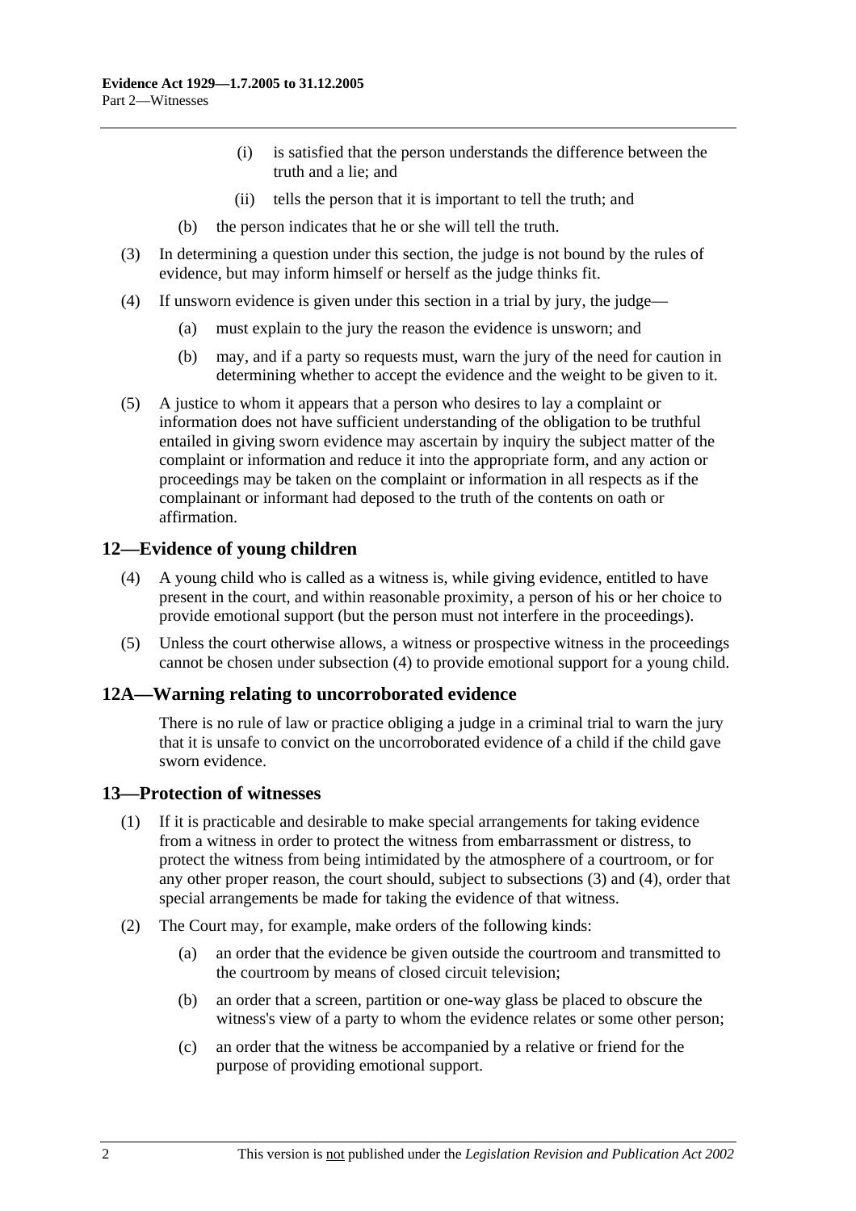(i) is satisfied that the person understands the difference between the truth and a lie; and

(ii) tells the person that it is important to tell the truth; and

(b) the person indicates that he or she will tell the truth.

(3) In determining a question under this section, the judge is not bound by the rules of evidence, but may inform himself or herself as the judge thinks fit.

(4) If unsworn evidence is given under this section in a trial by jury, the judge—

(a) must explain to the jury the reason the evidence is unsworn; and

(b) may, and if a party so requests must, warn the jury of the need for caution in determining whether to accept the evidence and the weight to be given to it.

(5) A justice to whom it appears that a person who desires to lay a complaint or information does not have sufficient understanding of the obligation to be truthful entailed in giving sworn evidence may ascertain by inquiry the subject matter of the complaint or information and reduce it into the appropriate form, and any action or proceedings may be taken on the complaint or information in all respects as if the complainant or informant had deposed to the truth of the contents on oath or affirmation.

## 12—Evidence of young children

(4) A young child who is called as a witness is, while giving evidence, entitled to have present in the court, and within reasonable proximity, a person of his or her choice to provide emotional support (but the person must not interfere in the proceedings).

(5) Unless the court otherwise allows, a witness or prospective witness in the proceedings cannot be chosen under subsection (4) to provide emotional support for a young child.

## 12A—Warning relating to uncorroborated evidence

There is no rule of law or practice obliging a judge in a criminal trial to warn the jury that it is unsafe to convict on the uncorroborated evidence of a child if the child gave sworn evidence.

## 13—Protection of witnesses

(1) If it is practicable and desirable to make special arrangements for taking evidence from a witness in order to protect the witness from embarrassment or distress, to protect the witness from being intimidated by the atmosphere of a courtroom, or for any other proper reason, the court should, subject to subsections (3) and (4), order that special arrangements be made for taking the evidence of that witness.

(2) The Court may, for example, make orders of the following kinds:

(a) an order that the evidence be given outside the courtroom and transmitted to the courtroom by means of closed circuit television;

(b) an order that a screen, partition or one-way glass be placed to obscure the witness's view of a party to whom the evidence relates or some other person;

(c) an order that the witness be accompanied by a relative or friend for the purpose of providing emotional support.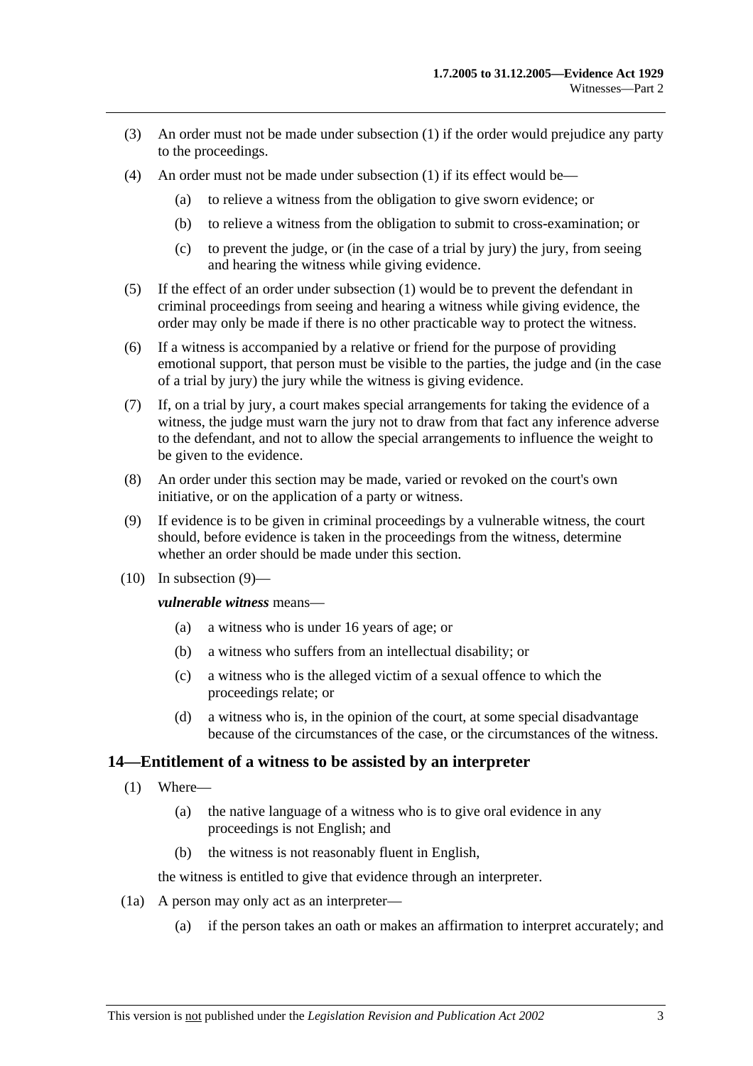(3) An order must not be made under subsection (1) if the order would prejudice any party to the proceedings.

(4) An order must not be made under subsection (1) if its effect would be—

  (a) to relieve a witness from the obligation to give sworn evidence; or

  (b) to relieve a witness from the obligation to submit to cross-examination; or

  (c) to prevent the judge, or (in the case of a trial by jury) the jury, from seeing and hearing the witness while giving evidence.

(5) If the effect of an order under subsection (1) would be to prevent the defendant in criminal proceedings from seeing and hearing a witness while giving evidence, the order may only be made if there is no other practicable way to protect the witness.

(6) If a witness is accompanied by a relative or friend for the purpose of providing emotional support, that person must be visible to the parties, the judge and (in the case of a trial by jury) the jury while the witness is giving evidence.

(7) If, on a trial by jury, a court makes special arrangements for taking the evidence of a witness, the judge must warn the jury not to draw from that fact any inference adverse to the defendant, and not to allow the special arrangements to influence the weight to be given to the evidence.

(8) An order under this section may be made, varied or revoked on the court's own initiative, or on the application of a party or witness.

(9) If evidence is to be given in criminal proceedings by a vulnerable witness, the court should, before evidence is taken in the proceedings from the witness, determine whether an order should be made under this section.

(10) In subsection (9)—

***vulnerable witness*** means—

  (a) a witness who is under 16 years of age; or

  (b) a witness who suffers from an intellectual disability; or

  (c) a witness who is the alleged victim of a sexual offence to which the proceedings relate; or

  (d) a witness who is, in the opinion of the court, at some special disadvantage because of the circumstances of the case, or the circumstances of the witness.

## 14—Entitlement of a witness to be assisted by an interpreter

(1) Where—

  (a) the native language of a witness who is to give oral evidence in any proceedings is not English; and

  (b) the witness is not reasonably fluent in English,

the witness is entitled to give that evidence through an interpreter.

(1a) A person may only act as an interpreter—

  (a) if the person takes an oath or makes an affirmation to interpret accurately; and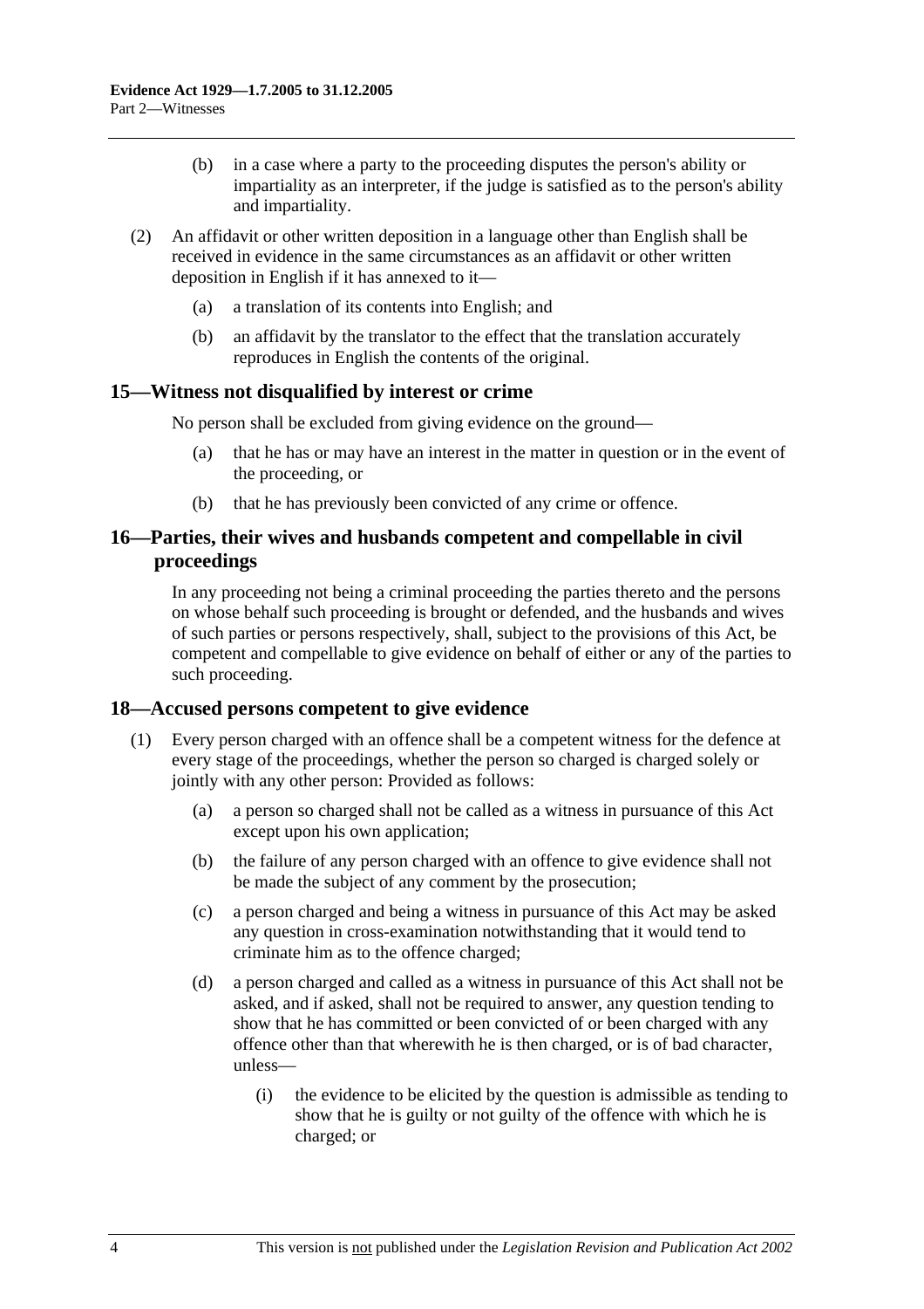(b) in a case where a party to the proceeding disputes the person's ability or impartiality as an interpreter, if the judge is satisfied as to the person's ability and impartiality.

(2) An affidavit or other written deposition in a language other than English shall be received in evidence in the same circumstances as an affidavit or other written deposition in English if it has annexed to it—

(a) a translation of its contents into English; and

(b) an affidavit by the translator to the effect that the translation accurately reproduces in English the contents of the original.

## 15—Witness not disqualified by interest or crime

No person shall be excluded from giving evidence on the ground—

(a) that he has or may have an interest in the matter in question or in the event of the proceeding, or

(b) that he has previously been convicted of any crime or offence.

## 16—Parties, their wives and husbands competent and compellable in civil proceedings

In any proceeding not being a criminal proceeding the parties thereto and the persons on whose behalf such proceeding is brought or defended, and the husbands and wives of such parties or persons respectively, shall, subject to the provisions of this Act, be competent and compellable to give evidence on behalf of either or any of the parties to such proceeding.

## 18—Accused persons competent to give evidence

(1) Every person charged with an offence shall be a competent witness for the defence at every stage of the proceedings, whether the person so charged is charged solely or jointly with any other person: Provided as follows:

(a) a person so charged shall not be called as a witness in pursuance of this Act except upon his own application;

(b) the failure of any person charged with an offence to give evidence shall not be made the subject of any comment by the prosecution;

(c) a person charged and being a witness in pursuance of this Act may be asked any question in cross-examination notwithstanding that it would tend to criminate him as to the offence charged;

(d) a person charged and called as a witness in pursuance of this Act shall not be asked, and if asked, shall not be required to answer, any question tending to show that he has committed or been convicted of or been charged with any offence other than that wherewith he is then charged, or is of bad character, unless—

(i) the evidence to be elicited by the question is admissible as tending to show that he is guilty or not guilty of the offence with which he is charged; or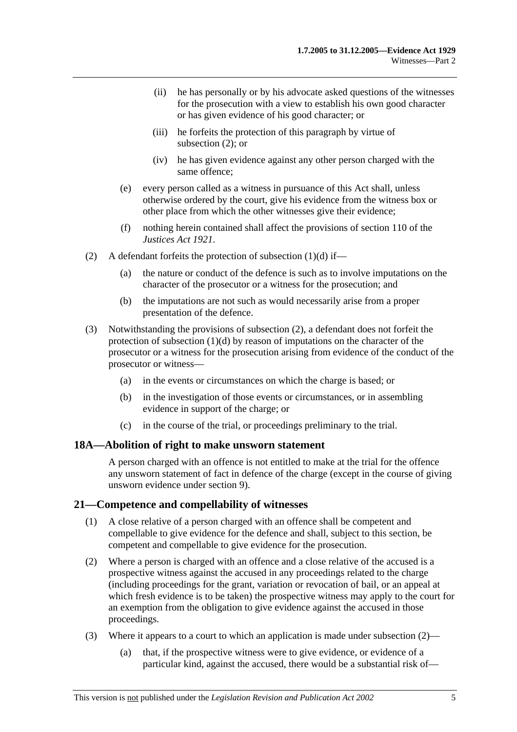(ii) he has personally or by his advocate asked questions of the witnesses for the prosecution with a view to establish his own good character or has given evidence of his good character; or

(iii) he forfeits the protection of this paragraph by virtue of subsection (2); or

(iv) he has given evidence against any other person charged with the same offence;

(e) every person called as a witness in pursuance of this Act shall, unless otherwise ordered by the court, give his evidence from the witness box or other place from which the other witnesses give their evidence;

(f) nothing herein contained shall affect the provisions of section 110 of the *Justices Act 1921*.

(2) A defendant forfeits the protection of subsection (1)(d) if—

(a) the nature or conduct of the defence is such as to involve imputations on the character of the prosecutor or a witness for the prosecution; and

(b) the imputations are not such as would necessarily arise from a proper presentation of the defence.

(3) Notwithstanding the provisions of subsection (2), a defendant does not forfeit the protection of subsection (1)(d) by reason of imputations on the character of the prosecutor or a witness for the prosecution arising from evidence of the conduct of the prosecutor or witness—

(a) in the events or circumstances on which the charge is based; or

(b) in the investigation of those events or circumstances, or in assembling evidence in support of the charge; or

(c) in the course of the trial, or proceedings preliminary to the trial.

## 18A—Abolition of right to make unsworn statement

A person charged with an offence is not entitled to make at the trial for the offence any unsworn statement of fact in defence of the charge (except in the course of giving unsworn evidence under section 9).

## 21—Competence and compellability of witnesses

(1) A close relative of a person charged with an offence shall be competent and compellable to give evidence for the defence and shall, subject to this section, be competent and compellable to give evidence for the prosecution.

(2) Where a person is charged with an offence and a close relative of the accused is a prospective witness against the accused in any proceedings related to the charge (including proceedings for the grant, variation or revocation of bail, or an appeal at which fresh evidence is to be taken) the prospective witness may apply to the court for an exemption from the obligation to give evidence against the accused in those proceedings.

(3) Where it appears to a court to which an application is made under subsection (2)—

(a) that, if the prospective witness were to give evidence, or evidence of a particular kind, against the accused, there would be a substantial risk of—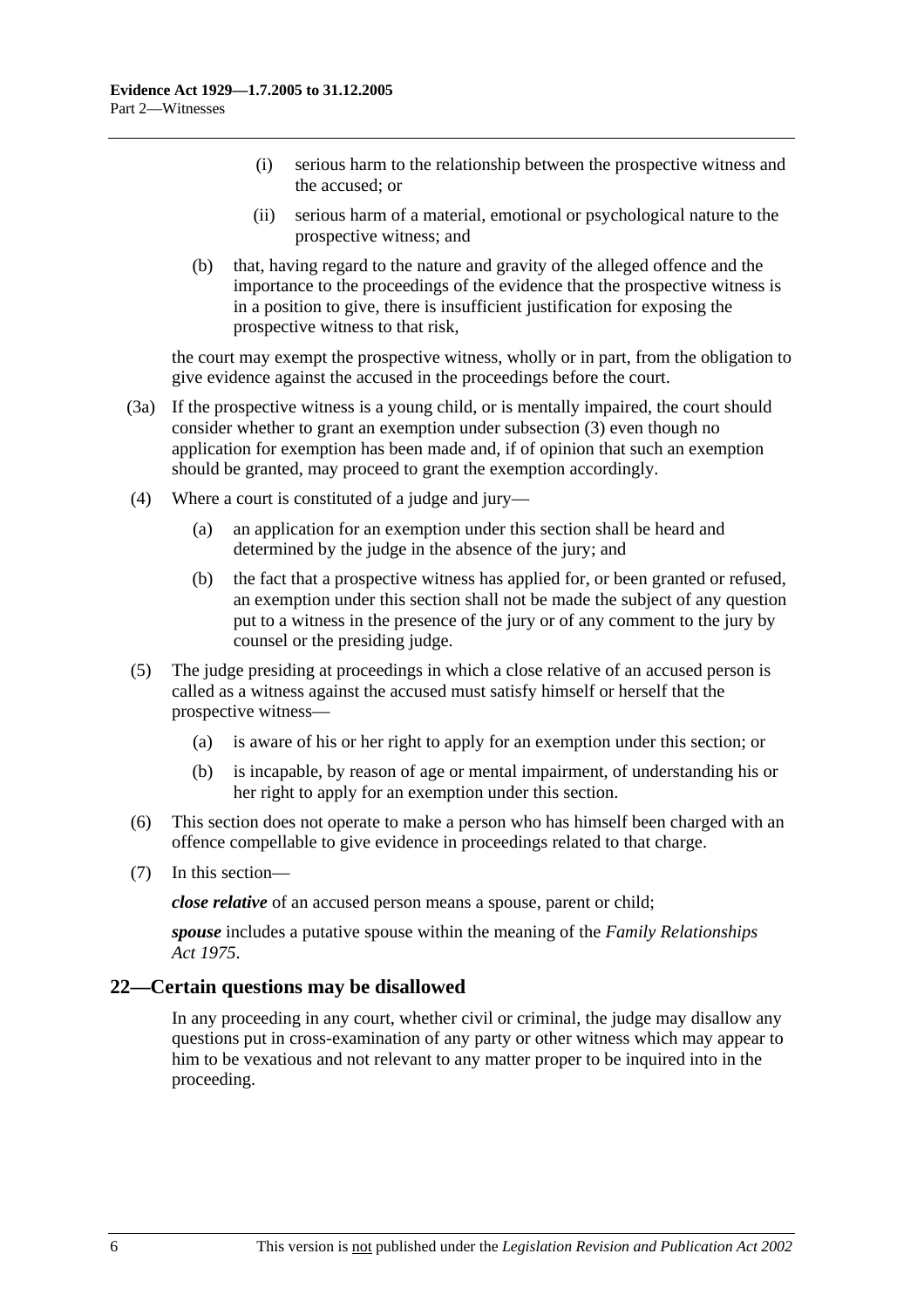(i) serious harm to the relationship between the prospective witness and the accused; or

(ii) serious harm of a material, emotional or psychological nature to the prospective witness; and

(b) that, having regard to the nature and gravity of the alleged offence and the importance to the proceedings of the evidence that the prospective witness is in a position to give, there is insufficient justification for exposing the prospective witness to that risk,

the court may exempt the prospective witness, wholly or in part, from the obligation to give evidence against the accused in the proceedings before the court.

(3a) If the prospective witness is a young child, or is mentally impaired, the court should consider whether to grant an exemption under subsection (3) even though no application for exemption has been made and, if of opinion that such an exemption should be granted, may proceed to grant the exemption accordingly.

(4) Where a court is constituted of a judge and jury—

(a) an application for an exemption under this section shall be heard and determined by the judge in the absence of the jury; and

(b) the fact that a prospective witness has applied for, or been granted or refused, an exemption under this section shall not be made the subject of any question put to a witness in the presence of the jury or of any comment to the jury by counsel or the presiding judge.

(5) The judge presiding at proceedings in which a close relative of an accused person is called as a witness against the accused must satisfy himself or herself that the prospective witness—

(a) is aware of his or her right to apply for an exemption under this section; or

(b) is incapable, by reason of age or mental impairment, of understanding his or her right to apply for an exemption under this section.

(6) This section does not operate to make a person who has himself been charged with an offence compellable to give evidence in proceedings related to that charge.

(7) In this section—

***close relative*** of an accused person means a spouse, parent or child;

***spouse*** includes a putative spouse within the meaning of the *Family Relationships Act 1975*.

## 22—Certain questions may be disallowed

In any proceeding in any court, whether civil or criminal, the judge may disallow any questions put in cross-examination of any party or other witness which may appear to him to be vexatious and not relevant to any matter proper to be inquired into in the proceeding.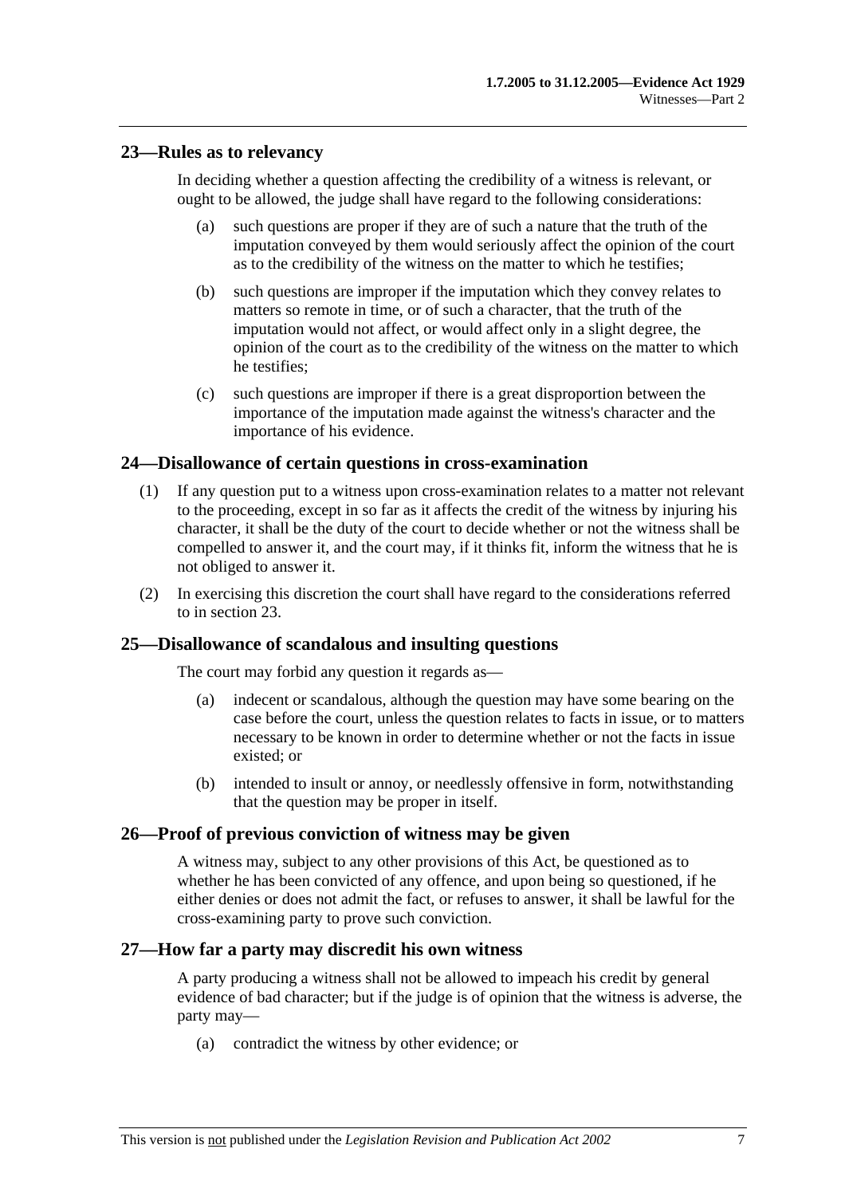## 23—Rules as to relevancy

In deciding whether a question affecting the credibility of a witness is relevant, or ought to be allowed, the judge shall have regard to the following considerations:

(a) such questions are proper if they are of such a nature that the truth of the imputation conveyed by them would seriously affect the opinion of the court as to the credibility of the witness on the matter to which he testifies;

(b) such questions are improper if the imputation which they convey relates to matters so remote in time, or of such a character, that the truth of the imputation would not affect, or would affect only in a slight degree, the opinion of the court as to the credibility of the witness on the matter to which he testifies;

(c) such questions are improper if there is a great disproportion between the importance of the imputation made against the witness's character and the importance of his evidence.

## 24—Disallowance of certain questions in cross-examination

(1) If any question put to a witness upon cross-examination relates to a matter not relevant to the proceeding, except in so far as it affects the credit of the witness by injuring his character, it shall be the duty of the court to decide whether or not the witness shall be compelled to answer it, and the court may, if it thinks fit, inform the witness that he is not obliged to answer it.

(2) In exercising this discretion the court shall have regard to the considerations referred to in section 23.

## 25—Disallowance of scandalous and insulting questions

The court may forbid any question it regards as—

(a) indecent or scandalous, although the question may have some bearing on the case before the court, unless the question relates to facts in issue, or to matters necessary to be known in order to determine whether or not the facts in issue existed; or

(b) intended to insult or annoy, or needlessly offensive in form, notwithstanding that the question may be proper in itself.

## 26—Proof of previous conviction of witness may be given

A witness may, subject to any other provisions of this Act, be questioned as to whether he has been convicted of any offence, and upon being so questioned, if he either denies or does not admit the fact, or refuses to answer, it shall be lawful for the cross-examining party to prove such conviction.

## 27—How far a party may discredit his own witness

A party producing a witness shall not be allowed to impeach his credit by general evidence of bad character; but if the judge is of opinion that the witness is adverse, the party may—

(a) contradict the witness by other evidence; or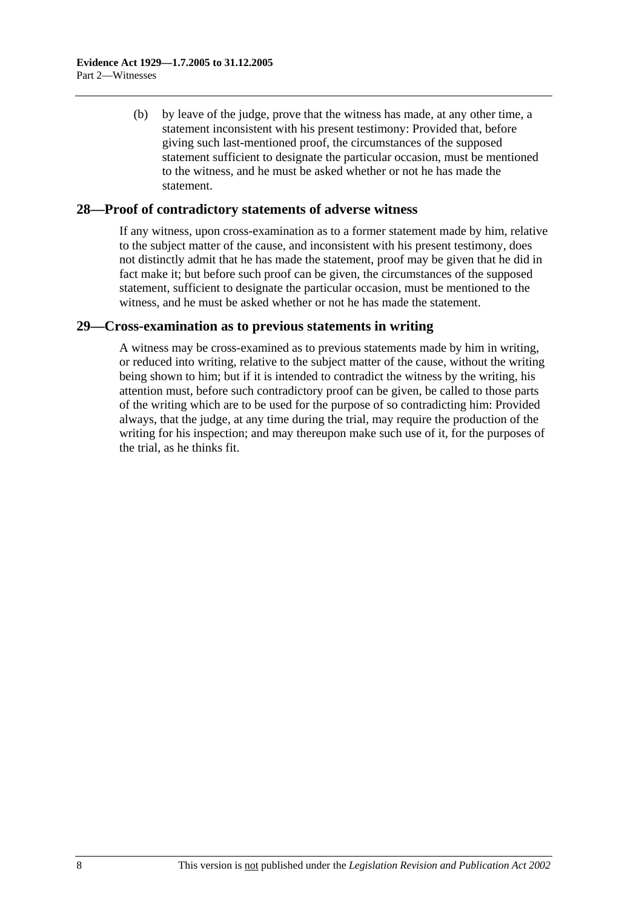(b) by leave of the judge, prove that the witness has made, at any other time, a statement inconsistent with his present testimony: Provided that, before giving such last-mentioned proof, the circumstances of the supposed statement sufficient to designate the particular occasion, must be mentioned to the witness, and he must be asked whether or not he has made the statement.

## 28—Proof of contradictory statements of adverse witness

If any witness, upon cross-examination as to a former statement made by him, relative to the subject matter of the cause, and inconsistent with his present testimony, does not distinctly admit that he has made the statement, proof may be given that he did in fact make it; but before such proof can be given, the circumstances of the supposed statement, sufficient to designate the particular occasion, must be mentioned to the witness, and he must be asked whether or not he has made the statement.

## 29—Cross-examination as to previous statements in writing

A witness may be cross-examined as to previous statements made by him in writing, or reduced into writing, relative to the subject matter of the cause, without the writing being shown to him; but if it is intended to contradict the witness by the writing, his attention must, before such contradictory proof can be given, be called to those parts of the writing which are to be used for the purpose of so contradicting him: Provided always, that the judge, at any time during the trial, may require the production of the writing for his inspection; and may thereupon make such use of it, for the purposes of the trial, as he thinks fit.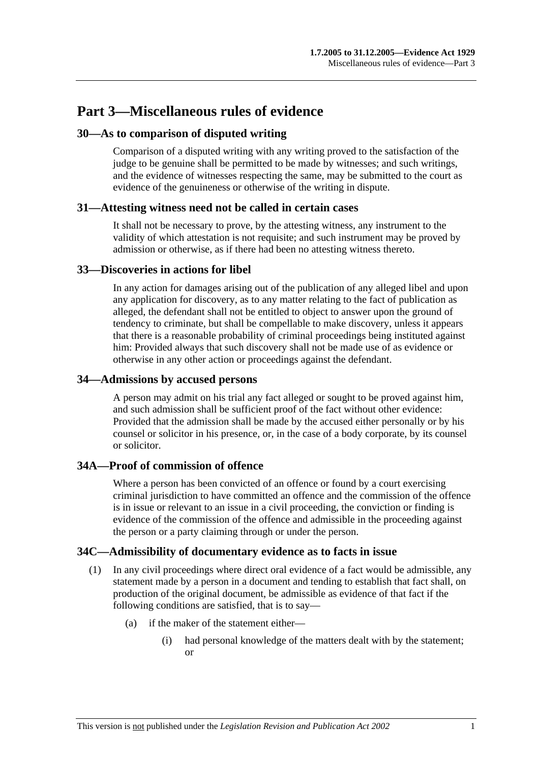# Part 3—Miscellaneous rules of evidence

## 30—As to comparison of disputed writing

Comparison of a disputed writing with any writing proved to the satisfaction of the judge to be genuine shall be permitted to be made by witnesses; and such writings, and the evidence of witnesses respecting the same, may be submitted to the court as evidence of the genuineness or otherwise of the writing in dispute.

## 31—Attesting witness need not be called in certain cases

It shall not be necessary to prove, by the attesting witness, any instrument to the validity of which attestation is not requisite; and such instrument may be proved by admission or otherwise, as if there had been no attesting witness thereto.

## 33—Discoveries in actions for libel

In any action for damages arising out of the publication of any alleged libel and upon any application for discovery, as to any matter relating to the fact of publication as alleged, the defendant shall not be entitled to object to answer upon the ground of tendency to criminate, but shall be compellable to make discovery, unless it appears that there is a reasonable probability of criminal proceedings being instituted against him: Provided always that such discovery shall not be made use of as evidence or otherwise in any other action or proceedings against the defendant.

## 34—Admissions by accused persons

A person may admit on his trial any fact alleged or sought to be proved against him, and such admission shall be sufficient proof of the fact without other evidence: Provided that the admission shall be made by the accused either personally or by his counsel or solicitor in his presence, or, in the case of a body corporate, by its counsel or solicitor.

## 34A—Proof of commission of offence

Where a person has been convicted of an offence or found by a court exercising criminal jurisdiction to have committed an offence and the commission of the offence is in issue or relevant to an issue in a civil proceeding, the conviction or finding is evidence of the commission of the offence and admissible in the proceeding against the person or a party claiming through or under the person.

## 34C—Admissibility of documentary evidence as to facts in issue

(1) In any civil proceedings where direct oral evidence of a fact would be admissible, any statement made by a person in a document and tending to establish that fact shall, on production of the original document, be admissible as evidence of that fact if the following conditions are satisfied, that is to say—

(a) if the maker of the statement either—

(i) had personal knowledge of the matters dealt with by the statement; or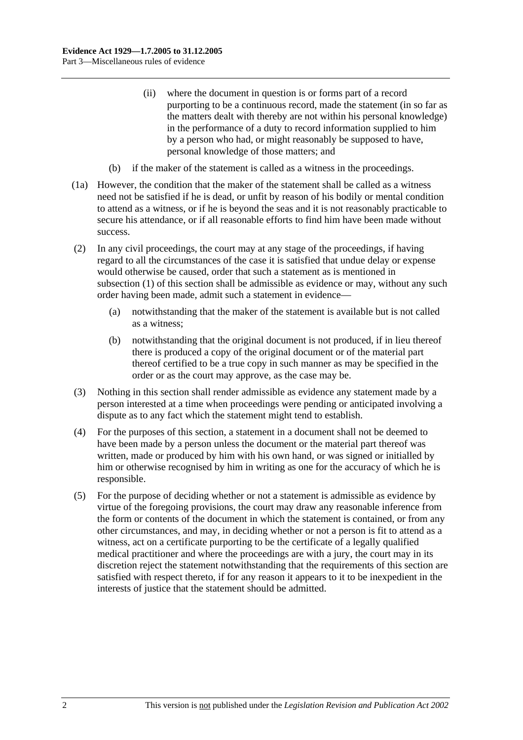(ii) where the document in question is or forms part of a record purporting to be a continuous record, made the statement (in so far as the matters dealt with thereby are not within his personal knowledge) in the performance of a duty to record information supplied to him by a person who had, or might reasonably be supposed to have, personal knowledge of those matters; and

(b) if the maker of the statement is called as a witness in the proceedings.

(1a) However, the condition that the maker of the statement shall be called as a witness need not be satisfied if he is dead, or unfit by reason of his bodily or mental condition to attend as a witness, or if he is beyond the seas and it is not reasonably practicable to secure his attendance, or if all reasonable efforts to find him have been made without success.

(2) In any civil proceedings, the court may at any stage of the proceedings, if having regard to all the circumstances of the case it is satisfied that undue delay or expense would otherwise be caused, order that such a statement as is mentioned in subsection (1) of this section shall be admissible as evidence or may, without any such order having been made, admit such a statement in evidence—

(a) notwithstanding that the maker of the statement is available but is not called as a witness;

(b) notwithstanding that the original document is not produced, if in lieu thereof there is produced a copy of the original document or of the material part thereof certified to be a true copy in such manner as may be specified in the order or as the court may approve, as the case may be.

(3) Nothing in this section shall render admissible as evidence any statement made by a person interested at a time when proceedings were pending or anticipated involving a dispute as to any fact which the statement might tend to establish.

(4) For the purposes of this section, a statement in a document shall not be deemed to have been made by a person unless the document or the material part thereof was written, made or produced by him with his own hand, or was signed or initialled by him or otherwise recognised by him in writing as one for the accuracy of which he is responsible.

(5) For the purpose of deciding whether or not a statement is admissible as evidence by virtue of the foregoing provisions, the court may draw any reasonable inference from the form or contents of the document in which the statement is contained, or from any other circumstances, and may, in deciding whether or not a person is fit to attend as a witness, act on a certificate purporting to be the certificate of a legally qualified medical practitioner and where the proceedings are with a jury, the court may in its discretion reject the statement notwithstanding that the requirements of this section are satisfied with respect thereto, if for any reason it appears to it to be inexpedient in the interests of justice that the statement should be admitted.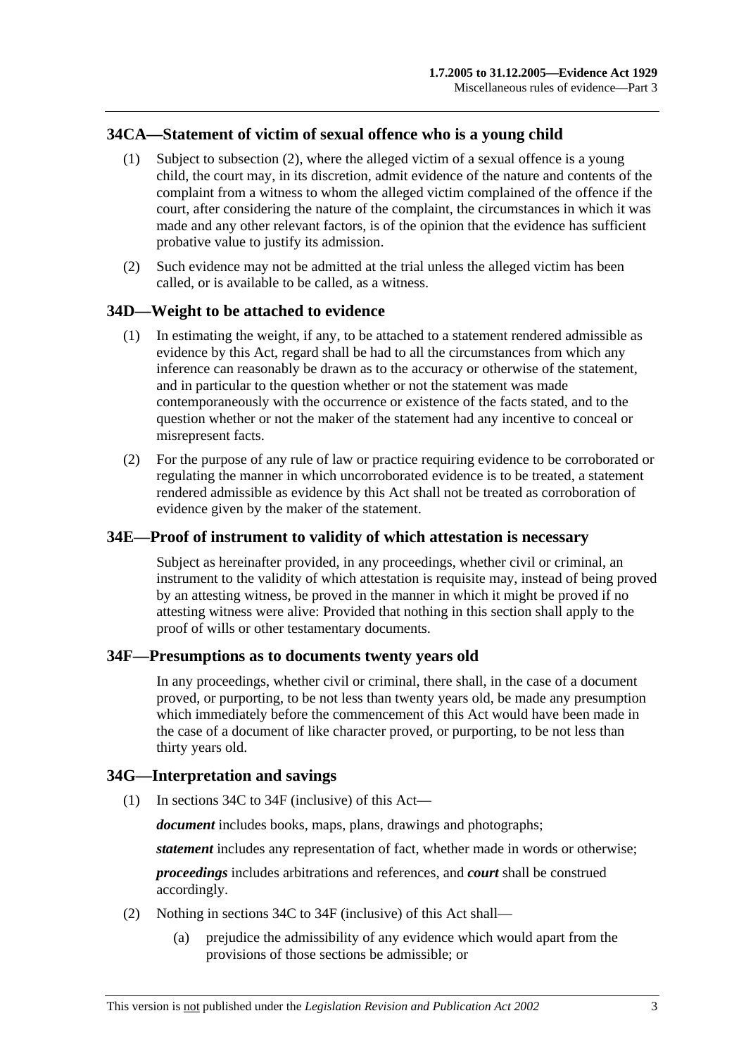## 34CA—Statement of victim of sexual offence who is a young child

(1) Subject to subsection (2), where the alleged victim of a sexual offence is a young child, the court may, in its discretion, admit evidence of the nature and contents of the complaint from a witness to whom the alleged victim complained of the offence if the court, after considering the nature of the complaint, the circumstances in which it was made and any other relevant factors, is of the opinion that the evidence has sufficient probative value to justify its admission.

(2) Such evidence may not be admitted at the trial unless the alleged victim has been called, or is available to be called, as a witness.

## 34D—Weight to be attached to evidence

(1) In estimating the weight, if any, to be attached to a statement rendered admissible as evidence by this Act, regard shall be had to all the circumstances from which any inference can reasonably be drawn as to the accuracy or otherwise of the statement, and in particular to the question whether or not the statement was made contemporaneously with the occurrence or existence of the facts stated, and to the question whether or not the maker of the statement had any incentive to conceal or misrepresent facts.

(2) For the purpose of any rule of law or practice requiring evidence to be corroborated or regulating the manner in which uncorroborated evidence is to be treated, a statement rendered admissible as evidence by this Act shall not be treated as corroboration of evidence given by the maker of the statement.

## 34E—Proof of instrument to validity of which attestation is necessary

Subject as hereinafter provided, in any proceedings, whether civil or criminal, an instrument to the validity of which attestation is requisite may, instead of being proved by an attesting witness, be proved in the manner in which it might be proved if no attesting witness were alive: Provided that nothing in this section shall apply to the proof of wills or other testamentary documents.

## 34F—Presumptions as to documents twenty years old

In any proceedings, whether civil or criminal, there shall, in the case of a document proved, or purporting, to be not less than twenty years old, be made any presumption which immediately before the commencement of this Act would have been made in the case of a document of like character proved, or purporting, to be not less than thirty years old.

## 34G—Interpretation and savings

(1) In sections 34C to 34F (inclusive) of this Act—

***document*** includes books, maps, plans, drawings and photographs;

***statement*** includes any representation of fact, whether made in words or otherwise;

***proceedings*** includes arbitrations and references, and ***court*** shall be construed accordingly.

(2) Nothing in sections 34C to 34F (inclusive) of this Act shall—

(a) prejudice the admissibility of any evidence which would apart from the provisions of those sections be admissible; or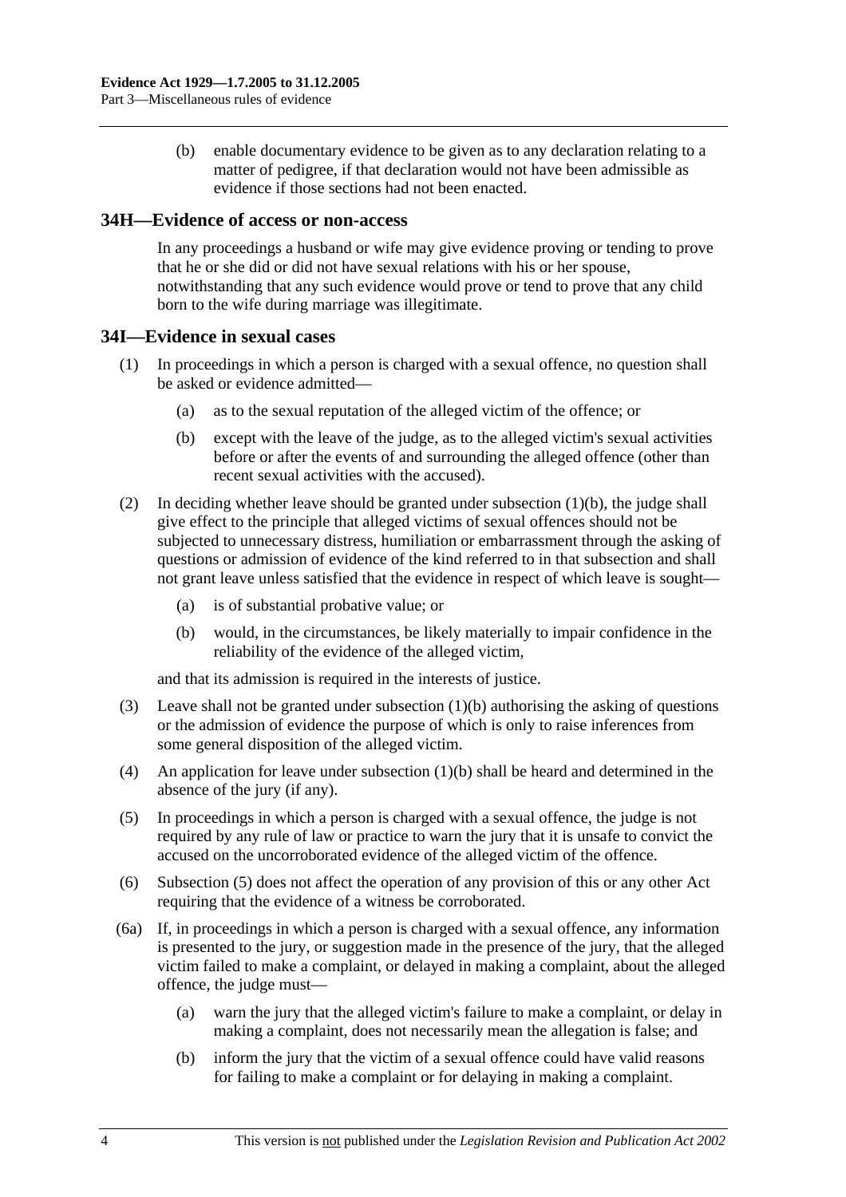(b) enable documentary evidence to be given as to any declaration relating to a matter of pedigree, if that declaration would not have been admissible as evidence if those sections had not been enacted.

## 34H—Evidence of access or non-access

In any proceedings a husband or wife may give evidence proving or tending to prove that he or she did or did not have sexual relations with his or her spouse, notwithstanding that any such evidence would prove or tend to prove that any child born to the wife during marriage was illegitimate.

## 34I—Evidence in sexual cases

(1) In proceedings in which a person is charged with a sexual offence, no question shall be asked or evidence admitted—

(a) as to the sexual reputation of the alleged victim of the offence; or

(b) except with the leave of the judge, as to the alleged victim's sexual activities before or after the events of and surrounding the alleged offence (other than recent sexual activities with the accused).

(2) In deciding whether leave should be granted under subsection (1)(b), the judge shall give effect to the principle that alleged victims of sexual offences should not be subjected to unnecessary distress, humiliation or embarrassment through the asking of questions or admission of evidence of the kind referred to in that subsection and shall not grant leave unless satisfied that the evidence in respect of which leave is sought—

(a) is of substantial probative value; or

(b) would, in the circumstances, be likely materially to impair confidence in the reliability of the evidence of the alleged victim,

and that its admission is required in the interests of justice.

(3) Leave shall not be granted under subsection (1)(b) authorising the asking of questions or the admission of evidence the purpose of which is only to raise inferences from some general disposition of the alleged victim.

(4) An application for leave under subsection (1)(b) shall be heard and determined in the absence of the jury (if any).

(5) In proceedings in which a person is charged with a sexual offence, the judge is not required by any rule of law or practice to warn the jury that it is unsafe to convict the accused on the uncorroborated evidence of the alleged victim of the offence.

(6) Subsection (5) does not affect the operation of any provision of this or any other Act requiring that the evidence of a witness be corroborated.

(6a) If, in proceedings in which a person is charged with a sexual offence, any information is presented to the jury, or suggestion made in the presence of the jury, that the alleged victim failed to make a complaint, or delayed in making a complaint, about the alleged offence, the judge must—

(a) warn the jury that the alleged victim's failure to make a complaint, or delay in making a complaint, does not necessarily mean the allegation is false; and

(b) inform the jury that the victim of a sexual offence could have valid reasons for failing to make a complaint or for delaying in making a complaint.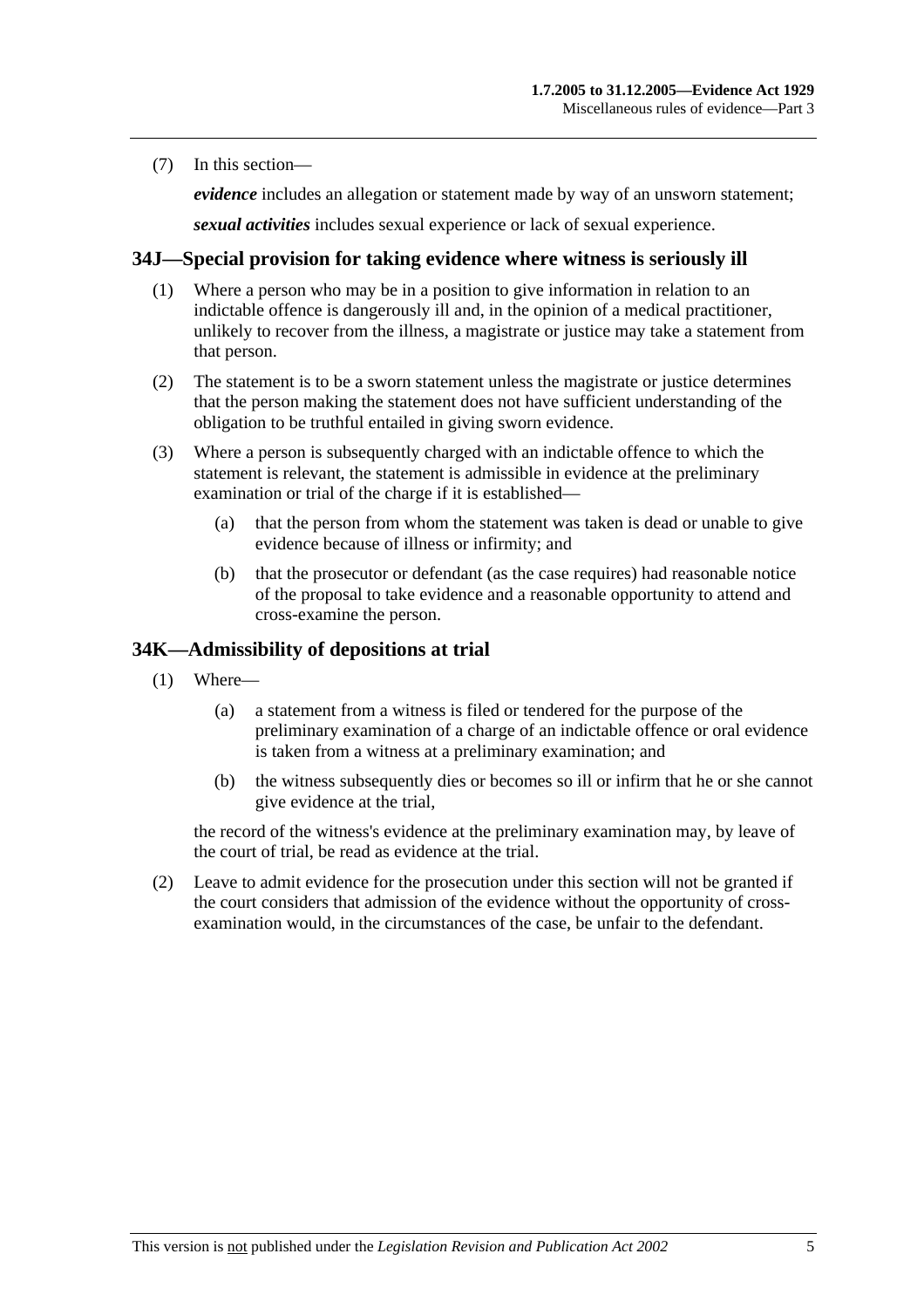(7) In this section—

***evidence*** includes an allegation or statement made by way of an unsworn statement;

***sexual activities*** includes sexual experience or lack of sexual experience.

## 34J—Special provision for taking evidence where witness is seriously ill

(1) Where a person who may be in a position to give information in relation to an indictable offence is dangerously ill and, in the opinion of a medical practitioner, unlikely to recover from the illness, a magistrate or justice may take a statement from that person.

(2) The statement is to be a sworn statement unless the magistrate or justice determines that the person making the statement does not have sufficient understanding of the obligation to be truthful entailed in giving sworn evidence.

(3) Where a person is subsequently charged with an indictable offence to which the statement is relevant, the statement is admissible in evidence at the preliminary examination or trial of the charge if it is established—

(a) that the person from whom the statement was taken is dead or unable to give evidence because of illness or infirmity; and

(b) that the prosecutor or defendant (as the case requires) had reasonable notice of the proposal to take evidence and a reasonable opportunity to attend and cross-examine the person.

## 34K—Admissibility of depositions at trial

(1) Where—

(a) a statement from a witness is filed or tendered for the purpose of the preliminary examination of a charge of an indictable offence or oral evidence is taken from a witness at a preliminary examination; and

(b) the witness subsequently dies or becomes so ill or infirm that he or she cannot give evidence at the trial,

the record of the witness's evidence at the preliminary examination may, by leave of the court of trial, be read as evidence at the trial.

(2) Leave to admit evidence for the prosecution under this section will not be granted if the court considers that admission of the evidence without the opportunity of cross-examination would, in the circumstances of the case, be unfair to the defendant.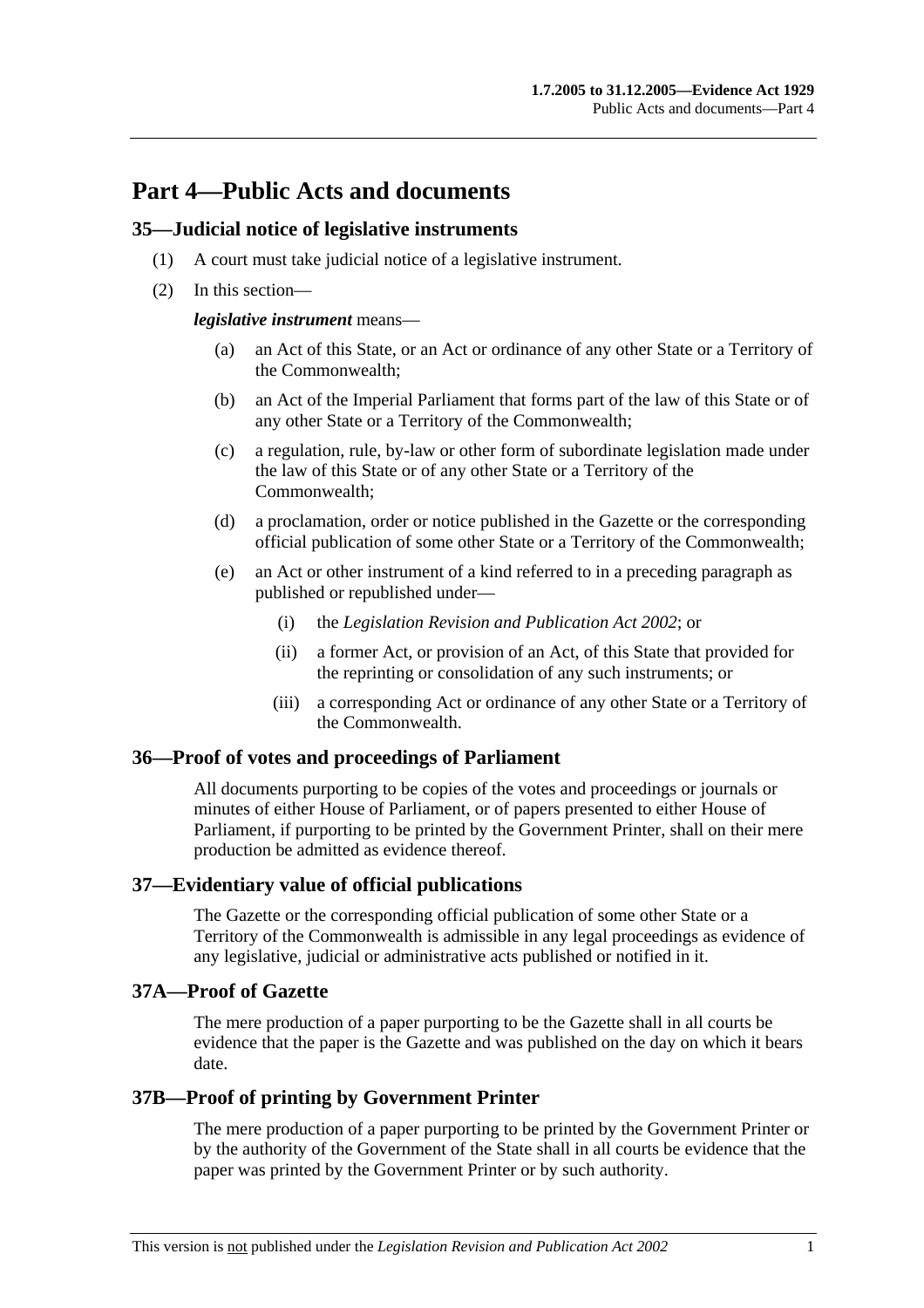# Part 4—Public Acts and documents

## 35—Judicial notice of legislative instruments

(1) A court must take judicial notice of a legislative instrument.

(2) In this section—

***legislative instrument*** means—

(a) an Act of this State, or an Act or ordinance of any other State or a Territory of the Commonwealth;

(b) an Act of the Imperial Parliament that forms part of the law of this State or of any other State or a Territory of the Commonwealth;

(c) a regulation, rule, by-law or other form of subordinate legislation made under the law of this State or of any other State or a Territory of the Commonwealth;

(d) a proclamation, order or notice published in the Gazette or the corresponding official publication of some other State or a Territory of the Commonwealth;

(e) an Act or other instrument of a kind referred to in a preceding paragraph as published or republished under—

(i) the *Legislation Revision and Publication Act 2002*; or

(ii) a former Act, or provision of an Act, of this State that provided for the reprinting or consolidation of any such instruments; or

(iii) a corresponding Act or ordinance of any other State or a Territory of the Commonwealth.

## 36—Proof of votes and proceedings of Parliament

All documents purporting to be copies of the votes and proceedings or journals or minutes of either House of Parliament, or of papers presented to either House of Parliament, if purporting to be printed by the Government Printer, shall on their mere production be admitted as evidence thereof.

## 37—Evidentiary value of official publications

The Gazette or the corresponding official publication of some other State or a Territory of the Commonwealth is admissible in any legal proceedings as evidence of any legislative, judicial or administrative acts published or notified in it.

## 37A—Proof of Gazette

The mere production of a paper purporting to be the Gazette shall in all courts be evidence that the paper is the Gazette and was published on the day on which it bears date.

## 37B—Proof of printing by Government Printer

The mere production of a paper purporting to be printed by the Government Printer or by the authority of the Government of the State shall in all courts be evidence that the paper was printed by the Government Printer or by such authority.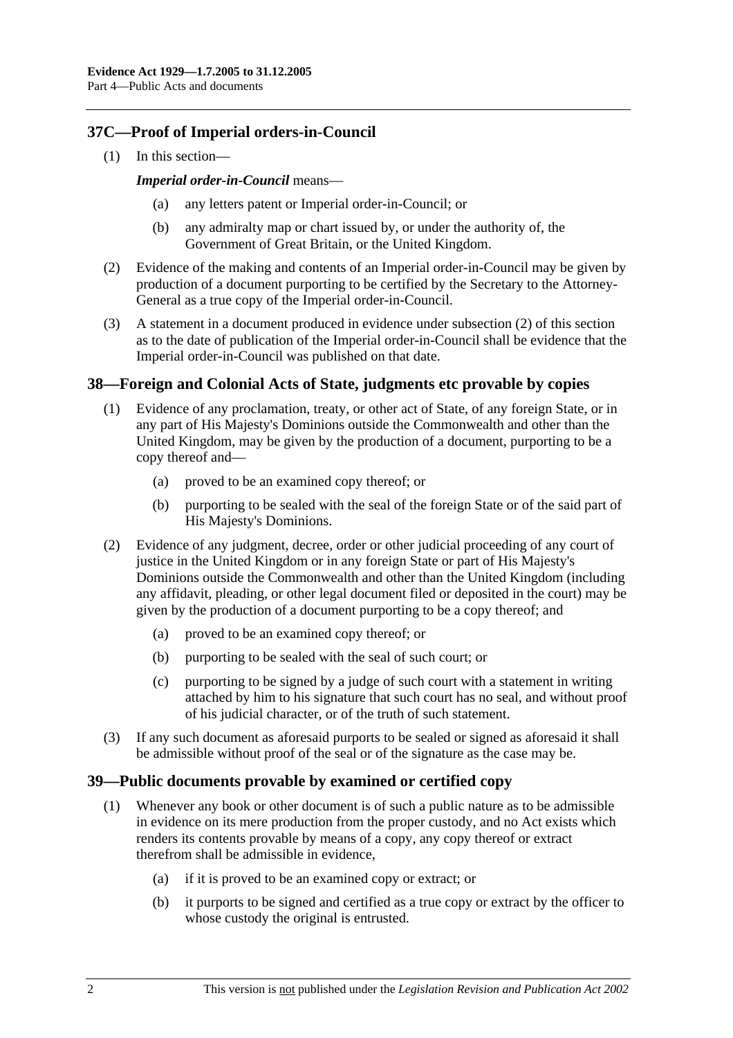## 37C—Proof of Imperial orders-in-Council

(1) In this section—

*Imperial order-in-Council* means—

(a) any letters patent or Imperial order-in-Council; or

(b) any admiralty map or chart issued by, or under the authority of, the Government of Great Britain, or the United Kingdom.

(2) Evidence of the making and contents of an Imperial order-in-Council may be given by production of a document purporting to be certified by the Secretary to the Attorney-General as a true copy of the Imperial order-in-Council.

(3) A statement in a document produced in evidence under subsection (2) of this section as to the date of publication of the Imperial order-in-Council shall be evidence that the Imperial order-in-Council was published on that date.

## 38—Foreign and Colonial Acts of State, judgments etc provable by copies

(1) Evidence of any proclamation, treaty, or other act of State, of any foreign State, or in any part of His Majesty's Dominions outside the Commonwealth and other than the United Kingdom, may be given by the production of a document, purporting to be a copy thereof and—

(a) proved to be an examined copy thereof; or

(b) purporting to be sealed with the seal of the foreign State or of the said part of His Majesty's Dominions.

(2) Evidence of any judgment, decree, order or other judicial proceeding of any court of justice in the United Kingdom or in any foreign State or part of His Majesty's Dominions outside the Commonwealth and other than the United Kingdom (including any affidavit, pleading, or other legal document filed or deposited in the court) may be given by the production of a document purporting to be a copy thereof; and

(a) proved to be an examined copy thereof; or

(b) purporting to be sealed with the seal of such court; or

(c) purporting to be signed by a judge of such court with a statement in writing attached by him to his signature that such court has no seal, and without proof of his judicial character, or of the truth of such statement.

(3) If any such document as aforesaid purports to be sealed or signed as aforesaid it shall be admissible without proof of the seal or of the signature as the case may be.

## 39—Public documents provable by examined or certified copy

(1) Whenever any book or other document is of such a public nature as to be admissible in evidence on its mere production from the proper custody, and no Act exists which renders its contents provable by means of a copy, any copy thereof or extract therefrom shall be admissible in evidence,

(a) if it is proved to be an examined copy or extract; or

(b) it purports to be signed and certified as a true copy or extract by the officer to whose custody the original is entrusted.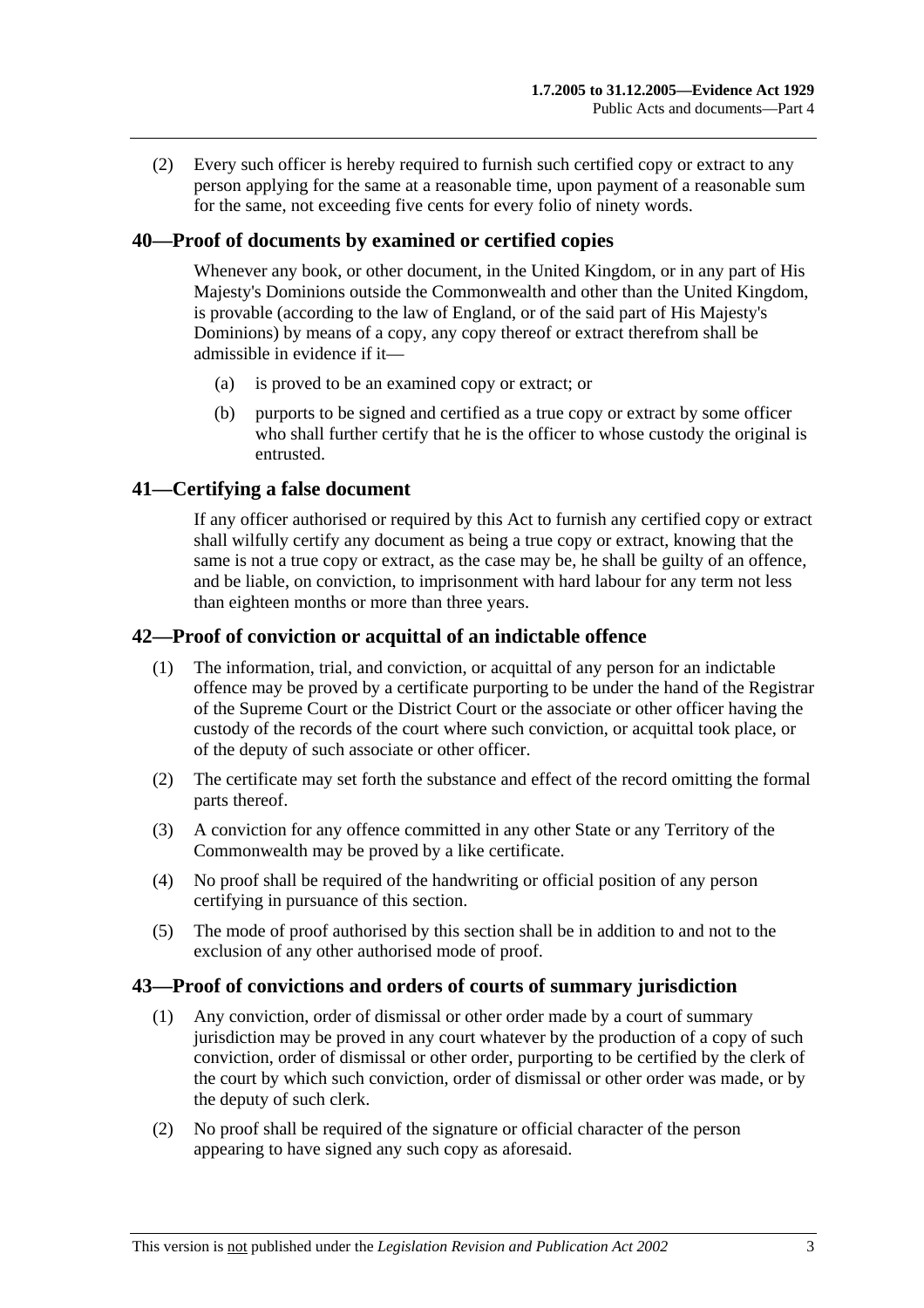(2) Every such officer is hereby required to furnish such certified copy or extract to any person applying for the same at a reasonable time, upon payment of a reasonable sum for the same, not exceeding five cents for every folio of ninety words.

## 40—Proof of documents by examined or certified copies

Whenever any book, or other document, in the United Kingdom, or in any part of His Majesty's Dominions outside the Commonwealth and other than the United Kingdom, is provable (according to the law of England, or of the said part of His Majesty's Dominions) by means of a copy, any copy thereof or extract therefrom shall be admissible in evidence if it—

(a) is proved to be an examined copy or extract; or

(b) purports to be signed and certified as a true copy or extract by some officer who shall further certify that he is the officer to whose custody the original is entrusted.

## 41—Certifying a false document

If any officer authorised or required by this Act to furnish any certified copy or extract shall wilfully certify any document as being a true copy or extract, knowing that the same is not a true copy or extract, as the case may be, he shall be guilty of an offence, and be liable, on conviction, to imprisonment with hard labour for any term not less than eighteen months or more than three years.

## 42—Proof of conviction or acquittal of an indictable offence

(1) The information, trial, and conviction, or acquittal of any person for an indictable offence may be proved by a certificate purporting to be under the hand of the Registrar of the Supreme Court or the District Court or the associate or other officer having the custody of the records of the court where such conviction, or acquittal took place, or of the deputy of such associate or other officer.

(2) The certificate may set forth the substance and effect of the record omitting the formal parts thereof.

(3) A conviction for any offence committed in any other State or any Territory of the Commonwealth may be proved by a like certificate.

(4) No proof shall be required of the handwriting or official position of any person certifying in pursuance of this section.

(5) The mode of proof authorised by this section shall be in addition to and not to the exclusion of any other authorised mode of proof.

## 43—Proof of convictions and orders of courts of summary jurisdiction

(1) Any conviction, order of dismissal or other order made by a court of summary jurisdiction may be proved in any court whatever by the production of a copy of such conviction, order of dismissal or other order, purporting to be certified by the clerk of the court by which such conviction, order of dismissal or other order was made, or by the deputy of such clerk.

(2) No proof shall be required of the signature or official character of the person appearing to have signed any such copy as aforesaid.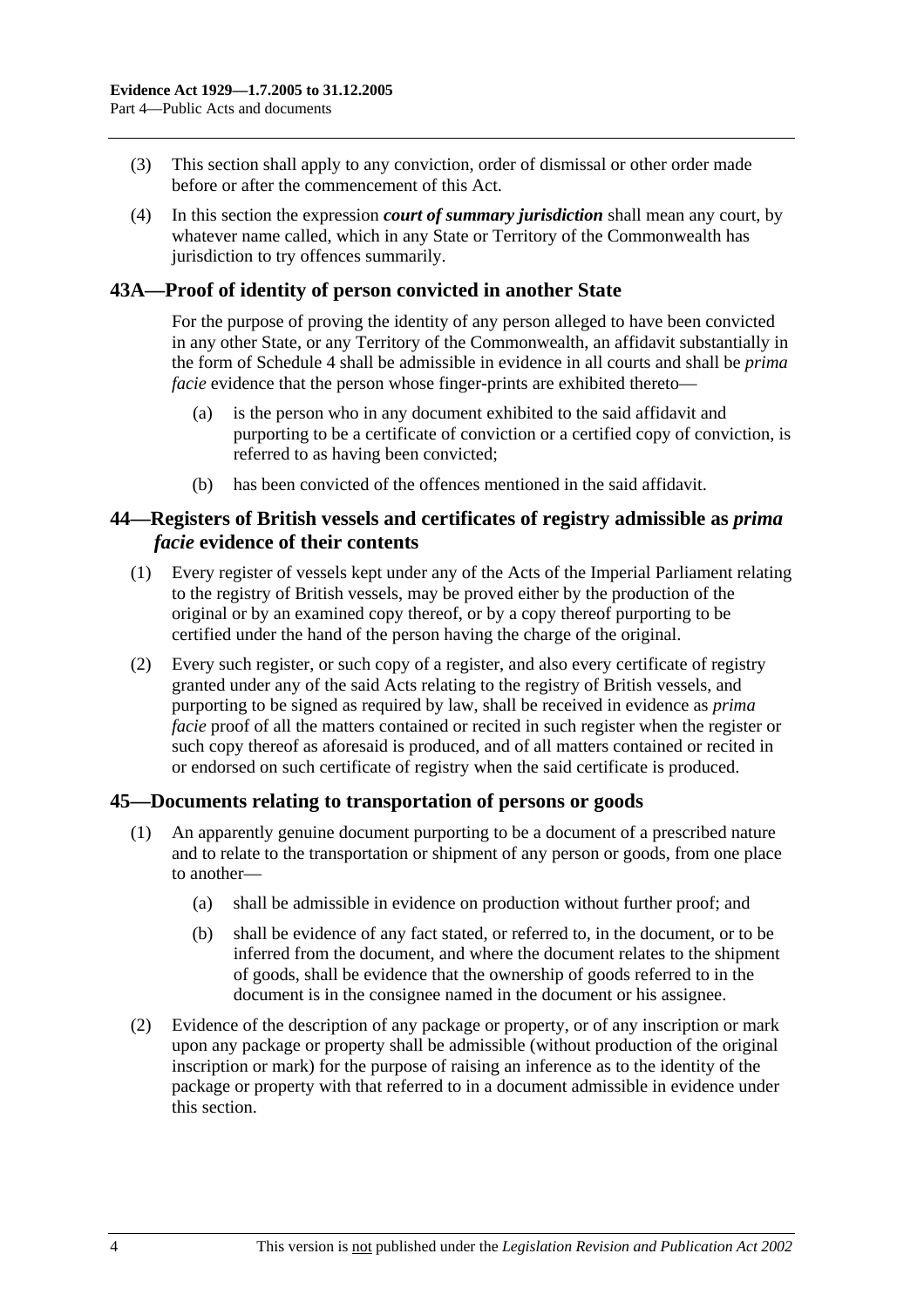(3) This section shall apply to any conviction, order of dismissal or other order made before or after the commencement of this Act.

(4) In this section the expression ***court of summary jurisdiction*** shall mean any court, by whatever name called, which in any State or Territory of the Commonwealth has jurisdiction to try offences summarily.

## 43A—Proof of identity of person convicted in another State

For the purpose of proving the identity of any person alleged to have been convicted in any other State, or any Territory of the Commonwealth, an affidavit substantially in the form of Schedule 4 shall be admissible in evidence in all courts and shall be *prima facie* evidence that the person whose finger-prints are exhibited thereto—

(a) is the person who in any document exhibited to the said affidavit and purporting to be a certificate of conviction or a certified copy of conviction, is referred to as having been convicted;

(b) has been convicted of the offences mentioned in the said affidavit.

## 44—Registers of British vessels and certificates of registry admissible as *prima facie* evidence of their contents

(1) Every register of vessels kept under any of the Acts of the Imperial Parliament relating to the registry of British vessels, may be proved either by the production of the original or by an examined copy thereof, or by a copy thereof purporting to be certified under the hand of the person having the charge of the original.

(2) Every such register, or such copy of a register, and also every certificate of registry granted under any of the said Acts relating to the registry of British vessels, and purporting to be signed as required by law, shall be received in evidence as *prima facie* proof of all the matters contained or recited in such register when the register or such copy thereof as aforesaid is produced, and of all matters contained or recited in or endorsed on such certificate of registry when the said certificate is produced.

## 45—Documents relating to transportation of persons or goods

(1) An apparently genuine document purporting to be a document of a prescribed nature and to relate to the transportation or shipment of any person or goods, from one place to another—

(a) shall be admissible in evidence on production without further proof; and

(b) shall be evidence of any fact stated, or referred to, in the document, or to be inferred from the document, and where the document relates to the shipment of goods, shall be evidence that the ownership of goods referred to in the document is in the consignee named in the document or his assignee.

(2) Evidence of the description of any package or property, or of any inscription or mark upon any package or property shall be admissible (without production of the original inscription or mark) for the purpose of raising an inference as to the identity of the package or property with that referred to in a document admissible in evidence under this section.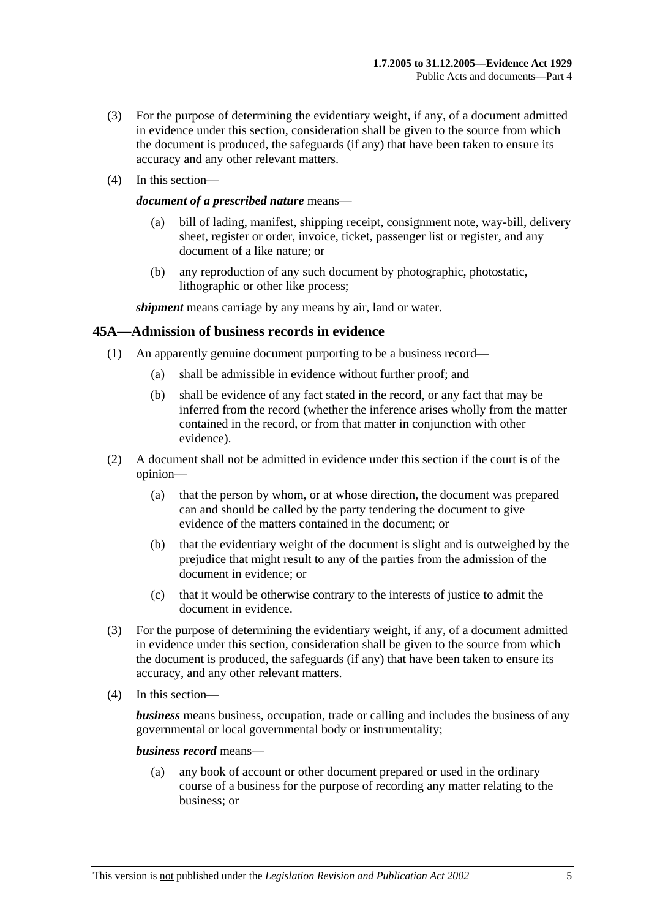(3) For the purpose of determining the evidentiary weight, if any, of a document admitted in evidence under this section, consideration shall be given to the source from which the document is produced, the safeguards (if any) that have been taken to ensure its accuracy and any other relevant matters.

(4) In this section—

***document of a prescribed nature*** means—

(a) bill of lading, manifest, shipping receipt, consignment note, way-bill, delivery sheet, register or order, invoice, ticket, passenger list or register, and any document of a like nature; or

(b) any reproduction of any such document by photographic, photostatic, lithographic or other like process;

***shipment*** means carriage by any means by air, land or water.

## 45A—Admission of business records in evidence

(1) An apparently genuine document purporting to be a business record—

(a) shall be admissible in evidence without further proof; and

(b) shall be evidence of any fact stated in the record, or any fact that may be inferred from the record (whether the inference arises wholly from the matter contained in the record, or from that matter in conjunction with other evidence).

(2) A document shall not be admitted in evidence under this section if the court is of the opinion—

(a) that the person by whom, or at whose direction, the document was prepared can and should be called by the party tendering the document to give evidence of the matters contained in the document; or

(b) that the evidentiary weight of the document is slight and is outweighed by the prejudice that might result to any of the parties from the admission of the document in evidence; or

(c) that it would be otherwise contrary to the interests of justice to admit the document in evidence.

(3) For the purpose of determining the evidentiary weight, if any, of a document admitted in evidence under this section, consideration shall be given to the source from which the document is produced, the safeguards (if any) that have been taken to ensure its accuracy, and any other relevant matters.

(4) In this section—

***business*** means business, occupation, trade or calling and includes the business of any governmental or local governmental body or instrumentality;

***business record*** means—

(a) any book of account or other document prepared or used in the ordinary course of a business for the purpose of recording any matter relating to the business; or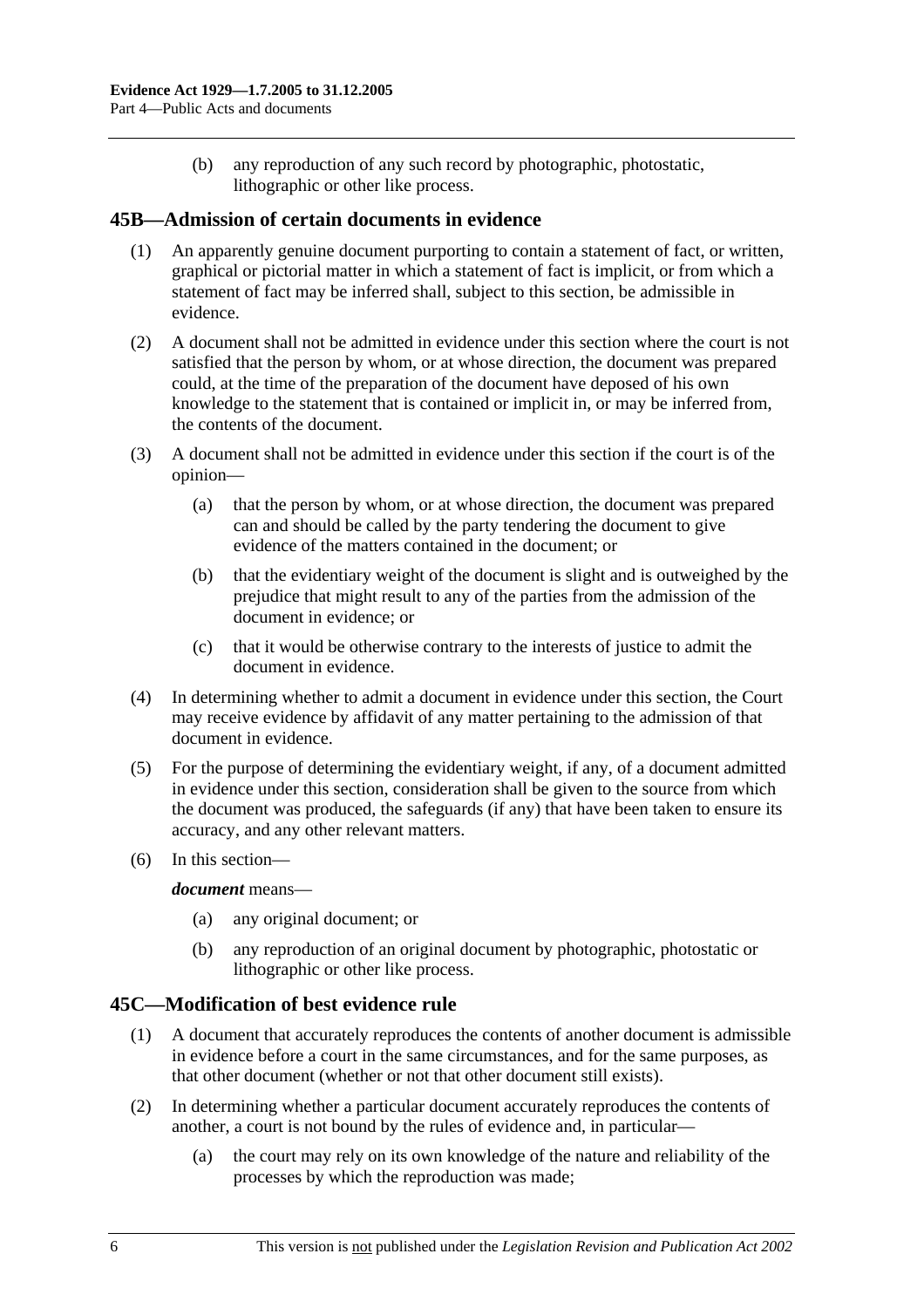(b) any reproduction of any such record by photographic, photostatic, lithographic or other like process.

## 45B—Admission of certain documents in evidence

(1) An apparently genuine document purporting to contain a statement of fact, or written, graphical or pictorial matter in which a statement of fact is implicit, or from which a statement of fact may be inferred shall, subject to this section, be admissible in evidence.

(2) A document shall not be admitted in evidence under this section where the court is not satisfied that the person by whom, or at whose direction, the document was prepared could, at the time of the preparation of the document have deposed of his own knowledge to the statement that is contained or implicit in, or may be inferred from, the contents of the document.

(3) A document shall not be admitted in evidence under this section if the court is of the opinion—

(a) that the person by whom, or at whose direction, the document was prepared can and should be called by the party tendering the document to give evidence of the matters contained in the document; or

(b) that the evidentiary weight of the document is slight and is outweighed by the prejudice that might result to any of the parties from the admission of the document in evidence; or

(c) that it would be otherwise contrary to the interests of justice to admit the document in evidence.

(4) In determining whether to admit a document in evidence under this section, the Court may receive evidence by affidavit of any matter pertaining to the admission of that document in evidence.

(5) For the purpose of determining the evidentiary weight, if any, of a document admitted in evidence under this section, consideration shall be given to the source from which the document was produced, the safeguards (if any) that have been taken to ensure its accuracy, and any other relevant matters.

(6) In this section—

***document*** means—

(a) any original document; or

(b) any reproduction of an original document by photographic, photostatic or lithographic or other like process.

## 45C—Modification of best evidence rule

(1) A document that accurately reproduces the contents of another document is admissible in evidence before a court in the same circumstances, and for the same purposes, as that other document (whether or not that other document still exists).

(2) In determining whether a particular document accurately reproduces the contents of another, a court is not bound by the rules of evidence and, in particular—

(a) the court may rely on its own knowledge of the nature and reliability of the processes by which the reproduction was made;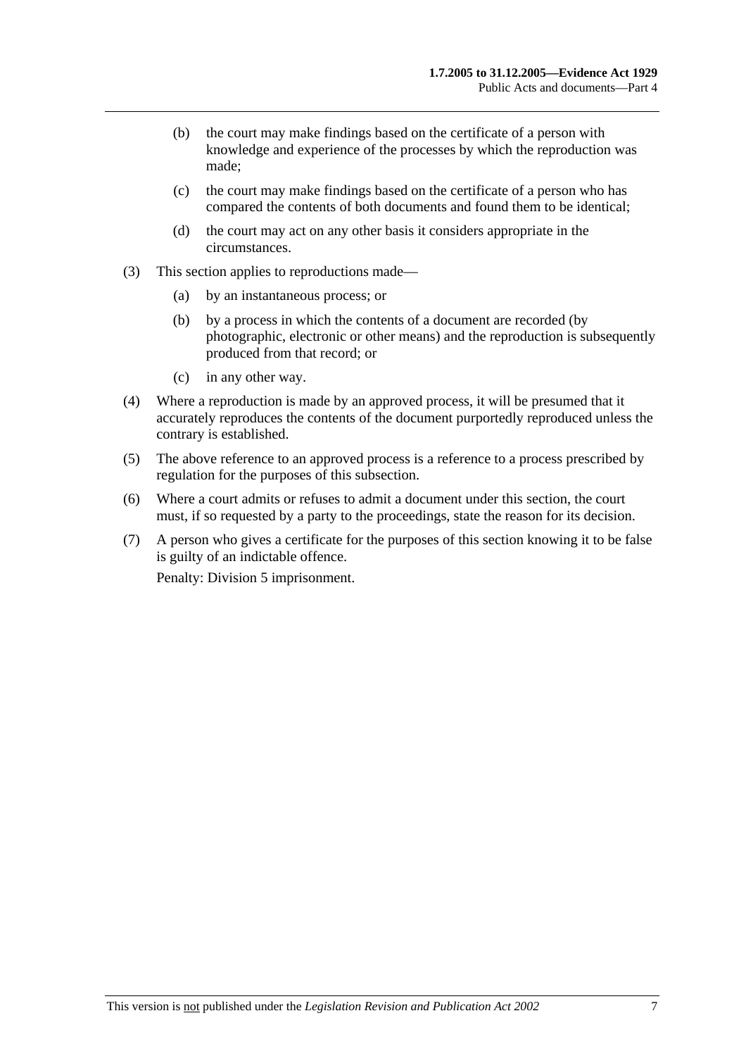(b) the court may make findings based on the certificate of a person with knowledge and experience of the processes by which the reproduction was made;

(c) the court may make findings based on the certificate of a person who has compared the contents of both documents and found them to be identical;

(d) the court may act on any other basis it considers appropriate in the circumstances.

(3) This section applies to reproductions made—

(a) by an instantaneous process; or

(b) by a process in which the contents of a document are recorded (by photographic, electronic or other means) and the reproduction is subsequently produced from that record; or

(c) in any other way.

(4) Where a reproduction is made by an approved process, it will be presumed that it accurately reproduces the contents of the document purportedly reproduced unless the contrary is established.

(5) The above reference to an approved process is a reference to a process prescribed by regulation for the purposes of this subsection.

(6) Where a court admits or refuses to admit a document under this section, the court must, if so requested by a party to the proceedings, state the reason for its decision.

(7) A person who gives a certificate for the purposes of this section knowing it to be false is guilty of an indictable offence.

Penalty: Division 5 imprisonment.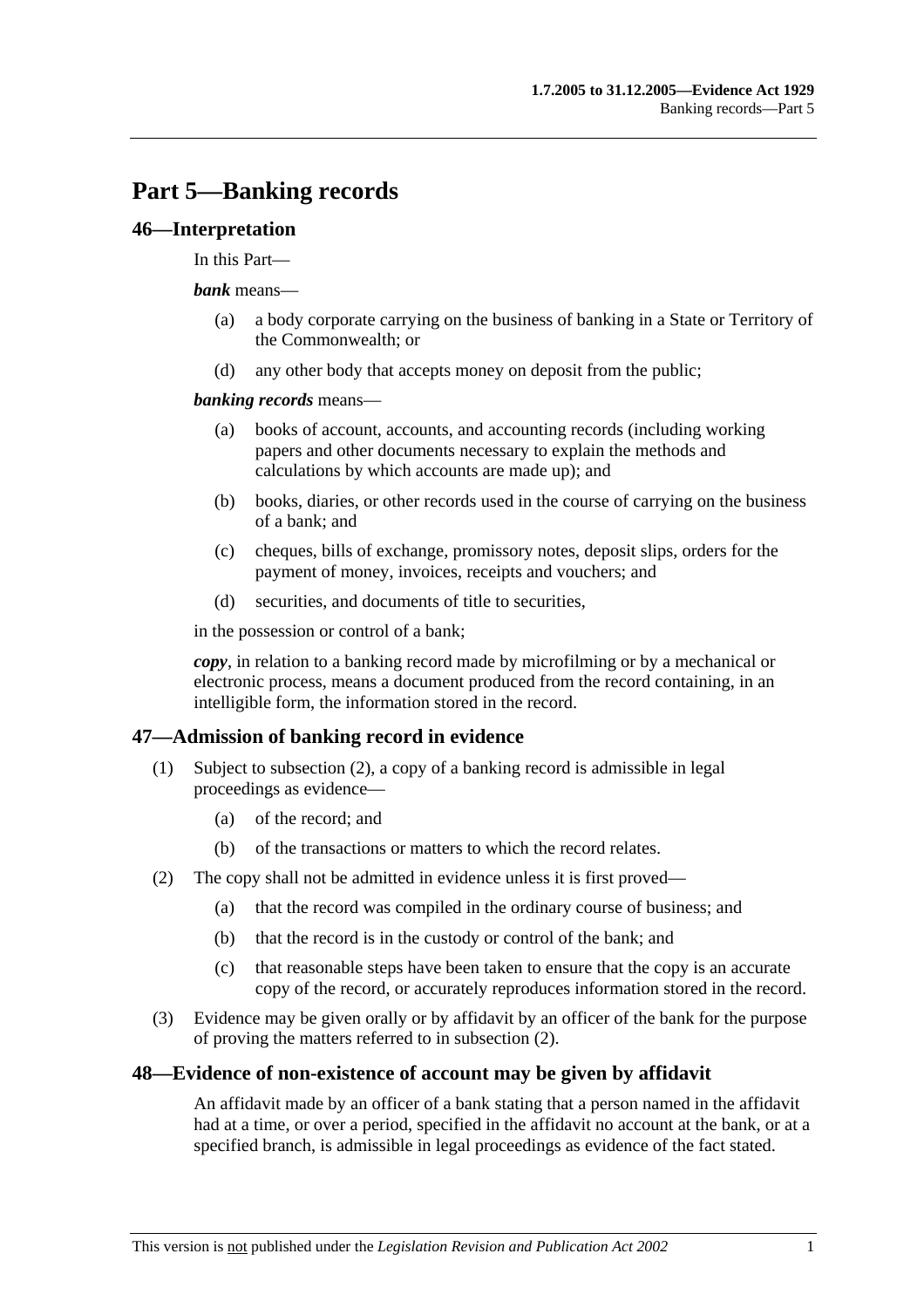# Part 5—Banking records

## 46—Interpretation

In this Part—

***bank*** means—

(a) a body corporate carrying on the business of banking in a State or Territory of the Commonwealth; or

(d) any other body that accepts money on deposit from the public;

***banking records*** means—

(a) books of account, accounts, and accounting records (including working papers and other documents necessary to explain the methods and calculations by which accounts are made up); and

(b) books, diaries, or other records used in the course of carrying on the business of a bank; and

(c) cheques, bills of exchange, promissory notes, deposit slips, orders for the payment of money, invoices, receipts and vouchers; and

(d) securities, and documents of title to securities,

in the possession or control of a bank;

***copy***, in relation to a banking record made by microfilming or by a mechanical or electronic process, means a document produced from the record containing, in an intelligible form, the information stored in the record.

## 47—Admission of banking record in evidence

(1) Subject to subsection (2), a copy of a banking record is admissible in legal proceedings as evidence—

(a) of the record; and

(b) of the transactions or matters to which the record relates.

(2) The copy shall not be admitted in evidence unless it is first proved—

(a) that the record was compiled in the ordinary course of business; and

(b) that the record is in the custody or control of the bank; and

(c) that reasonable steps have been taken to ensure that the copy is an accurate copy of the record, or accurately reproduces information stored in the record.

(3) Evidence may be given orally or by affidavit by an officer of the bank for the purpose of proving the matters referred to in subsection (2).

## 48—Evidence of non-existence of account may be given by affidavit

An affidavit made by an officer of a bank stating that a person named in the affidavit had at a time, or over a period, specified in the affidavit no account at the bank, or at a specified branch, is admissible in legal proceedings as evidence of the fact stated.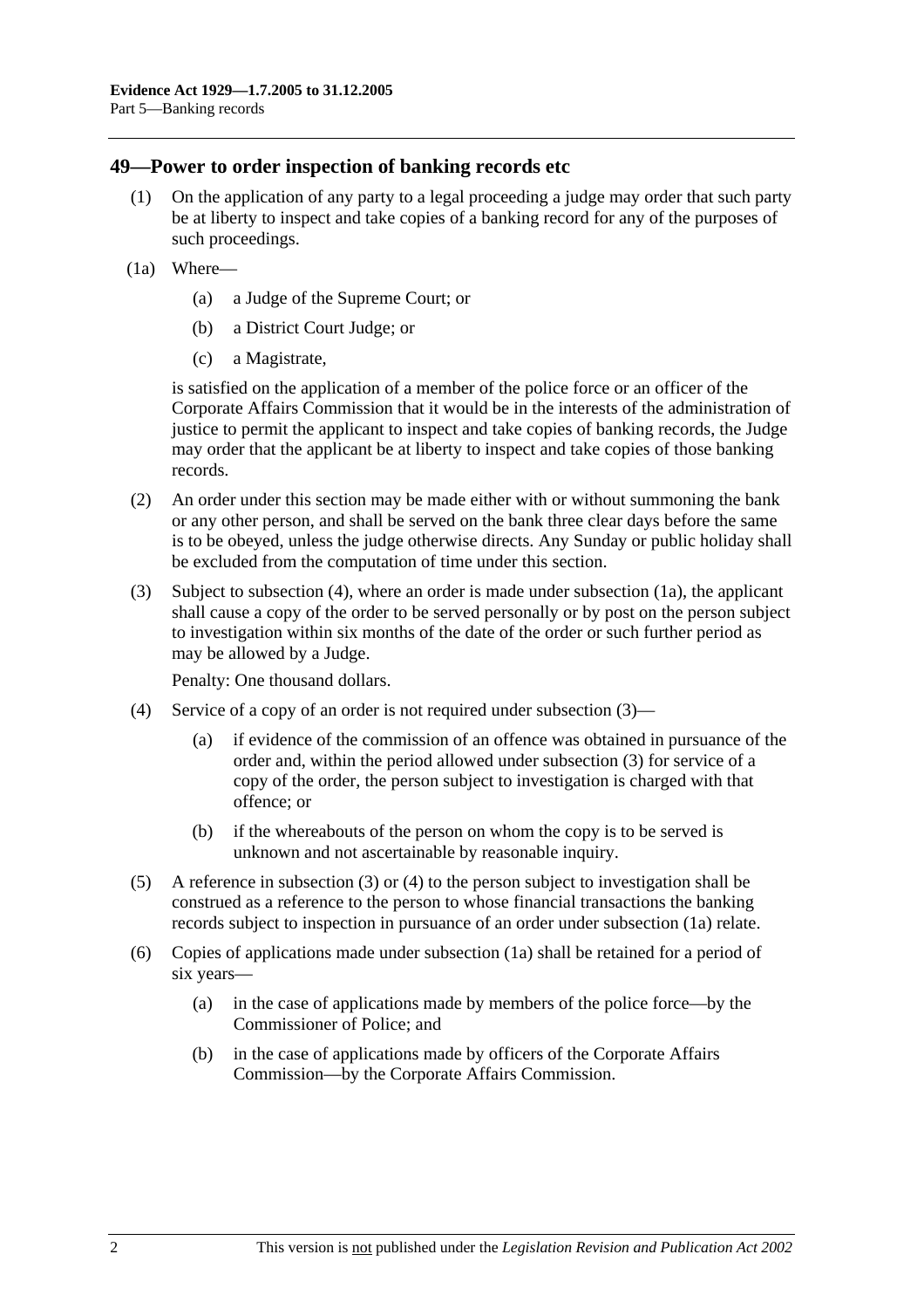## 49—Power to order inspection of banking records etc

(1) On the application of any party to a legal proceeding a judge may order that such party be at liberty to inspect and take copies of a banking record for any of the purposes of such proceedings.

(1a) Where—

(a) a Judge of the Supreme Court; or

(b) a District Court Judge; or

(c) a Magistrate,

is satisfied on the application of a member of the police force or an officer of the Corporate Affairs Commission that it would be in the interests of the administration of justice to permit the applicant to inspect and take copies of banking records, the Judge may order that the applicant be at liberty to inspect and take copies of those banking records.

(2) An order under this section may be made either with or without summoning the bank or any other person, and shall be served on the bank three clear days before the same is to be obeyed, unless the judge otherwise directs. Any Sunday or public holiday shall be excluded from the computation of time under this section.

(3) Subject to subsection (4), where an order is made under subsection (1a), the applicant shall cause a copy of the order to be served personally or by post on the person subject to investigation within six months of the date of the order or such further period as may be allowed by a Judge.

Penalty: One thousand dollars.

(4) Service of a copy of an order is not required under subsection (3)—

(a) if evidence of the commission of an offence was obtained in pursuance of the order and, within the period allowed under subsection (3) for service of a copy of the order, the person subject to investigation is charged with that offence; or

(b) if the whereabouts of the person on whom the copy is to be served is unknown and not ascertainable by reasonable inquiry.

(5) A reference in subsection (3) or (4) to the person subject to investigation shall be construed as a reference to the person to whose financial transactions the banking records subject to inspection in pursuance of an order under subsection (1a) relate.

(6) Copies of applications made under subsection (1a) shall be retained for a period of six years—

(a) in the case of applications made by members of the police force—by the Commissioner of Police; and

(b) in the case of applications made by officers of the Corporate Affairs Commission—by the Corporate Affairs Commission.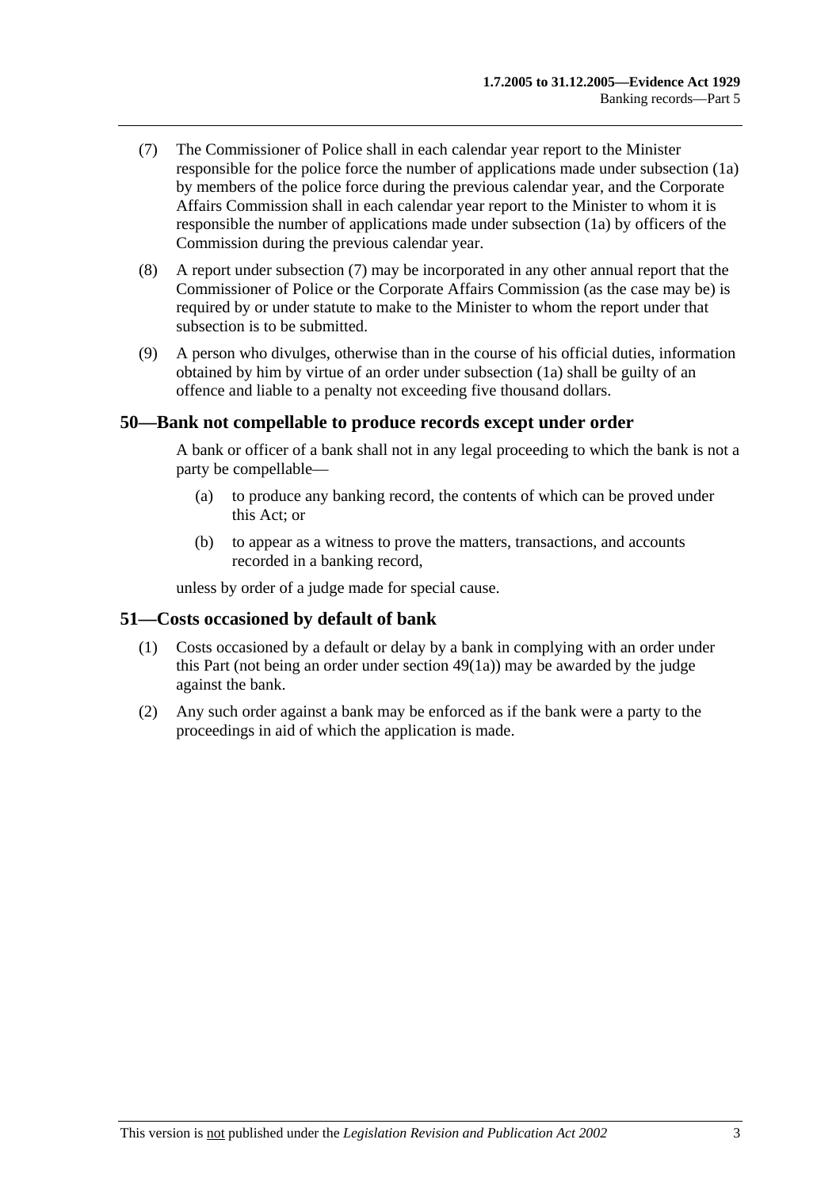(7) The Commissioner of Police shall in each calendar year report to the Minister responsible for the police force the number of applications made under subsection (1a) by members of the police force during the previous calendar year, and the Corporate Affairs Commission shall in each calendar year report to the Minister to whom it is responsible the number of applications made under subsection (1a) by officers of the Commission during the previous calendar year.

(8) A report under subsection (7) may be incorporated in any other annual report that the Commissioner of Police or the Corporate Affairs Commission (as the case may be) is required by or under statute to make to the Minister to whom the report under that subsection is to be submitted.

(9) A person who divulges, otherwise than in the course of his official duties, information obtained by him by virtue of an order under subsection (1a) shall be guilty of an offence and liable to a penalty not exceeding five thousand dollars.

## 50—Bank not compellable to produce records except under order

A bank or officer of a bank shall not in any legal proceeding to which the bank is not a party be compellable—

(a) to produce any banking record, the contents of which can be proved under this Act; or

(b) to appear as a witness to prove the matters, transactions, and accounts recorded in a banking record,

unless by order of a judge made for special cause.

## 51—Costs occasioned by default of bank

(1) Costs occasioned by a default or delay by a bank in complying with an order under this Part (not being an order under section 49(1a)) may be awarded by the judge against the bank.

(2) Any such order against a bank may be enforced as if the bank were a party to the proceedings in aid of which the application is made.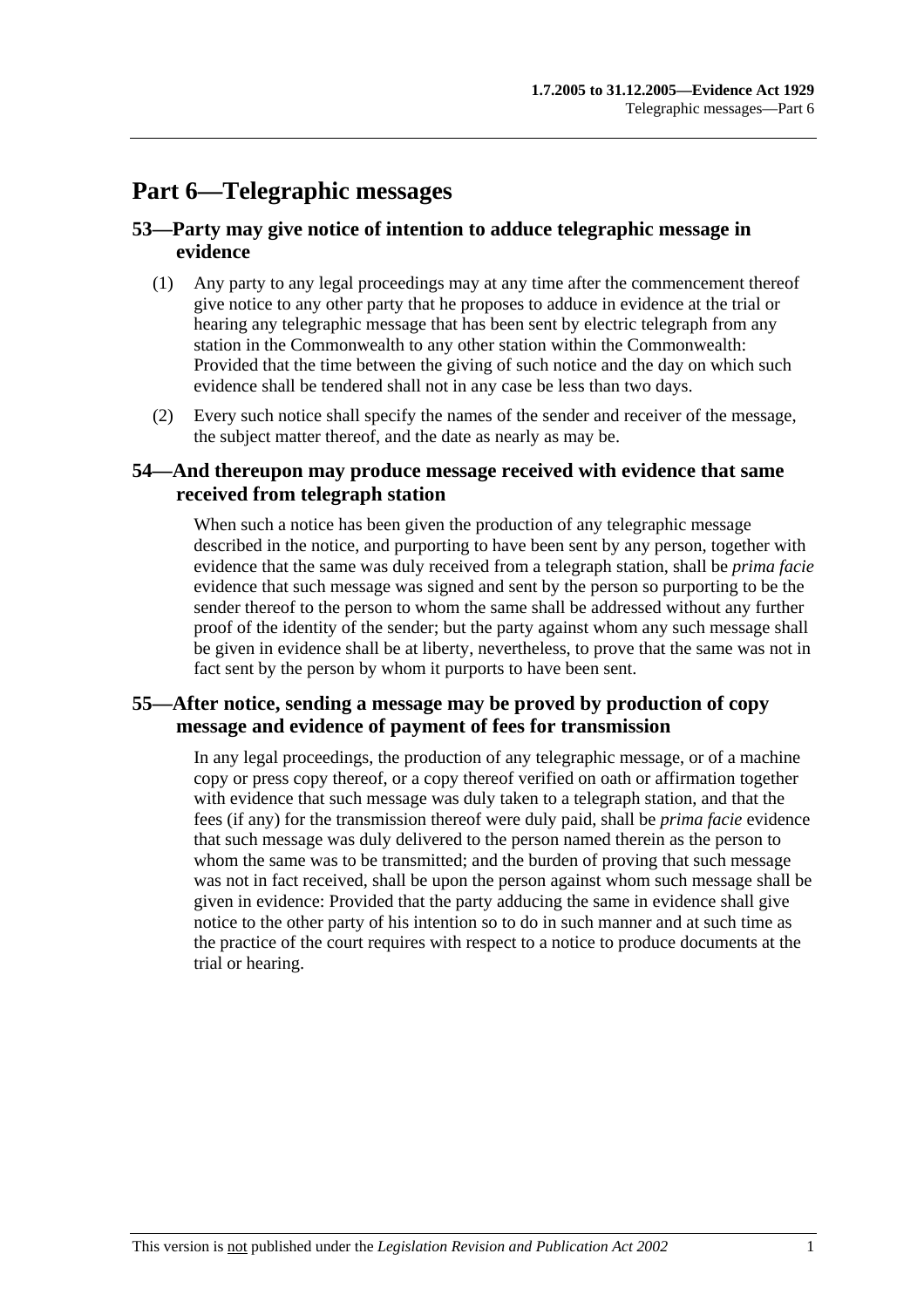# Part 6—Telegraphic messages

## 53—Party may give notice of intention to adduce telegraphic message in evidence

(1) Any party to any legal proceedings may at any time after the commencement thereof give notice to any other party that he proposes to adduce in evidence at the trial or hearing any telegraphic message that has been sent by electric telegraph from any station in the Commonwealth to any other station within the Commonwealth: Provided that the time between the giving of such notice and the day on which such evidence shall be tendered shall not in any case be less than two days.

(2) Every such notice shall specify the names of the sender and receiver of the message, the subject matter thereof, and the date as nearly as may be.

## 54—And thereupon may produce message received with evidence that same received from telegraph station

When such a notice has been given the production of any telegraphic message described in the notice, and purporting to have been sent by any person, together with evidence that the same was duly received from a telegraph station, shall be *prima facie* evidence that such message was signed and sent by the person so purporting to be the sender thereof to the person to whom the same shall be addressed without any further proof of the identity of the sender; but the party against whom any such message shall be given in evidence shall be at liberty, nevertheless, to prove that the same was not in fact sent by the person by whom it purports to have been sent.

## 55—After notice, sending a message may be proved by production of copy message and evidence of payment of fees for transmission

In any legal proceedings, the production of any telegraphic message, or of a machine copy or press copy thereof, or a copy thereof verified on oath or affirmation together with evidence that such message was duly taken to a telegraph station, and that the fees (if any) for the transmission thereof were duly paid, shall be *prima facie* evidence that such message was duly delivered to the person named therein as the person to whom the same was to be transmitted; and the burden of proving that such message was not in fact received, shall be upon the person against whom such message shall be given in evidence: Provided that the party adducing the same in evidence shall give notice to the other party of his intention so to do in such manner and at such time as the practice of the court requires with respect to a notice to produce documents at the trial or hearing.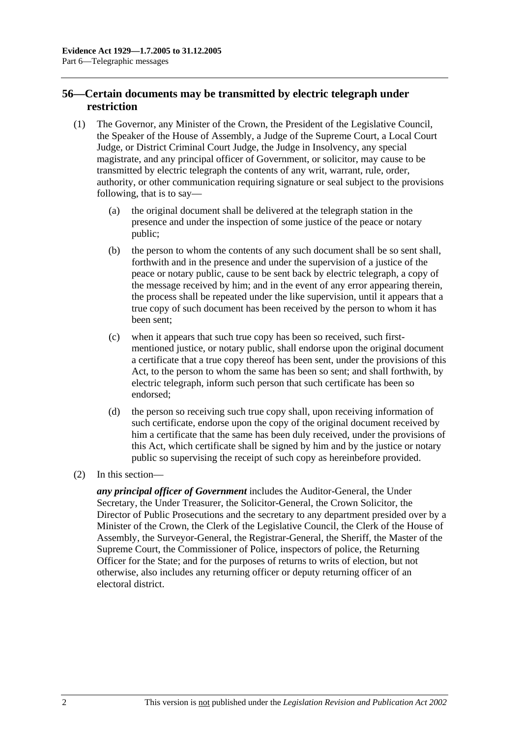## 56—Certain documents may be transmitted by electric telegraph under restriction

(1) The Governor, any Minister of the Crown, the President of the Legislative Council, the Speaker of the House of Assembly, a Judge of the Supreme Court, a Local Court Judge, or District Criminal Court Judge, the Judge in Insolvency, any special magistrate, and any principal officer of Government, or solicitor, may cause to be transmitted by electric telegraph the contents of any writ, warrant, rule, order, authority, or other communication requiring signature or seal subject to the provisions following, that is to say—

(a) the original document shall be delivered at the telegraph station in the presence and under the inspection of some justice of the peace or notary public;

(b) the person to whom the contents of any such document shall be so sent shall, forthwith and in the presence and under the supervision of a justice of the peace or notary public, cause to be sent back by electric telegraph, a copy of the message received by him; and in the event of any error appearing therein, the process shall be repeated under the like supervision, until it appears that a true copy of such document has been received by the person to whom it has been sent;

(c) when it appears that such true copy has been so received, such first-mentioned justice, or notary public, shall endorse upon the original document a certificate that a true copy thereof has been sent, under the provisions of this Act, to the person to whom the same has been so sent; and shall forthwith, by electric telegraph, inform such person that such certificate has been so endorsed;

(d) the person so receiving such true copy shall, upon receiving information of such certificate, endorse upon the copy of the original document received by him a certificate that the same has been duly received, under the provisions of this Act, which certificate shall be signed by him and by the justice or notary public so supervising the receipt of such copy as hereinbefore provided.

(2) In this section—

***any principal officer of Government*** includes the Auditor-General, the Under Secretary, the Under Treasurer, the Solicitor-General, the Crown Solicitor, the Director of Public Prosecutions and the secretary to any department presided over by a Minister of the Crown, the Clerk of the Legislative Council, the Clerk of the House of Assembly, the Surveyor-General, the Registrar-General, the Sheriff, the Master of the Supreme Court, the Commissioner of Police, inspectors of police, the Returning Officer for the State; and for the purposes of returns to writs of election, but not otherwise, also includes any returning officer or deputy returning officer of an electoral district.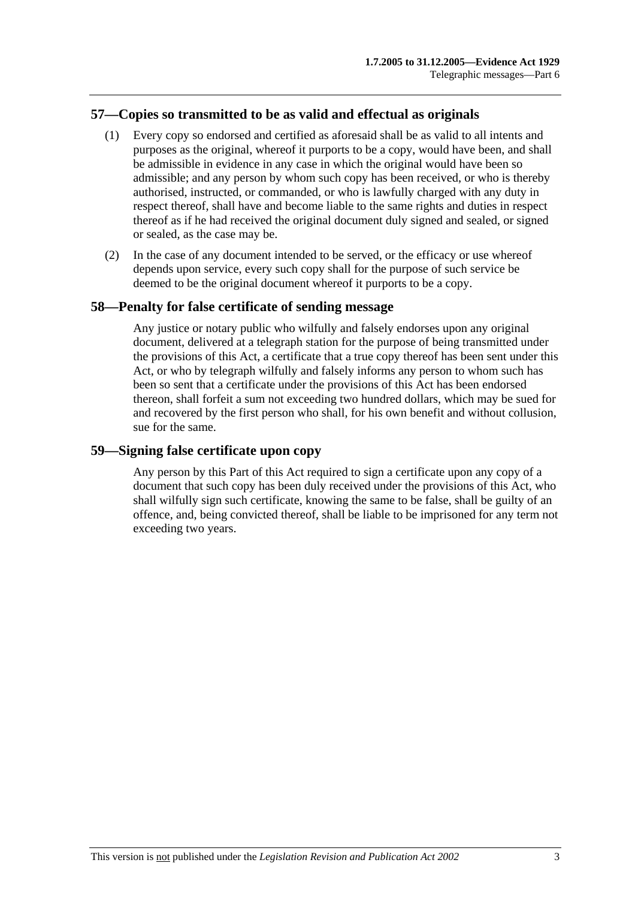## 57—Copies so transmitted to be as valid and effectual as originals

(1) Every copy so endorsed and certified as aforesaid shall be as valid to all intents and purposes as the original, whereof it purports to be a copy, would have been, and shall be admissible in evidence in any case in which the original would have been so admissible; and any person by whom such copy has been received, or who is thereby authorised, instructed, or commanded, or who is lawfully charged with any duty in respect thereof, shall have and become liable to the same rights and duties in respect thereof as if he had received the original document duly signed and sealed, or signed or sealed, as the case may be.

(2) In the case of any document intended to be served, or the efficacy or use whereof depends upon service, every such copy shall for the purpose of such service be deemed to be the original document whereof it purports to be a copy.

## 58—Penalty for false certificate of sending message

Any justice or notary public who wilfully and falsely endorses upon any original document, delivered at a telegraph station for the purpose of being transmitted under the provisions of this Act, a certificate that a true copy thereof has been sent under this Act, or who by telegraph wilfully and falsely informs any person to whom such has been so sent that a certificate under the provisions of this Act has been endorsed thereon, shall forfeit a sum not exceeding two hundred dollars, which may be sued for and recovered by the first person who shall, for his own benefit and without collusion, sue for the same.

## 59—Signing false certificate upon copy

Any person by this Part of this Act required to sign a certificate upon any copy of a document that such copy has been duly received under the provisions of this Act, who shall wilfully sign such certificate, knowing the same to be false, shall be guilty of an offence, and, being convicted thereof, shall be liable to be imprisoned for any term not exceeding two years.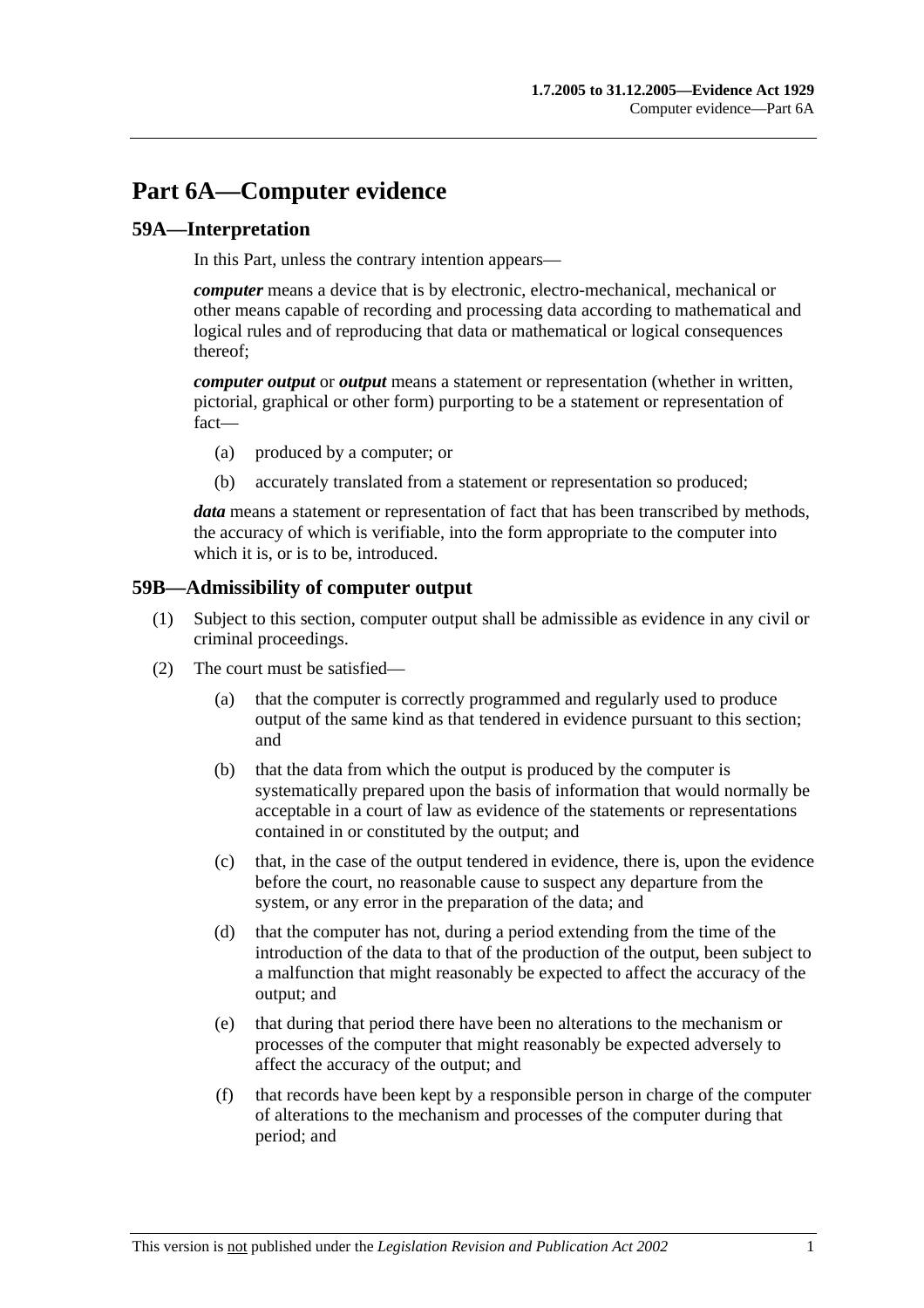# Part 6A—Computer evidence

## 59A—Interpretation

In this Part, unless the contrary intention appears—

***computer*** means a device that is by electronic, electro-mechanical, mechanical or other means capable of recording and processing data according to mathematical and logical rules and of reproducing that data or mathematical or logical consequences thereof;

***computer output*** or ***output*** means a statement or representation (whether in written, pictorial, graphical or other form) purporting to be a statement or representation of fact—

- (a) produced by a computer; or
- (b) accurately translated from a statement or representation so produced;

***data*** means a statement or representation of fact that has been transcribed by methods, the accuracy of which is verifiable, into the form appropriate to the computer into which it is, or is to be, introduced.

## 59B—Admissibility of computer output

(1) Subject to this section, computer output shall be admissible as evidence in any civil or criminal proceedings.

(2) The court must be satisfied—

- (a) that the computer is correctly programmed and regularly used to produce output of the same kind as that tendered in evidence pursuant to this section; and
- (b) that the data from which the output is produced by the computer is systematically prepared upon the basis of information that would normally be acceptable in a court of law as evidence of the statements or representations contained in or constituted by the output; and
- (c) that, in the case of the output tendered in evidence, there is, upon the evidence before the court, no reasonable cause to suspect any departure from the system, or any error in the preparation of the data; and
- (d) that the computer has not, during a period extending from the time of the introduction of the data to that of the production of the output, been subject to a malfunction that might reasonably be expected to affect the accuracy of the output; and
- (e) that during that period there have been no alterations to the mechanism or processes of the computer that might reasonably be expected adversely to affect the accuracy of the output; and
- (f) that records have been kept by a responsible person in charge of the computer of alterations to the mechanism and processes of the computer during that period; and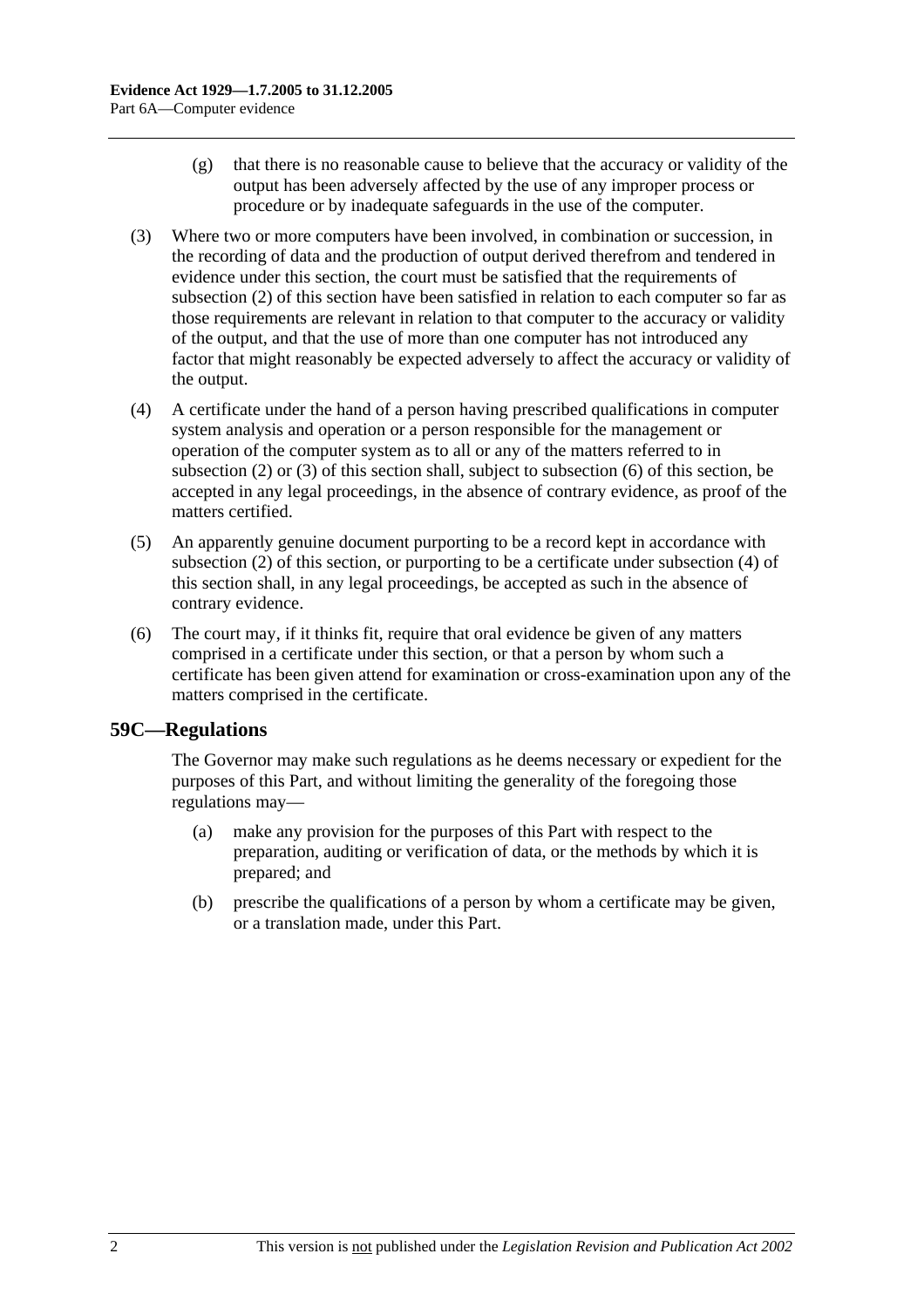(g) that there is no reasonable cause to believe that the accuracy or validity of the output has been adversely affected by the use of any improper process or procedure or by inadequate safeguards in the use of the computer.

(3) Where two or more computers have been involved, in combination or succession, in the recording of data and the production of output derived therefrom and tendered in evidence under this section, the court must be satisfied that the requirements of subsection (2) of this section have been satisfied in relation to each computer so far as those requirements are relevant in relation to that computer to the accuracy or validity of the output, and that the use of more than one computer has not introduced any factor that might reasonably be expected adversely to affect the accuracy or validity of the output.

(4) A certificate under the hand of a person having prescribed qualifications in computer system analysis and operation or a person responsible for the management or operation of the computer system as to all or any of the matters referred to in subsection (2) or (3) of this section shall, subject to subsection (6) of this section, be accepted in any legal proceedings, in the absence of contrary evidence, as proof of the matters certified.

(5) An apparently genuine document purporting to be a record kept in accordance with subsection (2) of this section, or purporting to be a certificate under subsection (4) of this section shall, in any legal proceedings, be accepted as such in the absence of contrary evidence.

(6) The court may, if it thinks fit, require that oral evidence be given of any matters comprised in a certificate under this section, or that a person by whom such a certificate has been given attend for examination or cross-examination upon any of the matters comprised in the certificate.

## 59C—Regulations

The Governor may make such regulations as he deems necessary or expedient for the purposes of this Part, and without limiting the generality of the foregoing those regulations may—

(a) make any provision for the purposes of this Part with respect to the preparation, auditing or verification of data, or the methods by which it is prepared; and

(b) prescribe the qualifications of a person by whom a certificate may be given, or a translation made, under this Part.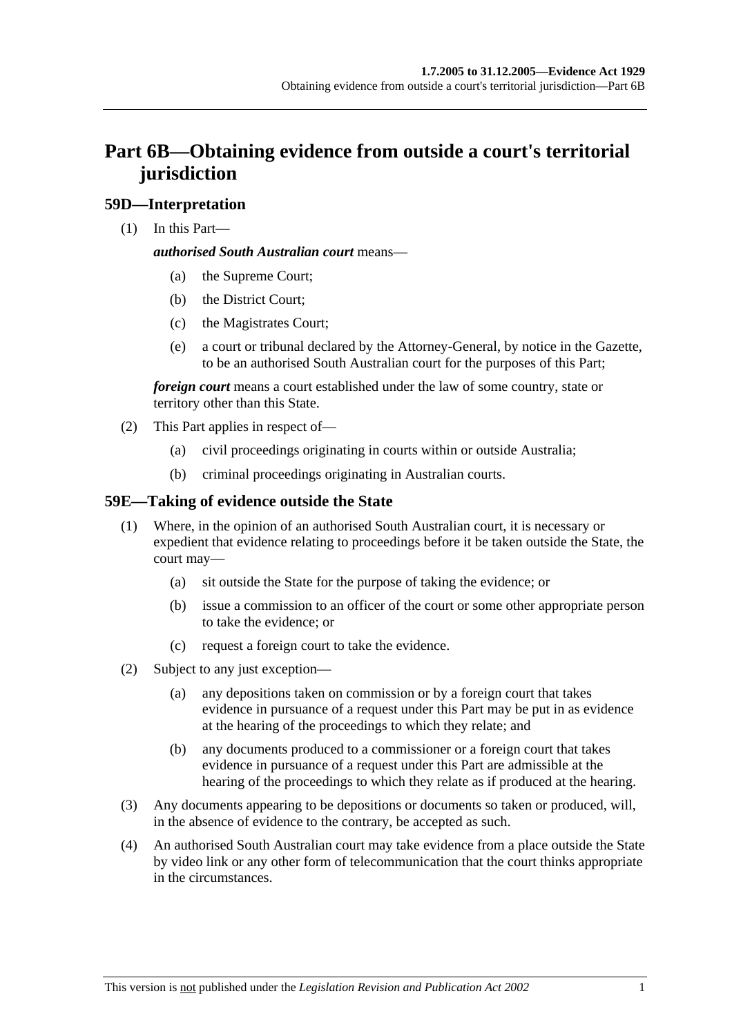# Part 6B—Obtaining evidence from outside a court's territorial jurisdiction

## 59D—Interpretation

(1) In this Part—

***authorised South Australian court*** means—

(a) the Supreme Court;

(b) the District Court;

(c) the Magistrates Court;

(e) a court or tribunal declared by the Attorney-General, by notice in the Gazette, to be an authorised South Australian court for the purposes of this Part;

***foreign court*** means a court established under the law of some country, state or territory other than this State.

(2) This Part applies in respect of—

(a) civil proceedings originating in courts within or outside Australia;

(b) criminal proceedings originating in Australian courts.

## 59E—Taking of evidence outside the State

(1) Where, in the opinion of an authorised South Australian court, it is necessary or expedient that evidence relating to proceedings before it be taken outside the State, the court may—

(a) sit outside the State for the purpose of taking the evidence; or

(b) issue a commission to an officer of the court or some other appropriate person to take the evidence; or

(c) request a foreign court to take the evidence.

(2) Subject to any just exception—

(a) any depositions taken on commission or by a foreign court that takes evidence in pursuance of a request under this Part may be put in as evidence at the hearing of the proceedings to which they relate; and

(b) any documents produced to a commissioner or a foreign court that takes evidence in pursuance of a request under this Part are admissible at the hearing of the proceedings to which they relate as if produced at the hearing.

(3) Any documents appearing to be depositions or documents so taken or produced, will, in the absence of evidence to the contrary, be accepted as such.

(4) An authorised South Australian court may take evidence from a place outside the State by video link or any other form of telecommunication that the court thinks appropriate in the circumstances.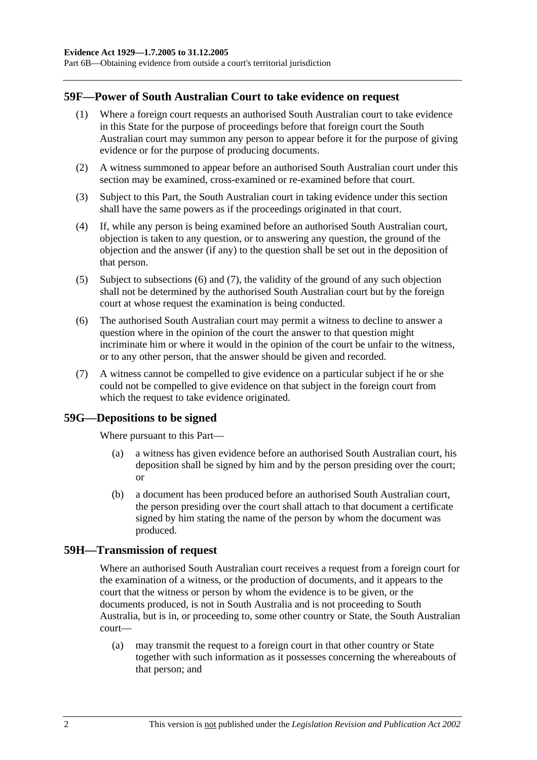## 59F—Power of South Australian Court to take evidence on request

(1) Where a foreign court requests an authorised South Australian court to take evidence in this State for the purpose of proceedings before that foreign court the South Australian court may summon any person to appear before it for the purpose of giving evidence or for the purpose of producing documents.

(2) A witness summoned to appear before an authorised South Australian court under this section may be examined, cross-examined or re-examined before that court.

(3) Subject to this Part, the South Australian court in taking evidence under this section shall have the same powers as if the proceedings originated in that court.

(4) If, while any person is being examined before an authorised South Australian court, objection is taken to any question, or to answering any question, the ground of the objection and the answer (if any) to the question shall be set out in the deposition of that person.

(5) Subject to subsections (6) and (7), the validity of the ground of any such objection shall not be determined by the authorised South Australian court but by the foreign court at whose request the examination is being conducted.

(6) The authorised South Australian court may permit a witness to decline to answer a question where in the opinion of the court the answer to that question might incriminate him or where it would in the opinion of the court be unfair to the witness, or to any other person, that the answer should be given and recorded.

(7) A witness cannot be compelled to give evidence on a particular subject if he or she could not be compelled to give evidence on that subject in the foreign court from which the request to take evidence originated.

## 59G—Depositions to be signed

Where pursuant to this Part—

(a) a witness has given evidence before an authorised South Australian court, his deposition shall be signed by him and by the person presiding over the court; or

(b) a document has been produced before an authorised South Australian court, the person presiding over the court shall attach to that document a certificate signed by him stating the name of the person by whom the document was produced.

## 59H—Transmission of request

Where an authorised South Australian court receives a request from a foreign court for the examination of a witness, or the production of documents, and it appears to the court that the witness or person by whom the evidence is to be given, or the documents produced, is not in South Australia and is not proceeding to South Australia, but is in, or proceeding to, some other country or State, the South Australian court—

(a) may transmit the request to a foreign court in that other country or State together with such information as it possesses concerning the whereabouts of that person; and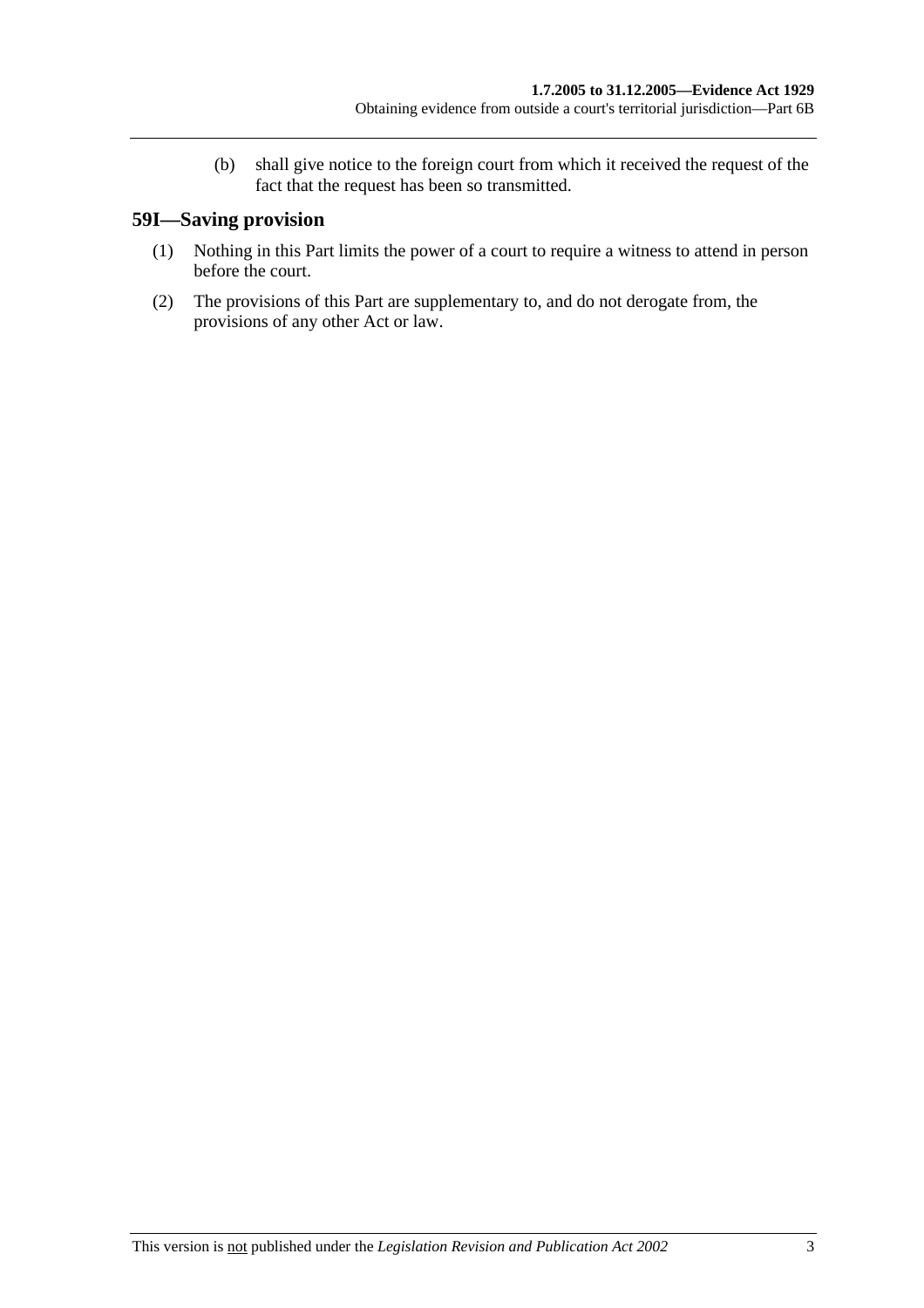(b) shall give notice to the foreign court from which it received the request of the fact that the request has been so transmitted.

## 59I—Saving provision

(1) Nothing in this Part limits the power of a court to require a witness to attend in person before the court.

(2) The provisions of this Part are supplementary to, and do not derogate from, the provisions of any other Act or law.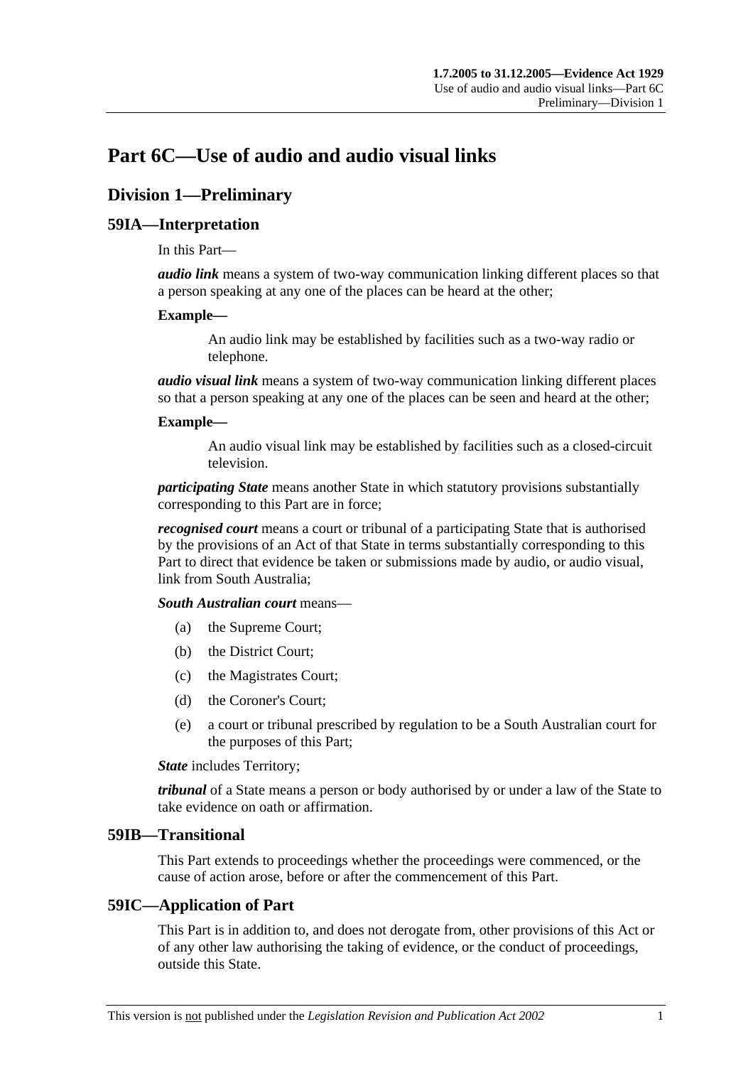# Part 6C—Use of audio and audio visual links

## Division 1—Preliminary

### 59IA—Interpretation

In this Part—

***audio link*** means a system of two-way communication linking different places so that a person speaking at any one of the places can be heard at the other;

**Example—**

> An audio link may be established by facilities such as a two-way radio or telephone.

***audio visual link*** means a system of two-way communication linking different places so that a person speaking at any one of the places can be seen and heard at the other;

**Example—**

> An audio visual link may be established by facilities such as a closed-circuit television.

***participating State*** means another State in which statutory provisions substantially corresponding to this Part are in force;

***recognised court*** means a court or tribunal of a participating State that is authorised by the provisions of an Act of that State in terms substantially corresponding to this Part to direct that evidence be taken or submissions made by audio, or audio visual, link from South Australia;

***South Australian court*** means—

- (a) the Supreme Court;
- (b) the District Court;
- (c) the Magistrates Court;
- (d) the Coroner's Court;
- (e) a court or tribunal prescribed by regulation to be a South Australian court for the purposes of this Part;

***State*** includes Territory;

***tribunal*** of a State means a person or body authorised by or under a law of the State to take evidence on oath or affirmation.

### 59IB—Transitional

This Part extends to proceedings whether the proceedings were commenced, or the cause of action arose, before or after the commencement of this Part.

### 59IC—Application of Part

This Part is in addition to, and does not derogate from, other provisions of this Act or of any other law authorising the taking of evidence, or the conduct of proceedings, outside this State.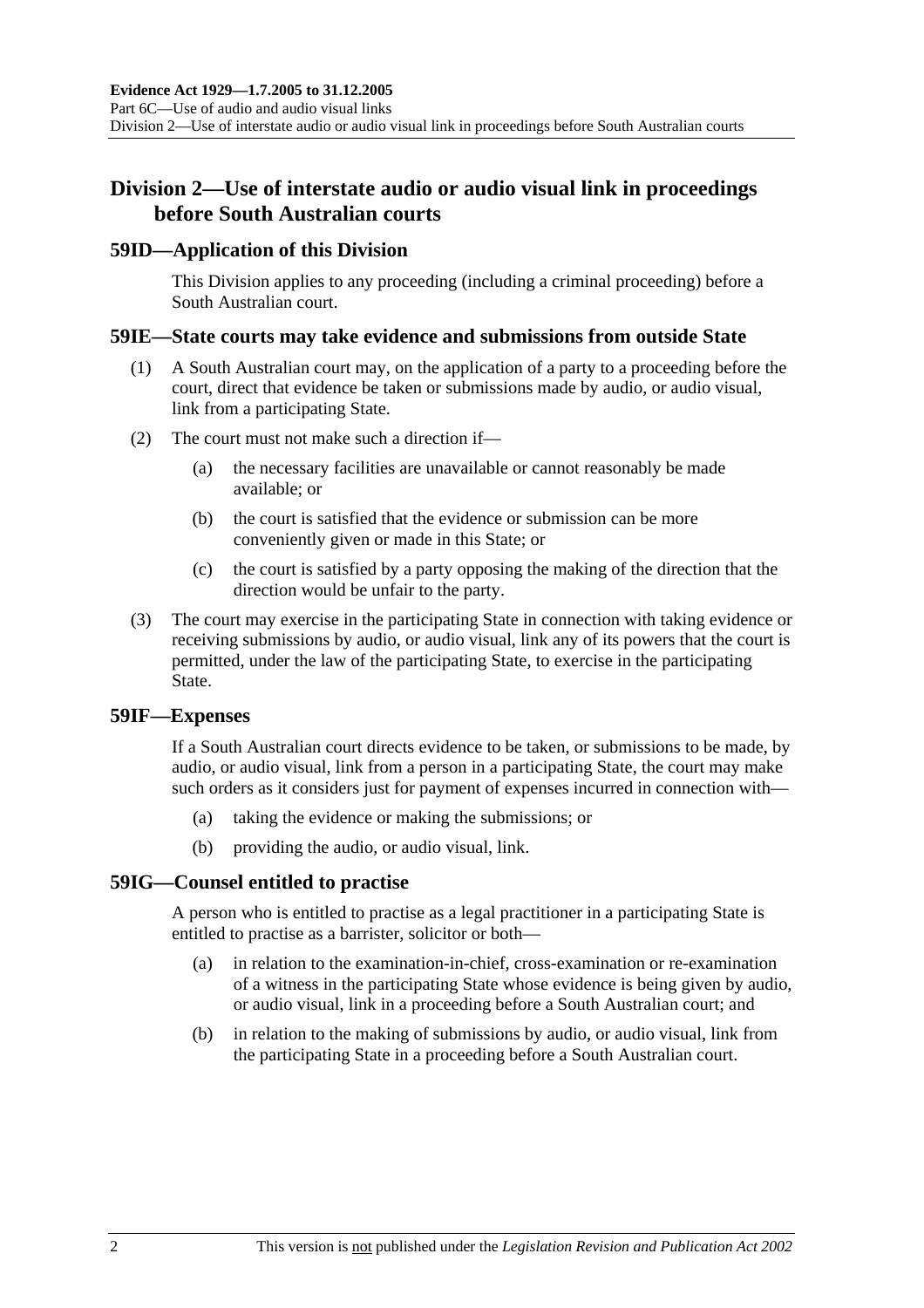## Division 2—Use of interstate audio or audio visual link in proceedings before South Australian courts

### 59ID—Application of this Division

This Division applies to any proceeding (including a criminal proceeding) before a South Australian court.

### 59IE—State courts may take evidence and submissions from outside State

(1) A South Australian court may, on the application of a party to a proceeding before the court, direct that evidence be taken or submissions made by audio, or audio visual, link from a participating State.

(2) The court must not make such a direction if—

(a) the necessary facilities are unavailable or cannot reasonably be made available; or

(b) the court is satisfied that the evidence or submission can be more conveniently given or made in this State; or

(c) the court is satisfied by a party opposing the making of the direction that the direction would be unfair to the party.

(3) The court may exercise in the participating State in connection with taking evidence or receiving submissions by audio, or audio visual, link any of its powers that the court is permitted, under the law of the participating State, to exercise in the participating State.

### 59IF—Expenses

If a South Australian court directs evidence to be taken, or submissions to be made, by audio, or audio visual, link from a person in a participating State, the court may make such orders as it considers just for payment of expenses incurred in connection with—

(a) taking the evidence or making the submissions; or

(b) providing the audio, or audio visual, link.

### 59IG—Counsel entitled to practise

A person who is entitled to practise as a legal practitioner in a participating State is entitled to practise as a barrister, solicitor or both—

(a) in relation to the examination-in-chief, cross-examination or re-examination of a witness in the participating State whose evidence is being given by audio, or audio visual, link in a proceeding before a South Australian court; and

(b) in relation to the making of submissions by audio, or audio visual, link from the participating State in a proceeding before a South Australian court.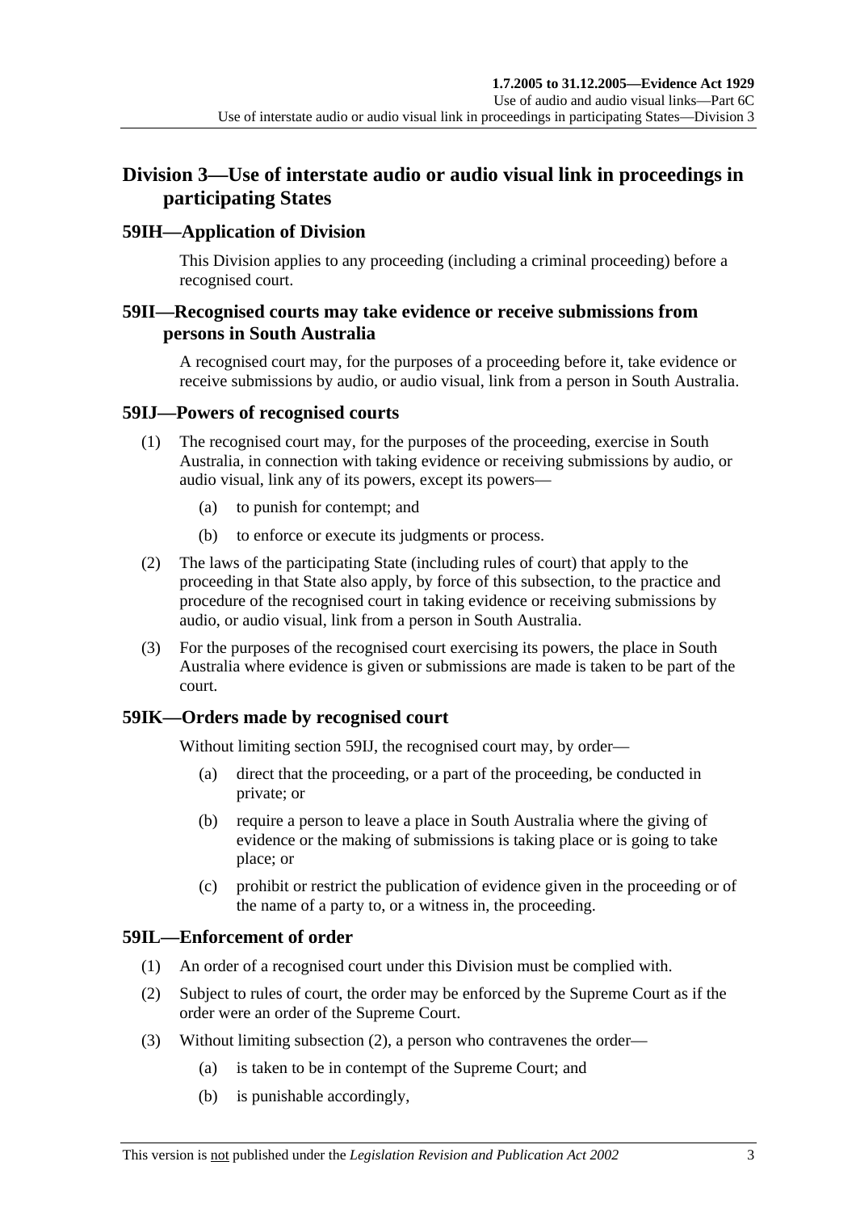## Division 3—Use of interstate audio or audio visual link in proceedings in participating States

### 59IH—Application of Division

This Division applies to any proceeding (including a criminal proceeding) before a recognised court.

### 59II—Recognised courts may take evidence or receive submissions from persons in South Australia

A recognised court may, for the purposes of a proceeding before it, take evidence or receive submissions by audio, or audio visual, link from a person in South Australia.

### 59IJ—Powers of recognised courts

(1) The recognised court may, for the purposes of the proceeding, exercise in South Australia, in connection with taking evidence or receiving submissions by audio, or audio visual, link any of its powers, except its powers—

- (a) to punish for contempt; and
- (b) to enforce or execute its judgments or process.

(2) The laws of the participating State (including rules of court) that apply to the proceeding in that State also apply, by force of this subsection, to the practice and procedure of the recognised court in taking evidence or receiving submissions by audio, or audio visual, link from a person in South Australia.

(3) For the purposes of the recognised court exercising its powers, the place in South Australia where evidence is given or submissions are made is taken to be part of the court.

### 59IK—Orders made by recognised court

Without limiting section 59IJ, the recognised court may, by order—

- (a) direct that the proceeding, or a part of the proceeding, be conducted in private; or
- (b) require a person to leave a place in South Australia where the giving of evidence or the making of submissions is taking place or is going to take place; or
- (c) prohibit or restrict the publication of evidence given in the proceeding or of the name of a party to, or a witness in, the proceeding.

### 59IL—Enforcement of order

(1) An order of a recognised court under this Division must be complied with.

(2) Subject to rules of court, the order may be enforced by the Supreme Court as if the order were an order of the Supreme Court.

(3) Without limiting subsection (2), a person who contravenes the order—

- (a) is taken to be in contempt of the Supreme Court; and
- (b) is punishable accordingly,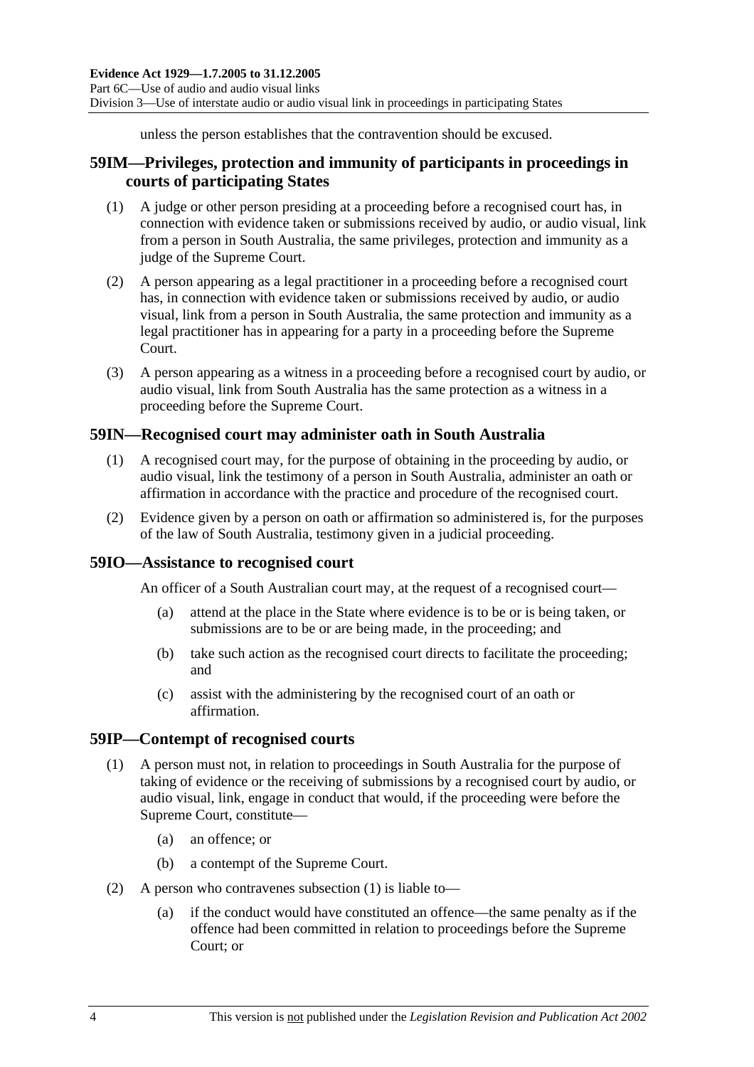unless the person establishes that the contravention should be excused.

## 59IM—Privileges, protection and immunity of participants in proceedings in courts of participating States

(1) A judge or other person presiding at a proceeding before a recognised court has, in connection with evidence taken or submissions received by audio, or audio visual, link from a person in South Australia, the same privileges, protection and immunity as a judge of the Supreme Court.

(2) A person appearing as a legal practitioner in a proceeding before a recognised court has, in connection with evidence taken or submissions received by audio, or audio visual, link from a person in South Australia, the same protection and immunity as a legal practitioner has in appearing for a party in a proceeding before the Supreme Court.

(3) A person appearing as a witness in a proceeding before a recognised court by audio, or audio visual, link from South Australia has the same protection as a witness in a proceeding before the Supreme Court.

## 59IN—Recognised court may administer oath in South Australia

(1) A recognised court may, for the purpose of obtaining in the proceeding by audio, or audio visual, link the testimony of a person in South Australia, administer an oath or affirmation in accordance with the practice and procedure of the recognised court.

(2) Evidence given by a person on oath or affirmation so administered is, for the purposes of the law of South Australia, testimony given in a judicial proceeding.

## 59IO—Assistance to recognised court

An officer of a South Australian court may, at the request of a recognised court—

(a) attend at the place in the State where evidence is to be or is being taken, or submissions are to be or are being made, in the proceeding; and

(b) take such action as the recognised court directs to facilitate the proceeding; and

(c) assist with the administering by the recognised court of an oath or affirmation.

## 59IP—Contempt of recognised courts

(1) A person must not, in relation to proceedings in South Australia for the purpose of taking of evidence or the receiving of submissions by a recognised court by audio, or audio visual, link, engage in conduct that would, if the proceeding were before the Supreme Court, constitute—

(a) an offence; or

(b) a contempt of the Supreme Court.

(2) A person who contravenes subsection (1) is liable to—

(a) if the conduct would have constituted an offence—the same penalty as if the offence had been committed in relation to proceedings before the Supreme Court; or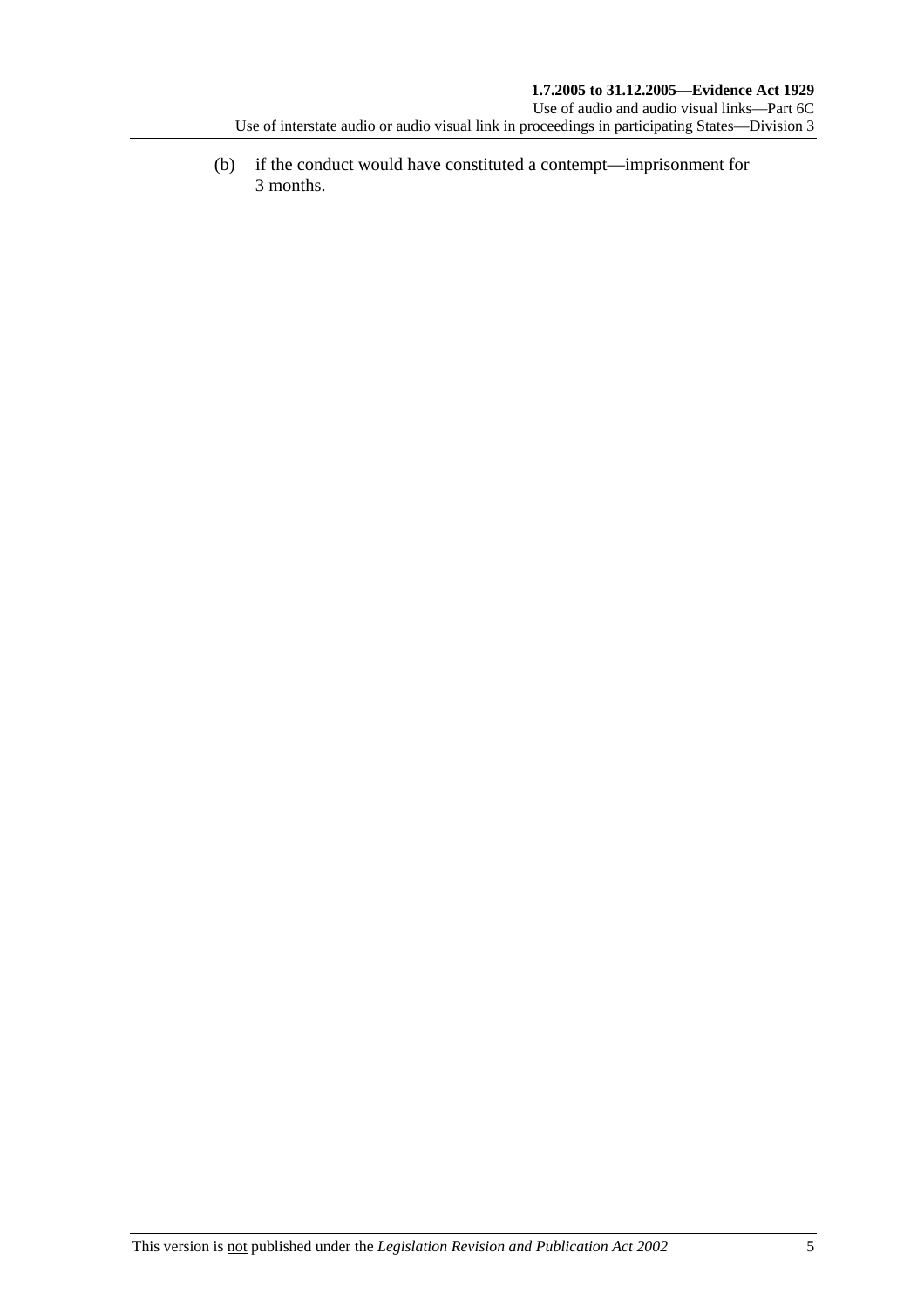(b) if the conduct would have constituted a contempt—imprisonment for 3 months.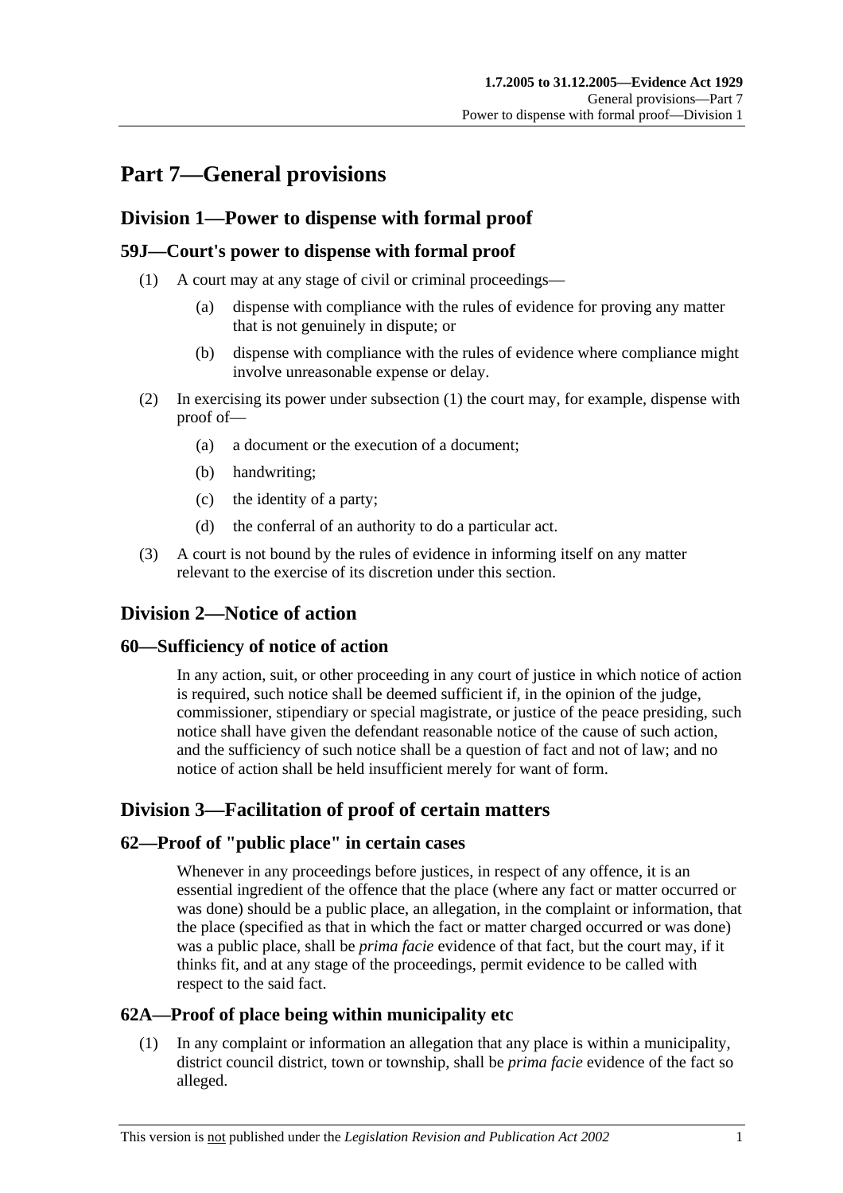# Part 7—General provisions

## Division 1—Power to dispense with formal proof

### 59J—Court's power to dispense with formal proof

(1) A court may at any stage of civil or criminal proceedings—

(a) dispense with compliance with the rules of evidence for proving any matter that is not genuinely in dispute; or

(b) dispense with compliance with the rules of evidence where compliance might involve unreasonable expense or delay.

(2) In exercising its power under subsection (1) the court may, for example, dispense with proof of—

(a) a document or the execution of a document;

(b) handwriting;

(c) the identity of a party;

(d) the conferral of an authority to do a particular act.

(3) A court is not bound by the rules of evidence in informing itself on any matter relevant to the exercise of its discretion under this section.

## Division 2—Notice of action

### 60—Sufficiency of notice of action

In any action, suit, or other proceeding in any court of justice in which notice of action is required, such notice shall be deemed sufficient if, in the opinion of the judge, commissioner, stipendiary or special magistrate, or justice of the peace presiding, such notice shall have given the defendant reasonable notice of the cause of such action, and the sufficiency of such notice shall be a question of fact and not of law; and no notice of action shall be held insufficient merely for want of form.

## Division 3—Facilitation of proof of certain matters

### 62—Proof of "public place" in certain cases

Whenever in any proceedings before justices, in respect of any offence, it is an essential ingredient of the offence that the place (where any fact or matter occurred or was done) should be a public place, an allegation, in the complaint or information, that the place (specified as that in which the fact or matter charged occurred or was done) was a public place, shall be *prima facie* evidence of that fact, but the court may, if it thinks fit, and at any stage of the proceedings, permit evidence to be called with respect to the said fact.

### 62A—Proof of place being within municipality etc

(1) In any complaint or information an allegation that any place is within a municipality, district council district, town or township, shall be *prima facie* evidence of the fact so alleged.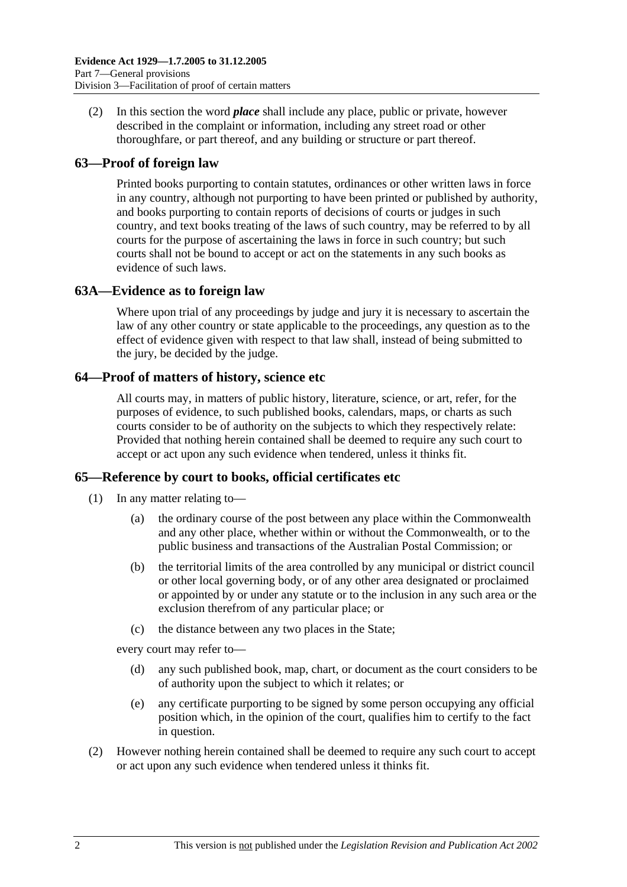(2) In this section the word ***place*** shall include any place, public or private, however described in the complaint or information, including any street road or other thoroughfare, or part thereof, and any building or structure or part thereof.

## 63—Proof of foreign law

Printed books purporting to contain statutes, ordinances or other written laws in force in any country, although not purporting to have been printed or published by authority, and books purporting to contain reports of decisions of courts or judges in such country, and text books treating of the laws of such country, may be referred to by all courts for the purpose of ascertaining the laws in force in such country; but such courts shall not be bound to accept or act on the statements in any such books as evidence of such laws.

## 63A—Evidence as to foreign law

Where upon trial of any proceedings by judge and jury it is necessary to ascertain the law of any other country or state applicable to the proceedings, any question as to the effect of evidence given with respect to that law shall, instead of being submitted to the jury, be decided by the judge.

## 64—Proof of matters of history, science etc

All courts may, in matters of public history, literature, science, or art, refer, for the purposes of evidence, to such published books, calendars, maps, or charts as such courts consider to be of authority on the subjects to which they respectively relate: Provided that nothing herein contained shall be deemed to require any such court to accept or act upon any such evidence when tendered, unless it thinks fit.

## 65—Reference by court to books, official certificates etc

(1) In any matter relating to—

(a) the ordinary course of the post between any place within the Commonwealth and any other place, whether within or without the Commonwealth, or to the public business and transactions of the Australian Postal Commission; or

(b) the territorial limits of the area controlled by any municipal or district council or other local governing body, or of any other area designated or proclaimed or appointed by or under any statute or to the inclusion in any such area or the exclusion therefrom of any particular place; or

(c) the distance between any two places in the State;

every court may refer to—

(d) any such published book, map, chart, or document as the court considers to be of authority upon the subject to which it relates; or

(e) any certificate purporting to be signed by some person occupying any official position which, in the opinion of the court, qualifies him to certify to the fact in question.

(2) However nothing herein contained shall be deemed to require any such court to accept or act upon any such evidence when tendered unless it thinks fit.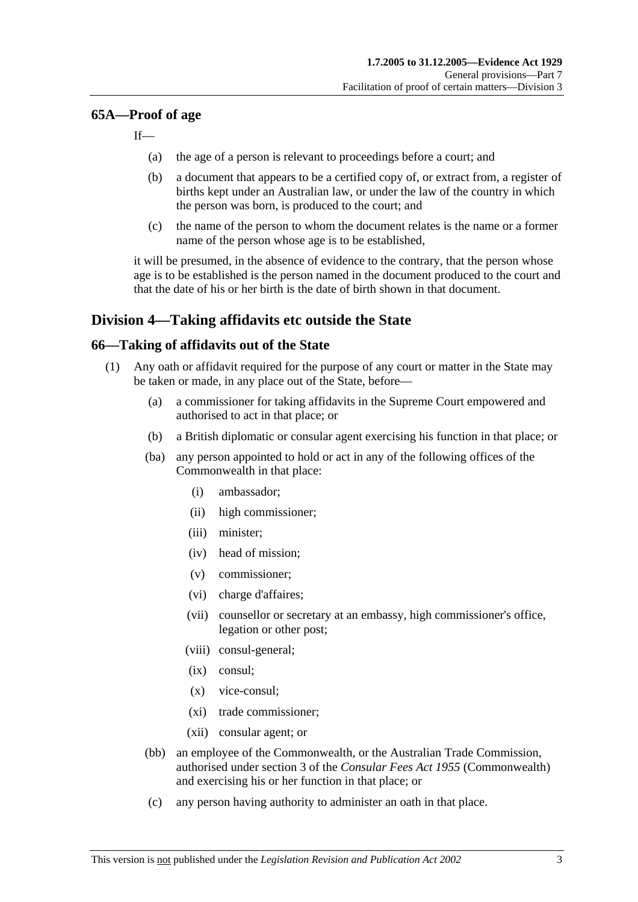## 65A—Proof of age

If—

(a) the age of a person is relevant to proceedings before a court; and

(b) a document that appears to be a certified copy of, or extract from, a register of births kept under an Australian law, or under the law of the country in which the person was born, is produced to the court; and

(c) the name of the person to whom the document relates is the name or a former name of the person whose age is to be established,

it will be presumed, in the absence of evidence to the contrary, that the person whose age is to be established is the person named in the document produced to the court and that the date of his or her birth is the date of birth shown in that document.

# Division 4—Taking affidavits etc outside the State

## 66—Taking of affidavits out of the State

(1) Any oath or affidavit required for the purpose of any court or matter in the State may be taken or made, in any place out of the State, before—

(a) a commissioner for taking affidavits in the Supreme Court empowered and authorised to act in that place; or

(b) a British diplomatic or consular agent exercising his function in that place; or

(ba) any person appointed to hold or act in any of the following offices of the Commonwealth in that place:

(i) ambassador;

(ii) high commissioner;

(iii) minister;

(iv) head of mission;

(v) commissioner;

(vi) charge d'affaires;

(vii) counsellor or secretary at an embassy, high commissioner's office, legation or other post;

(viii) consul-general;

(ix) consul;

(x) vice-consul;

(xi) trade commissioner;

(xii) consular agent; or

(bb) an employee of the Commonwealth, or the Australian Trade Commission, authorised under section 3 of the *Consular Fees Act 1955* (Commonwealth) and exercising his or her function in that place; or

(c) any person having authority to administer an oath in that place.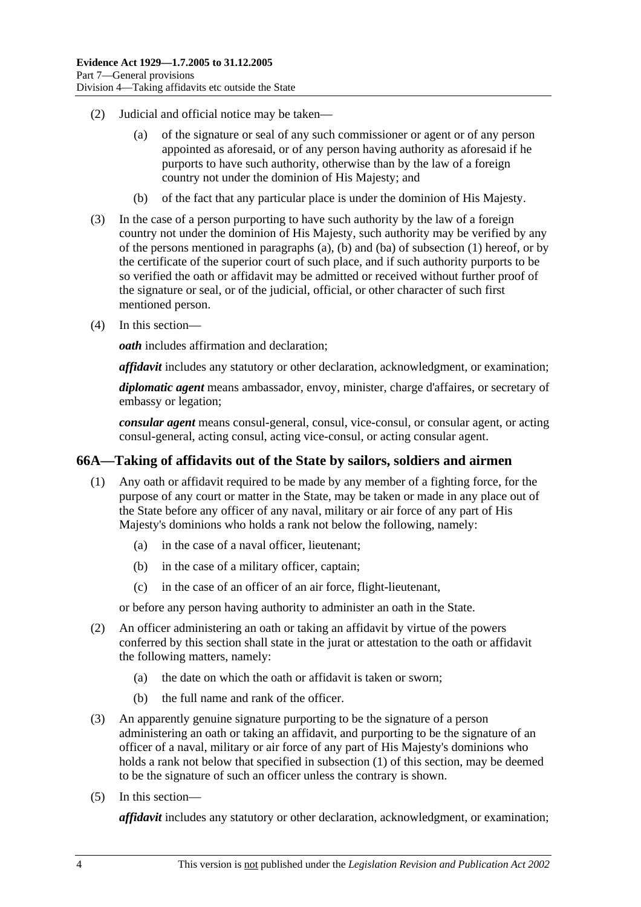(2) Judicial and official notice may be taken—

(a) of the signature or seal of any such commissioner or agent or of any person appointed as aforesaid, or of any person having authority as aforesaid if he purports to have such authority, otherwise than by the law of a foreign country not under the dominion of His Majesty; and

(b) of the fact that any particular place is under the dominion of His Majesty.

(3) In the case of a person purporting to have such authority by the law of a foreign country not under the dominion of His Majesty, such authority may be verified by any of the persons mentioned in paragraphs (a), (b) and (ba) of subsection (1) hereof, or by the certificate of the superior court of such place, and if such authority purports to be so verified the oath or affidavit may be admitted or received without further proof of the signature or seal, or of the judicial, official, or other character of such first mentioned person.

(4) In this section—

***oath*** includes affirmation and declaration;

***affidavit*** includes any statutory or other declaration, acknowledgment, or examination;

***diplomatic agent*** means ambassador, envoy, minister, charge d'affaires, or secretary of embassy or legation;

***consular agent*** means consul-general, consul, vice-consul, or consular agent, or acting consul-general, acting consul, acting vice-consul, or acting consular agent.

## 66A—Taking of affidavits out of the State by sailors, soldiers and airmen

(1) Any oath or affidavit required to be made by any member of a fighting force, for the purpose of any court or matter in the State, may be taken or made in any place out of the State before any officer of any naval, military or air force of any part of His Majesty's dominions who holds a rank not below the following, namely:

(a) in the case of a naval officer, lieutenant;

(b) in the case of a military officer, captain;

(c) in the case of an officer of an air force, flight-lieutenant,

or before any person having authority to administer an oath in the State.

(2) An officer administering an oath or taking an affidavit by virtue of the powers conferred by this section shall state in the jurat or attestation to the oath or affidavit the following matters, namely:

(a) the date on which the oath or affidavit is taken or sworn;

(b) the full name and rank of the officer.

(3) An apparently genuine signature purporting to be the signature of a person administering an oath or taking an affidavit, and purporting to be the signature of an officer of a naval, military or air force of any part of His Majesty's dominions who holds a rank not below that specified in subsection (1) of this section, may be deemed to be the signature of such an officer unless the contrary is shown.

(5) In this section—

***affidavit*** includes any statutory or other declaration, acknowledgment, or examination;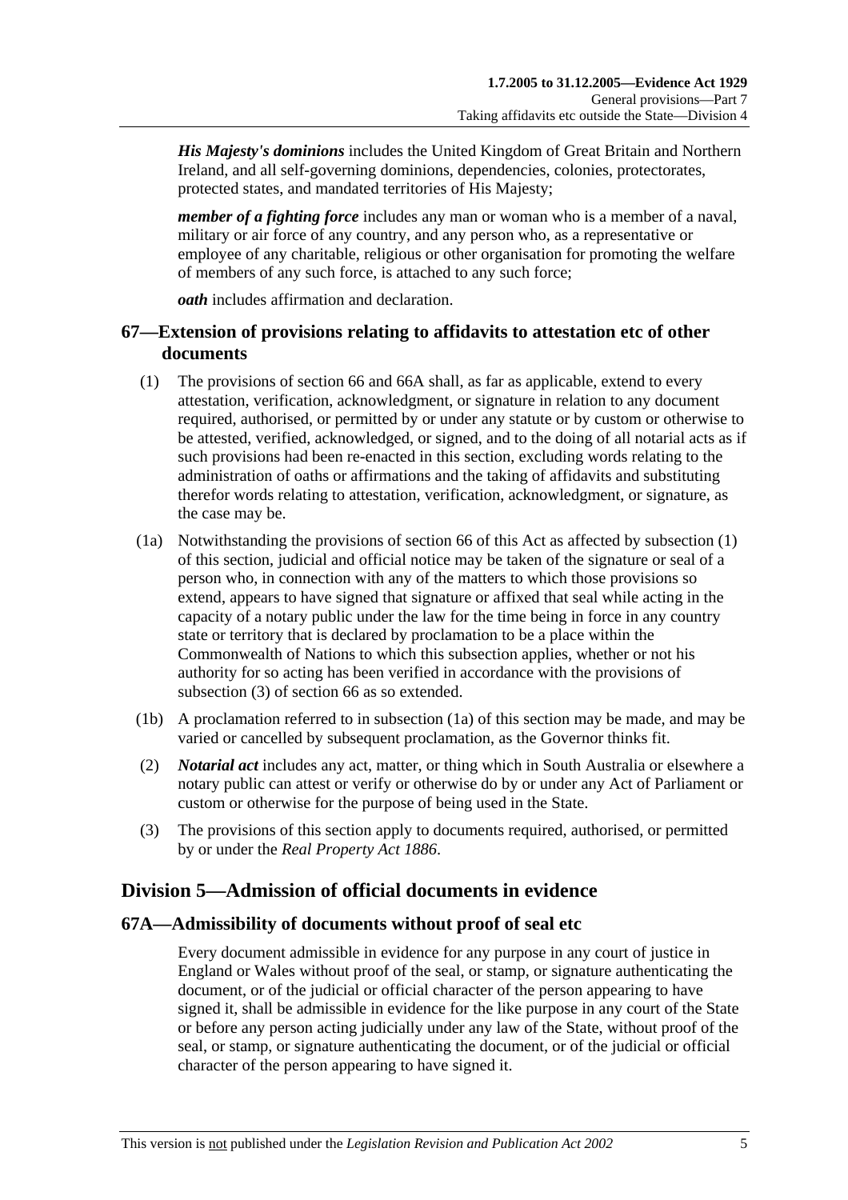***His Majesty's dominions*** includes the United Kingdom of Great Britain and Northern Ireland, and all self-governing dominions, dependencies, colonies, protectorates, protected states, and mandated territories of His Majesty;

***member of a fighting force*** includes any man or woman who is a member of a naval, military or air force of any country, and any person who, as a representative or employee of any charitable, religious or other organisation for promoting the welfare of members of any such force, is attached to any such force;

***oath*** includes affirmation and declaration.

## 67—Extension of provisions relating to affidavits to attestation etc of other documents

(1) The provisions of section 66 and 66A shall, as far as applicable, extend to every attestation, verification, acknowledgment, or signature in relation to any document required, authorised, or permitted by or under any statute or by custom or otherwise to be attested, verified, acknowledged, or signed, and to the doing of all notarial acts as if such provisions had been re-enacted in this section, excluding words relating to the administration of oaths or affirmations and the taking of affidavits and substituting therefor words relating to attestation, verification, acknowledgment, or signature, as the case may be.

(1a) Notwithstanding the provisions of section 66 of this Act as affected by subsection (1) of this section, judicial and official notice may be taken of the signature or seal of a person who, in connection with any of the matters to which those provisions so extend, appears to have signed that signature or affixed that seal while acting in the capacity of a notary public under the law for the time being in force in any country state or territory that is declared by proclamation to be a place within the Commonwealth of Nations to which this subsection applies, whether or not his authority for so acting has been verified in accordance with the provisions of subsection (3) of section 66 as so extended.

(1b) A proclamation referred to in subsection (1a) of this section may be made, and may be varied or cancelled by subsequent proclamation, as the Governor thinks fit.

(2) ***Notarial act*** includes any act, matter, or thing which in South Australia or elsewhere a notary public can attest or verify or otherwise do by or under any Act of Parliament or custom or otherwise for the purpose of being used in the State.

(3) The provisions of this section apply to documents required, authorised, or permitted by or under the *Real Property Act 1886*.

# Division 5—Admission of official documents in evidence

## 67A—Admissibility of documents without proof of seal etc

Every document admissible in evidence for any purpose in any court of justice in England or Wales without proof of the seal, or stamp, or signature authenticating the document, or of the judicial or official character of the person appearing to have signed it, shall be admissible in evidence for the like purpose in any court of the State or before any person acting judicially under any law of the State, without proof of the seal, or stamp, or signature authenticating the document, or of the judicial or official character of the person appearing to have signed it.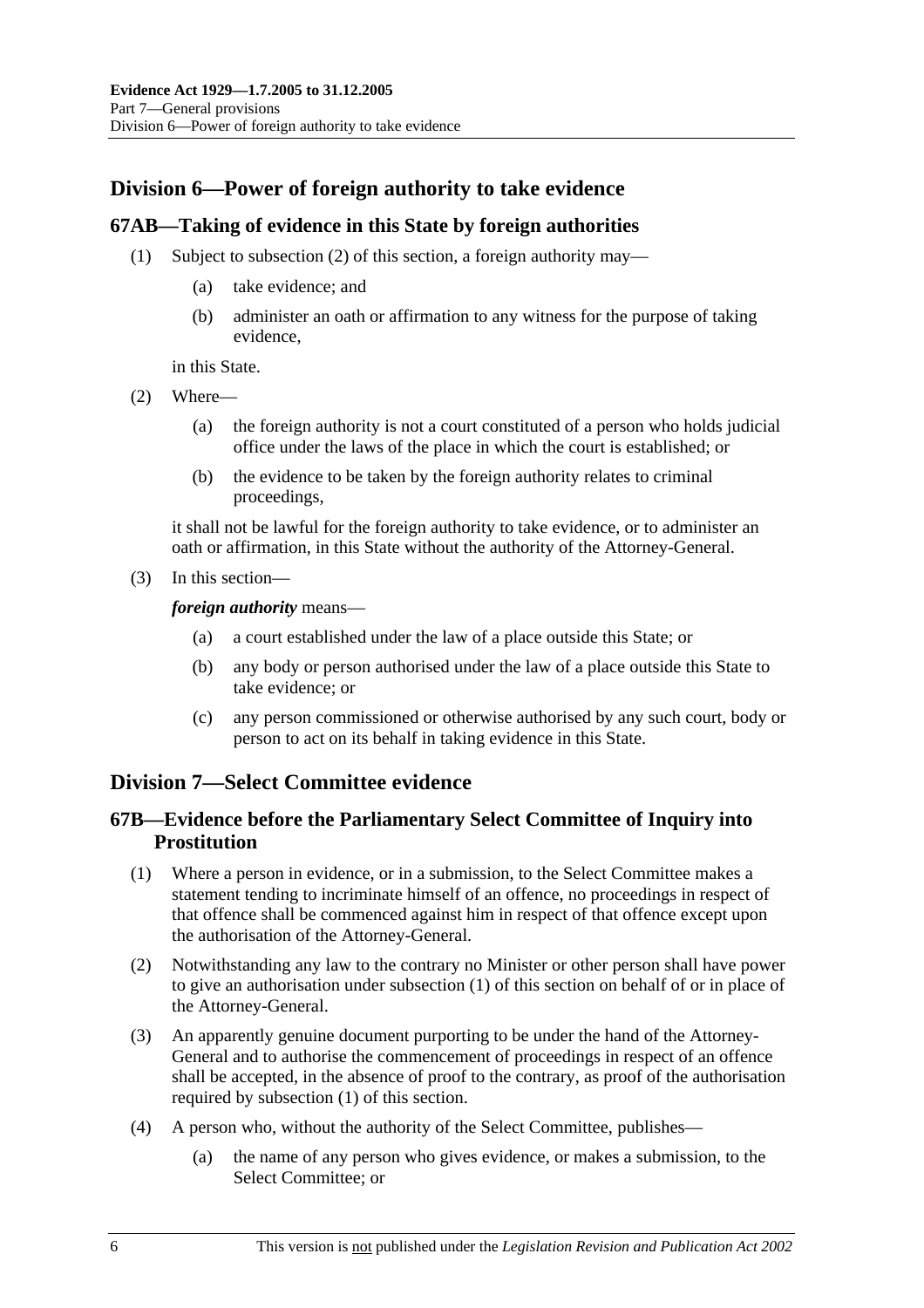## Division 6—Power of foreign authority to take evidence

### 67AB—Taking of evidence in this State by foreign authorities

(1) Subject to subsection (2) of this section, a foreign authority may—

(a) take evidence; and

(b) administer an oath or affirmation to any witness for the purpose of taking evidence,

in this State.

(2) Where—

(a) the foreign authority is not a court constituted of a person who holds judicial office under the laws of the place in which the court is established; or

(b) the evidence to be taken by the foreign authority relates to criminal proceedings,

it shall not be lawful for the foreign authority to take evidence, or to administer an oath or affirmation, in this State without the authority of the Attorney-General.

(3) In this section—

***foreign authority*** means—

(a) a court established under the law of a place outside this State; or

(b) any body or person authorised under the law of a place outside this State to take evidence; or

(c) any person commissioned or otherwise authorised by any such court, body or person to act on its behalf in taking evidence in this State.

## Division 7—Select Committee evidence

### 67B—Evidence before the Parliamentary Select Committee of Inquiry into Prostitution

(1) Where a person in evidence, or in a submission, to the Select Committee makes a statement tending to incriminate himself of an offence, no proceedings in respect of that offence shall be commenced against him in respect of that offence except upon the authorisation of the Attorney-General.

(2) Notwithstanding any law to the contrary no Minister or other person shall have power to give an authorisation under subsection (1) of this section on behalf of or in place of the Attorney-General.

(3) An apparently genuine document purporting to be under the hand of the Attorney-General and to authorise the commencement of proceedings in respect of an offence shall be accepted, in the absence of proof to the contrary, as proof of the authorisation required by subsection (1) of this section.

(4) A person who, without the authority of the Select Committee, publishes—

(a) the name of any person who gives evidence, or makes a submission, to the Select Committee; or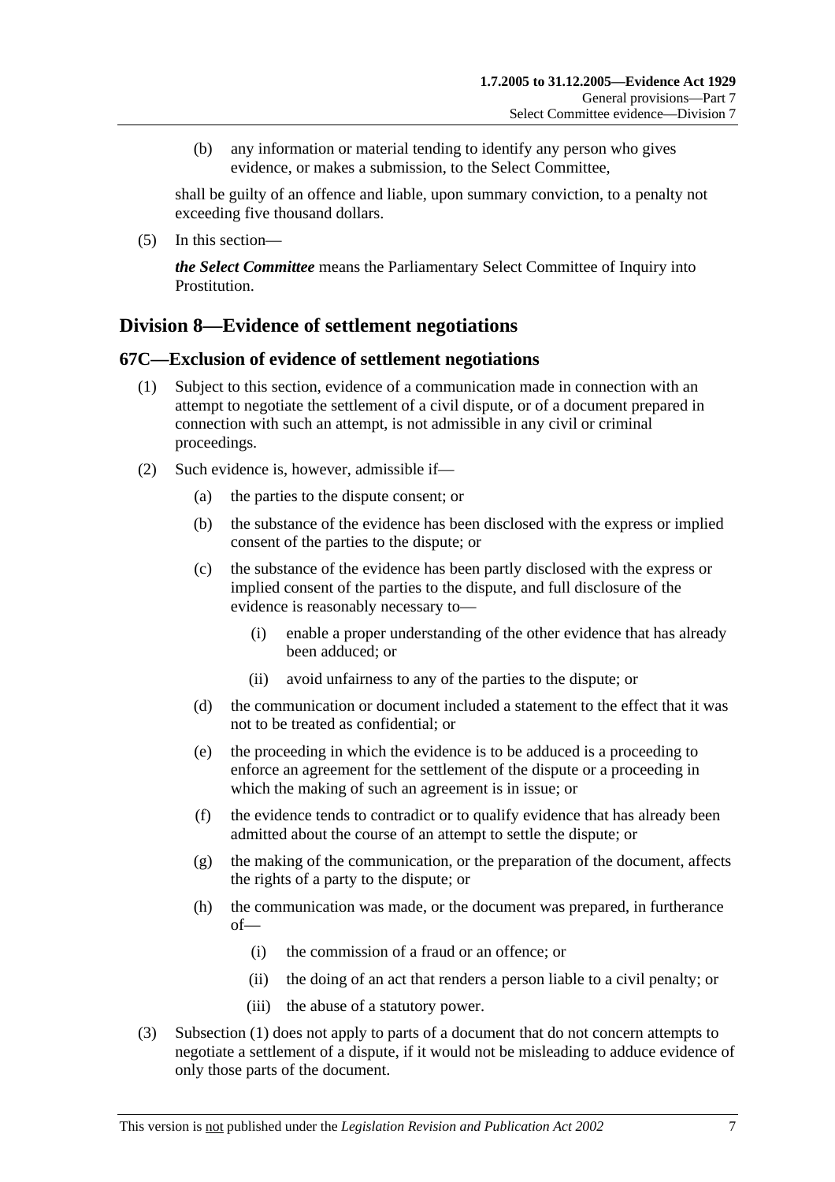(b) any information or material tending to identify any person who gives evidence, or makes a submission, to the Select Committee,

shall be guilty of an offence and liable, upon summary conviction, to a penalty not exceeding five thousand dollars.

(5) In this section—

***the Select Committee*** means the Parliamentary Select Committee of Inquiry into Prostitution.

## Division 8—Evidence of settlement negotiations

### 67C—Exclusion of evidence of settlement negotiations

(1) Subject to this section, evidence of a communication made in connection with an attempt to negotiate the settlement of a civil dispute, or of a document prepared in connection with such an attempt, is not admissible in any civil or criminal proceedings.

(2) Such evidence is, however, admissible if—

- (a) the parties to the dispute consent; or
- (b) the substance of the evidence has been disclosed with the express or implied consent of the parties to the dispute; or
- (c) the substance of the evidence has been partly disclosed with the express or implied consent of the parties to the dispute, and full disclosure of the evidence is reasonably necessary to—
  - (i) enable a proper understanding of the other evidence that has already been adduced; or
  - (ii) avoid unfairness to any of the parties to the dispute; or
- (d) the communication or document included a statement to the effect that it was not to be treated as confidential; or
- (e) the proceeding in which the evidence is to be adduced is a proceeding to enforce an agreement for the settlement of the dispute or a proceeding in which the making of such an agreement is in issue; or
- (f) the evidence tends to contradict or to qualify evidence that has already been admitted about the course of an attempt to settle the dispute; or
- (g) the making of the communication, or the preparation of the document, affects the rights of a party to the dispute; or
- (h) the communication was made, or the document was prepared, in furtherance of—
  - (i) the commission of a fraud or an offence; or
  - (ii) the doing of an act that renders a person liable to a civil penalty; or
  - (iii) the abuse of a statutory power.

(3) Subsection (1) does not apply to parts of a document that do not concern attempts to negotiate a settlement of a dispute, if it would not be misleading to adduce evidence of only those parts of the document.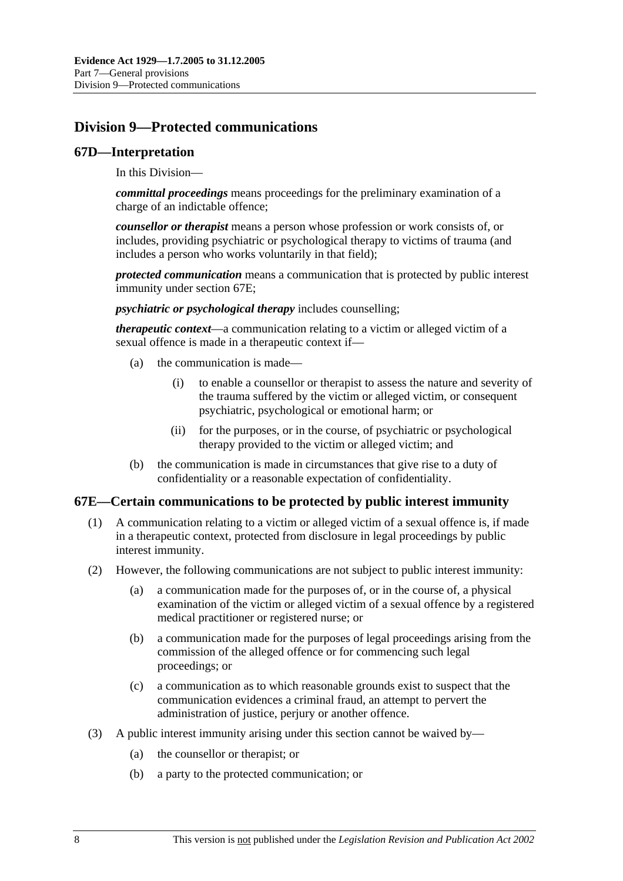## Division 9—Protected communications

### 67D—Interpretation

In this Division—

***committal proceedings*** means proceedings for the preliminary examination of a charge of an indictable offence;

***counsellor or therapist*** means a person whose profession or work consists of, or includes, providing psychiatric or psychological therapy to victims of trauma (and includes a person who works voluntarily in that field);

***protected communication*** means a communication that is protected by public interest immunity under section 67E;

***psychiatric or psychological therapy*** includes counselling;

***therapeutic context***—a communication relating to a victim or alleged victim of a sexual offence is made in a therapeutic context if—

- (a) the communication is made—
  - (i) to enable a counsellor or therapist to assess the nature and severity of the trauma suffered by the victim or alleged victim, or consequent psychiatric, psychological or emotional harm; or
  - (ii) for the purposes, or in the course, of psychiatric or psychological therapy provided to the victim or alleged victim; and
- (b) the communication is made in circumstances that give rise to a duty of confidentiality or a reasonable expectation of confidentiality.

### 67E—Certain communications to be protected by public interest immunity

(1) A communication relating to a victim or alleged victim of a sexual offence is, if made in a therapeutic context, protected from disclosure in legal proceedings by public interest immunity.

(2) However, the following communications are not subject to public interest immunity:

- (a) a communication made for the purposes of, or in the course of, a physical examination of the victim or alleged victim of a sexual offence by a registered medical practitioner or registered nurse; or
- (b) a communication made for the purposes of legal proceedings arising from the commission of the alleged offence or for commencing such legal proceedings; or
- (c) a communication as to which reasonable grounds exist to suspect that the communication evidences a criminal fraud, an attempt to pervert the administration of justice, perjury or another offence.

(3) A public interest immunity arising under this section cannot be waived by—

- (a) the counsellor or therapist; or
- (b) a party to the protected communication; or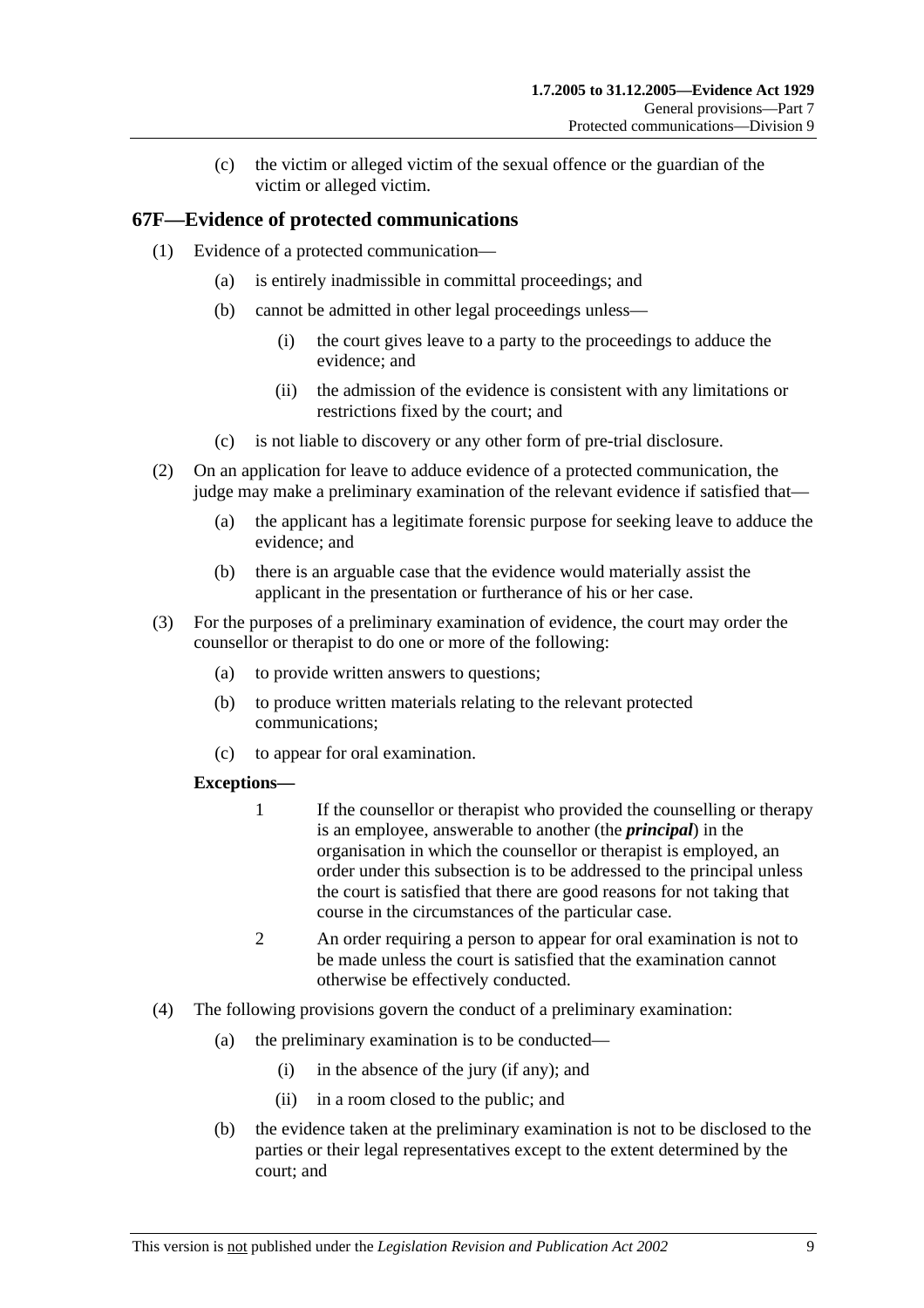(c) the victim or alleged victim of the sexual offence or the guardian of the victim or alleged victim.

## 67F—Evidence of protected communications

(1) Evidence of a protected communication—

(a) is entirely inadmissible in committal proceedings; and

(b) cannot be admitted in other legal proceedings unless—

(i) the court gives leave to a party to the proceedings to adduce the evidence; and

(ii) the admission of the evidence is consistent with any limitations or restrictions fixed by the court; and

(c) is not liable to discovery or any other form of pre-trial disclosure.

(2) On an application for leave to adduce evidence of a protected communication, the judge may make a preliminary examination of the relevant evidence if satisfied that—

(a) the applicant has a legitimate forensic purpose for seeking leave to adduce the evidence; and

(b) there is an arguable case that the evidence would materially assist the applicant in the presentation or furtherance of his or her case.

(3) For the purposes of a preliminary examination of evidence, the court may order the counsellor or therapist to do one or more of the following:

(a) to provide written answers to questions;

(b) to produce written materials relating to the relevant protected communications;

(c) to appear for oral examination.

**Exceptions—**

1 If the counsellor or therapist who provided the counselling or therapy is an employee, answerable to another (the ***principal***) in the organisation in which the counsellor or therapist is employed, an order under this subsection is to be addressed to the principal unless the court is satisfied that there are good reasons for not taking that course in the circumstances of the particular case.

2 An order requiring a person to appear for oral examination is not to be made unless the court is satisfied that the examination cannot otherwise be effectively conducted.

(4) The following provisions govern the conduct of a preliminary examination:

(a) the preliminary examination is to be conducted—

(i) in the absence of the jury (if any); and

(ii) in a room closed to the public; and

(b) the evidence taken at the preliminary examination is not to be disclosed to the parties or their legal representatives except to the extent determined by the court; and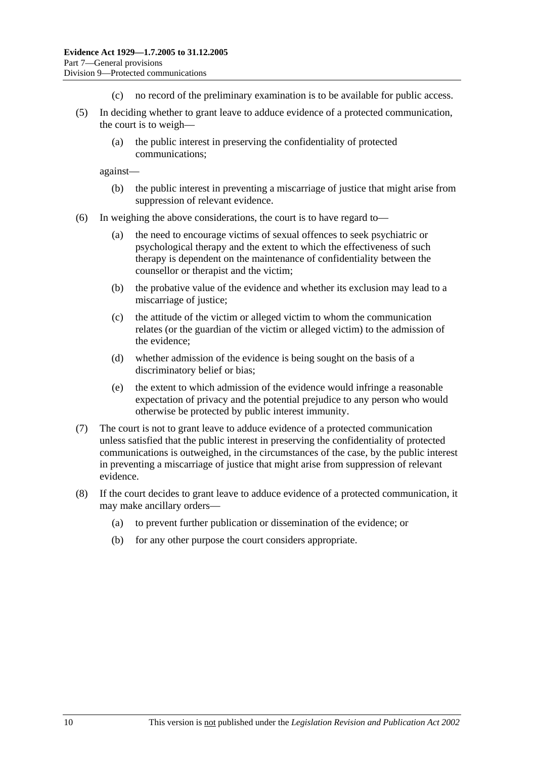(c) no record of the preliminary examination is to be available for public access.

(5) In deciding whether to grant leave to adduce evidence of a protected communication, the court is to weigh—

(a) the public interest in preserving the confidentiality of protected communications;

against—

(b) the public interest in preventing a miscarriage of justice that might arise from suppression of relevant evidence.

(6) In weighing the above considerations, the court is to have regard to—

(a) the need to encourage victims of sexual offences to seek psychiatric or psychological therapy and the extent to which the effectiveness of such therapy is dependent on the maintenance of confidentiality between the counsellor or therapist and the victim;

(b) the probative value of the evidence and whether its exclusion may lead to a miscarriage of justice;

(c) the attitude of the victim or alleged victim to whom the communication relates (or the guardian of the victim or alleged victim) to the admission of the evidence;

(d) whether admission of the evidence is being sought on the basis of a discriminatory belief or bias;

(e) the extent to which admission of the evidence would infringe a reasonable expectation of privacy and the potential prejudice to any person who would otherwise be protected by public interest immunity.

(7) The court is not to grant leave to adduce evidence of a protected communication unless satisfied that the public interest in preserving the confidentiality of protected communications is outweighed, in the circumstances of the case, by the public interest in preventing a miscarriage of justice that might arise from suppression of relevant evidence.

(8) If the court decides to grant leave to adduce evidence of a protected communication, it may make ancillary orders—

(a) to prevent further publication or dissemination of the evidence; or

(b) for any other purpose the court considers appropriate.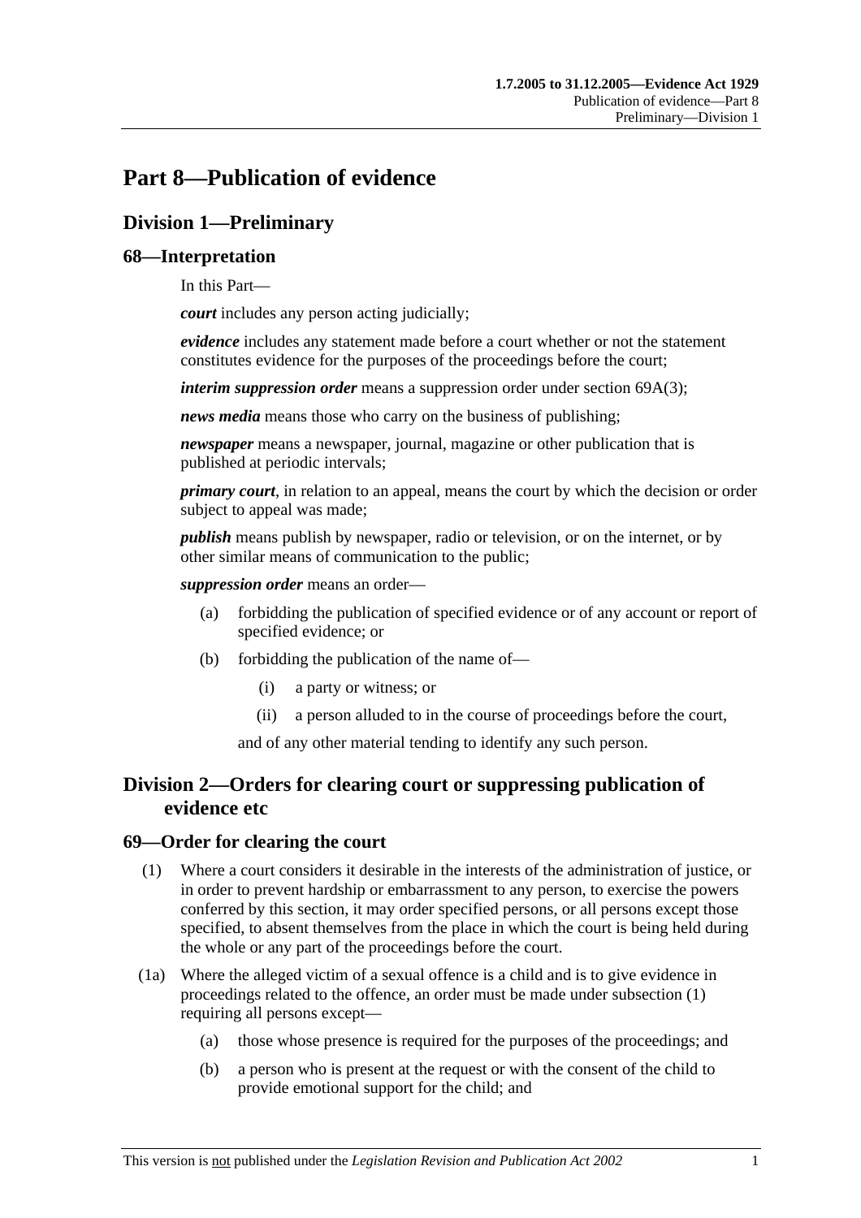# Part 8—Publication of evidence

## Division 1—Preliminary

### 68—Interpretation

In this Part—

***court*** includes any person acting judicially;

***evidence*** includes any statement made before a court whether or not the statement constitutes evidence for the purposes of the proceedings before the court;

***interim suppression order*** means a suppression order under section 69A(3);

***news media*** means those who carry on the business of publishing;

***newspaper*** means a newspaper, journal, magazine or other publication that is published at periodic intervals;

***primary court***, in relation to an appeal, means the court by which the decision or order subject to appeal was made;

***publish*** means publish by newspaper, radio or television, or on the internet, or by other similar means of communication to the public;

***suppression order*** means an order—

(a) forbidding the publication of specified evidence or of any account or report of specified evidence; or

(b) forbidding the publication of the name of—

(i) a party or witness; or

(ii) a person alluded to in the course of proceedings before the court,

and of any other material tending to identify any such person.

## Division 2—Orders for clearing court or suppressing publication of evidence etc

### 69—Order for clearing the court

(1) Where a court considers it desirable in the interests of the administration of justice, or in order to prevent hardship or embarrassment to any person, to exercise the powers conferred by this section, it may order specified persons, or all persons except those specified, to absent themselves from the place in which the court is being held during the whole or any part of the proceedings before the court.

(1a) Where the alleged victim of a sexual offence is a child and is to give evidence in proceedings related to the offence, an order must be made under subsection (1) requiring all persons except—

(a) those whose presence is required for the purposes of the proceedings; and

(b) a person who is present at the request or with the consent of the child to provide emotional support for the child; and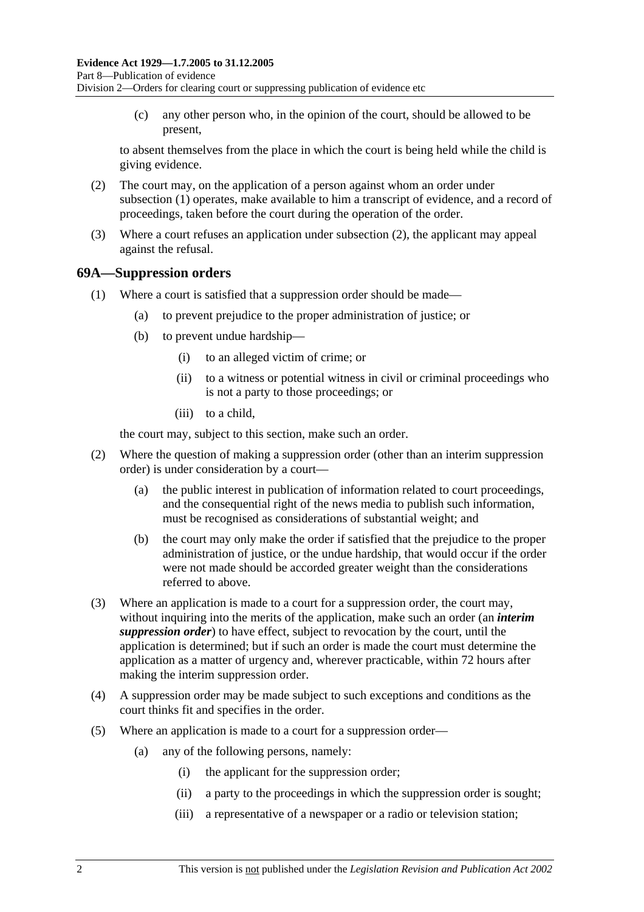(c) any other person who, in the opinion of the court, should be allowed to be present,

to absent themselves from the place in which the court is being held while the child is giving evidence.

(2) The court may, on the application of a person against whom an order under subsection (1) operates, make available to him a transcript of evidence, and a record of proceedings, taken before the court during the operation of the order.

(3) Where a court refuses an application under subsection (2), the applicant may appeal against the refusal.

## 69A—Suppression orders

(1) Where a court is satisfied that a suppression order should be made—

(a) to prevent prejudice to the proper administration of justice; or

(b) to prevent undue hardship—

(i) to an alleged victim of crime; or

(ii) to a witness or potential witness in civil or criminal proceedings who is not a party to those proceedings; or

(iii) to a child,

the court may, subject to this section, make such an order.

(2) Where the question of making a suppression order (other than an interim suppression order) is under consideration by a court—

(a) the public interest in publication of information related to court proceedings, and the consequential right of the news media to publish such information, must be recognised as considerations of substantial weight; and

(b) the court may only make the order if satisfied that the prejudice to the proper administration of justice, or the undue hardship, that would occur if the order were not made should be accorded greater weight than the considerations referred to above.

(3) Where an application is made to a court for a suppression order, the court may, without inquiring into the merits of the application, make such an order (an ***interim suppression order***) to have effect, subject to revocation by the court, until the application is determined; but if such an order is made the court must determine the application as a matter of urgency and, wherever practicable, within 72 hours after making the interim suppression order.

(4) A suppression order may be made subject to such exceptions and conditions as the court thinks fit and specifies in the order.

(5) Where an application is made to a court for a suppression order—

(a) any of the following persons, namely:

(i) the applicant for the suppression order;

(ii) a party to the proceedings in which the suppression order is sought;

(iii) a representative of a newspaper or a radio or television station;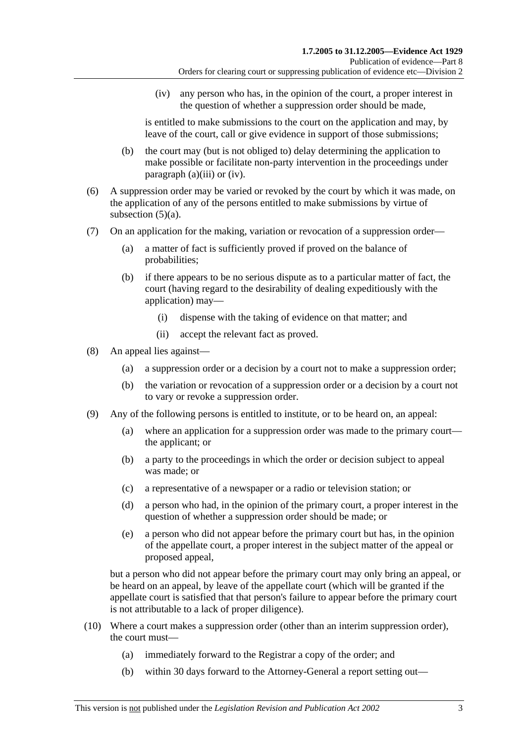(iv) any person who has, in the opinion of the court, a proper interest in the question of whether a suppression order should be made,

is entitled to make submissions to the court on the application and may, by leave of the court, call or give evidence in support of those submissions;

(b) the court may (but is not obliged to) delay determining the application to make possible or facilitate non-party intervention in the proceedings under paragraph (a)(iii) or (iv).

(6) A suppression order may be varied or revoked by the court by which it was made, on the application of any of the persons entitled to make submissions by virtue of subsection (5)(a).

(7) On an application for the making, variation or revocation of a suppression order—

(a) a matter of fact is sufficiently proved if proved on the balance of probabilities;

(b) if there appears to be no serious dispute as to a particular matter of fact, the court (having regard to the desirability of dealing expeditiously with the application) may—

(i) dispense with the taking of evidence on that matter; and

(ii) accept the relevant fact as proved.

(8) An appeal lies against—

(a) a suppression order or a decision by a court not to make a suppression order;

(b) the variation or revocation of a suppression order or a decision by a court not to vary or revoke a suppression order.

(9) Any of the following persons is entitled to institute, or to be heard on, an appeal:

(a) where an application for a suppression order was made to the primary court—the applicant; or

(b) a party to the proceedings in which the order or decision subject to appeal was made; or

(c) a representative of a newspaper or a radio or television station; or

(d) a person who had, in the opinion of the primary court, a proper interest in the question of whether a suppression order should be made; or

(e) a person who did not appear before the primary court but has, in the opinion of the appellate court, a proper interest in the subject matter of the appeal or proposed appeal,

but a person who did not appear before the primary court may only bring an appeal, or be heard on an appeal, by leave of the appellate court (which will be granted if the appellate court is satisfied that that person's failure to appear before the primary court is not attributable to a lack of proper diligence).

(10) Where a court makes a suppression order (other than an interim suppression order), the court must—

(a) immediately forward to the Registrar a copy of the order; and

(b) within 30 days forward to the Attorney-General a report setting out—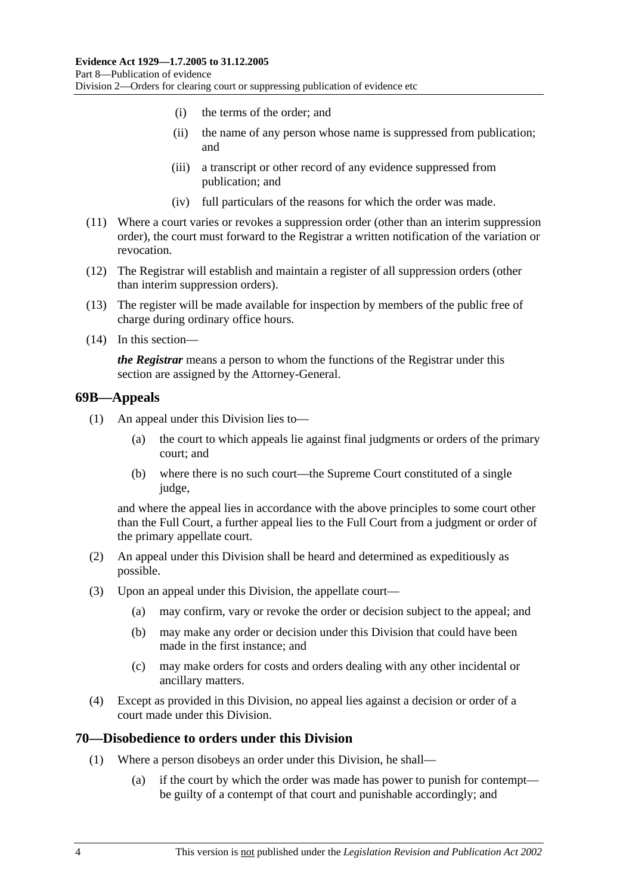(i) the terms of the order; and

(ii) the name of any person whose name is suppressed from publication; and

(iii) a transcript or other record of any evidence suppressed from publication; and

(iv) full particulars of the reasons for which the order was made.

(11) Where a court varies or revokes a suppression order (other than an interim suppression order), the court must forward to the Registrar a written notification of the variation or revocation.

(12) The Registrar will establish and maintain a register of all suppression orders (other than interim suppression orders).

(13) The register will be made available for inspection by members of the public free of charge during ordinary office hours.

(14) In this section—

***the Registrar*** means a person to whom the functions of the Registrar under this section are assigned by the Attorney-General.

## 69B—Appeals

(1) An appeal under this Division lies to—

(a) the court to which appeals lie against final judgments or orders of the primary court; and

(b) where there is no such court—the Supreme Court constituted of a single judge,

and where the appeal lies in accordance with the above principles to some court other than the Full Court, a further appeal lies to the Full Court from a judgment or order of the primary appellate court.

(2) An appeal under this Division shall be heard and determined as expeditiously as possible.

(3) Upon an appeal under this Division, the appellate court—

(a) may confirm, vary or revoke the order or decision subject to the appeal; and

(b) may make any order or decision under this Division that could have been made in the first instance; and

(c) may make orders for costs and orders dealing with any other incidental or ancillary matters.

(4) Except as provided in this Division, no appeal lies against a decision or order of a court made under this Division.

## 70—Disobedience to orders under this Division

(1) Where a person disobeys an order under this Division, he shall—

(a) if the court by which the order was made has power to punish for contempt—be guilty of a contempt of that court and punishable accordingly; and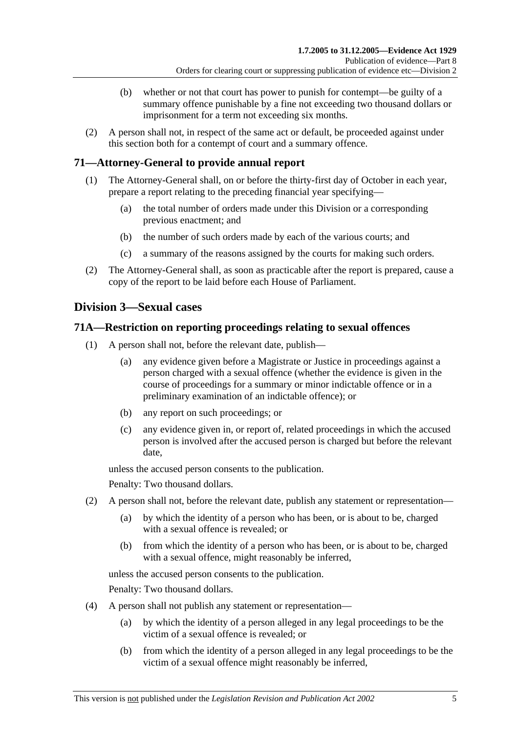(b) whether or not that court has power to punish for contempt—be guilty of a summary offence punishable by a fine not exceeding two thousand dollars or imprisonment for a term not exceeding six months.

(2) A person shall not, in respect of the same act or default, be proceeded against under this section both for a contempt of court and a summary offence.

## 71—Attorney-General to provide annual report

(1) The Attorney-General shall, on or before the thirty-first day of October in each year, prepare a report relating to the preceding financial year specifying—

(a) the total number of orders made under this Division or a corresponding previous enactment; and

(b) the number of such orders made by each of the various courts; and

(c) a summary of the reasons assigned by the courts for making such orders.

(2) The Attorney-General shall, as soon as practicable after the report is prepared, cause a copy of the report to be laid before each House of Parliament.

# Division 3—Sexual cases

## 71A—Restriction on reporting proceedings relating to sexual offences

(1) A person shall not, before the relevant date, publish—

(a) any evidence given before a Magistrate or Justice in proceedings against a person charged with a sexual offence (whether the evidence is given in the course of proceedings for a summary or minor indictable offence or in a preliminary examination of an indictable offence); or

(b) any report on such proceedings; or

(c) any evidence given in, or report of, related proceedings in which the accused person is involved after the accused person is charged but before the relevant date,

unless the accused person consents to the publication.

Penalty: Two thousand dollars.

(2) A person shall not, before the relevant date, publish any statement or representation—

(a) by which the identity of a person who has been, or is about to be, charged with a sexual offence is revealed; or

(b) from which the identity of a person who has been, or is about to be, charged with a sexual offence, might reasonably be inferred,

unless the accused person consents to the publication.

Penalty: Two thousand dollars.

(4) A person shall not publish any statement or representation—

(a) by which the identity of a person alleged in any legal proceedings to be the victim of a sexual offence is revealed; or

(b) from which the identity of a person alleged in any legal proceedings to be the victim of a sexual offence might reasonably be inferred,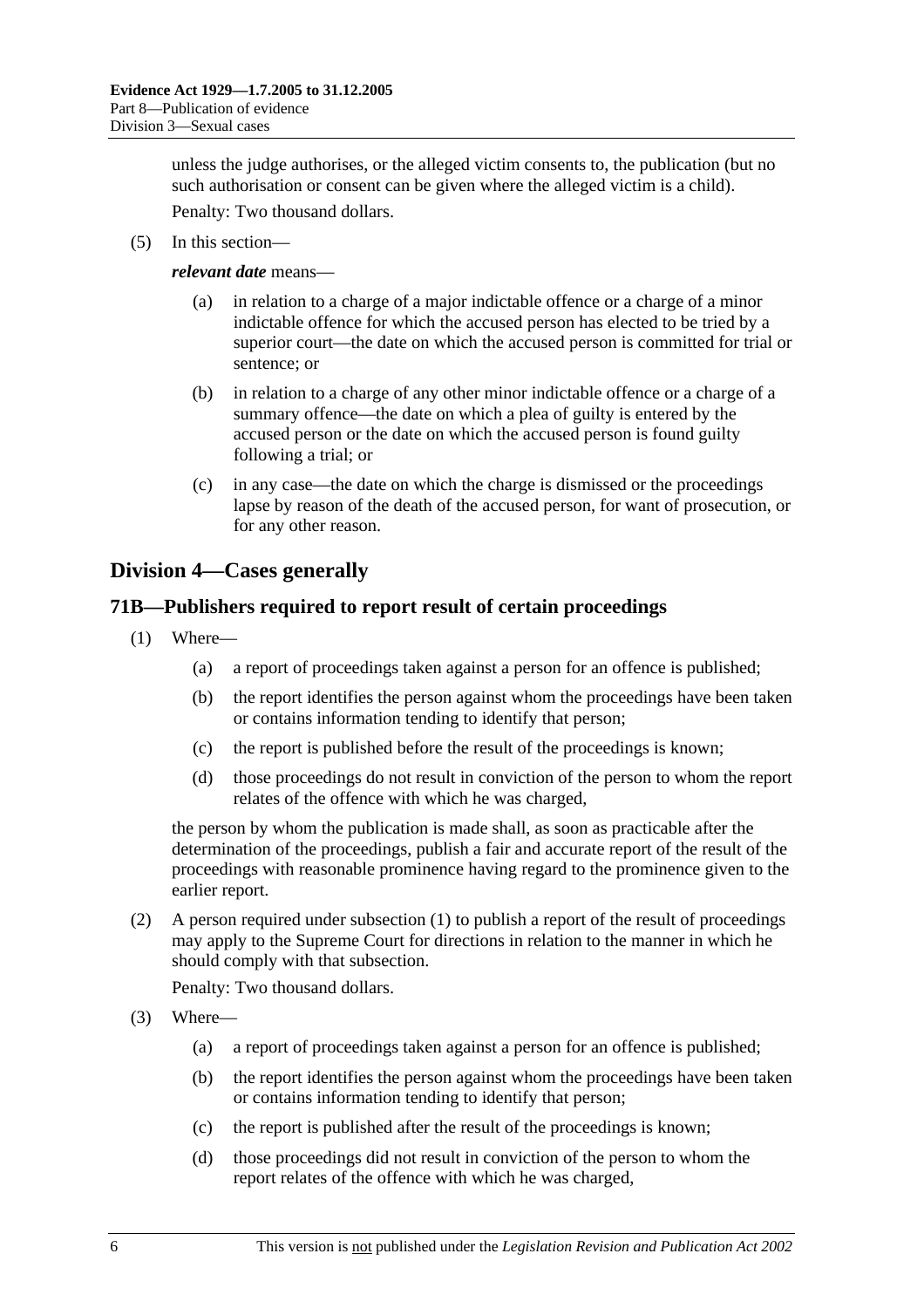unless the judge authorises, or the alleged victim consents to, the publication (but no such authorisation or consent can be given where the alleged victim is a child).

Penalty: Two thousand dollars.

(5) In this section—

***relevant date*** means—

(a) in relation to a charge of a major indictable offence or a charge of a minor indictable offence for which the accused person has elected to be tried by a superior court—the date on which the accused person is committed for trial or sentence; or

(b) in relation to a charge of any other minor indictable offence or a charge of a summary offence—the date on which a plea of guilty is entered by the accused person or the date on which the accused person is found guilty following a trial; or

(c) in any case—the date on which the charge is dismissed or the proceedings lapse by reason of the death of the accused person, for want of prosecution, or for any other reason.

## Division 4—Cases generally

### 71B—Publishers required to report result of certain proceedings

(1) Where—

(a) a report of proceedings taken against a person for an offence is published;

(b) the report identifies the person against whom the proceedings have been taken or contains information tending to identify that person;

(c) the report is published before the result of the proceedings is known;

(d) those proceedings do not result in conviction of the person to whom the report relates of the offence with which he was charged,

the person by whom the publication is made shall, as soon as practicable after the determination of the proceedings, publish a fair and accurate report of the result of the proceedings with reasonable prominence having regard to the prominence given to the earlier report.

(2) A person required under subsection (1) to publish a report of the result of proceedings may apply to the Supreme Court for directions in relation to the manner in which he should comply with that subsection.

Penalty: Two thousand dollars.

(3) Where—

(a) a report of proceedings taken against a person for an offence is published;

(b) the report identifies the person against whom the proceedings have been taken or contains information tending to identify that person;

(c) the report is published after the result of the proceedings is known;

(d) those proceedings did not result in conviction of the person to whom the report relates of the offence with which he was charged,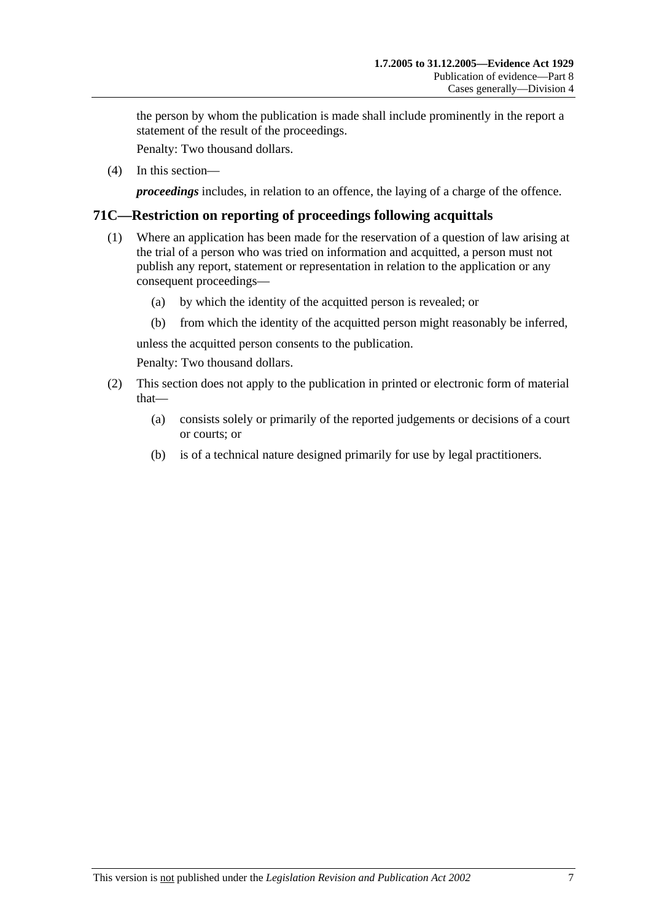the person by whom the publication is made shall include prominently in the report a statement of the result of the proceedings.

Penalty: Two thousand dollars.

(4) In this section—

***proceedings*** includes, in relation to an offence, the laying of a charge of the offence.

## 71C—Restriction on reporting of proceedings following acquittals

(1) Where an application has been made for the reservation of a question of law arising at the trial of a person who was tried on information and acquitted, a person must not publish any report, statement or representation in relation to the application or any consequent proceedings—

   (a) by which the identity of the acquitted person is revealed; or

   (b) from which the identity of the acquitted person might reasonably be inferred,

unless the acquitted person consents to the publication.

Penalty: Two thousand dollars.

(2) This section does not apply to the publication in printed or electronic form of material that—

   (a) consists solely or primarily of the reported judgements or decisions of a court or courts; or

   (b) is of a technical nature designed primarily for use by legal practitioners.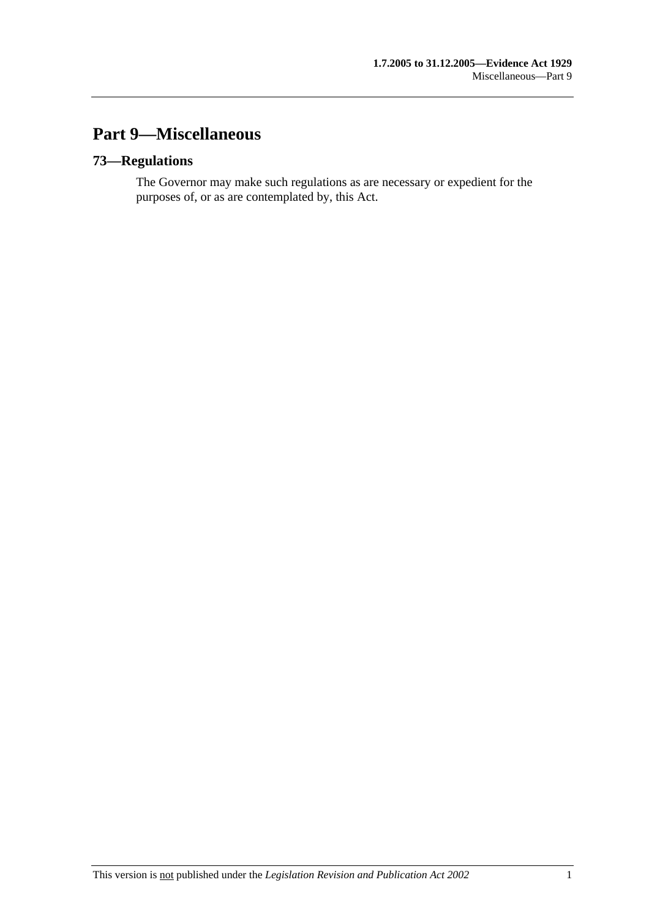# Part 9—Miscellaneous

## 73—Regulations

The Governor may make such regulations as are necessary or expedient for the purposes of, or as are contemplated by, this Act.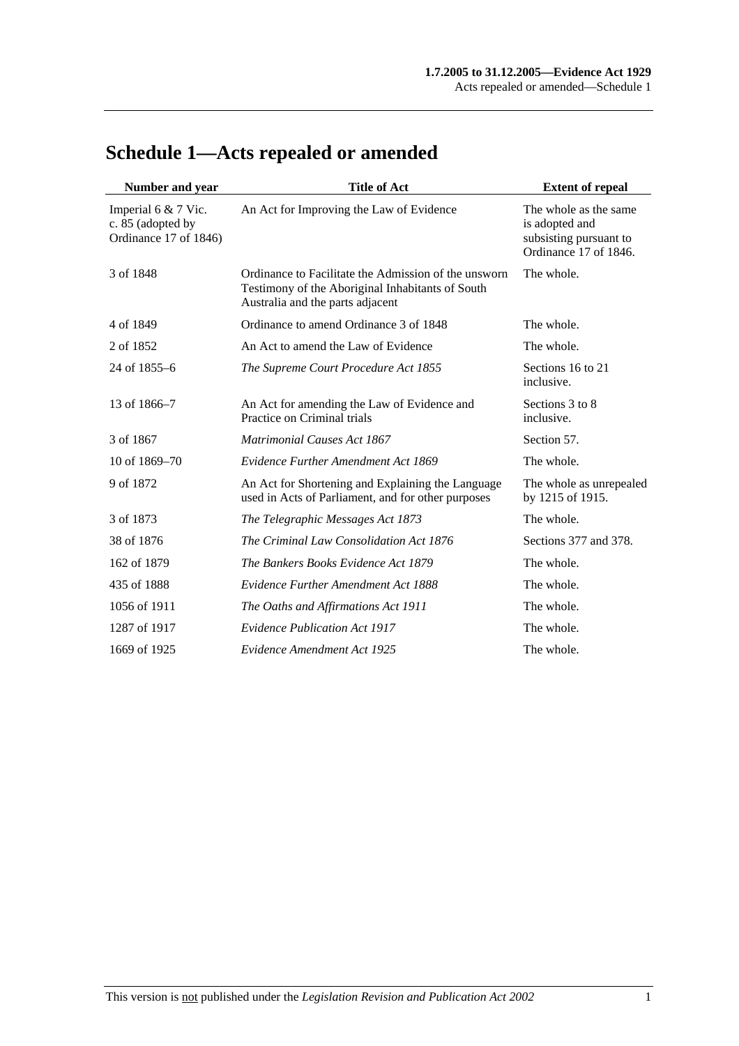# Schedule 1—Acts repealed or amended

| Number and year | Title of Act | Extent of repeal |
|---|---|---|
| Imperial 6 & 7 Vic. c. 85 (adopted by Ordinance 17 of 1846) | An Act for Improving the Law of Evidence | The whole as the same is adopted and subsisting pursuant to Ordinance 17 of 1846. |
| 3 of 1848 | Ordinance to Facilitate the Admission of the unsworn Testimony of the Aboriginal Inhabitants of South Australia and the parts adjacent | The whole. |
| 4 of 1849 | Ordinance to amend Ordinance 3 of 1848 | The whole. |
| 2 of 1852 | An Act to amend the Law of Evidence | The whole. |
| 24 of 1855–6 | *The Supreme Court Procedure Act 1855* | Sections 16 to 21 inclusive. |
| 13 of 1866–7 | An Act for amending the Law of Evidence and Practice on Criminal trials | Sections 3 to 8 inclusive. |
| 3 of 1867 | *Matrimonial Causes Act 1867* | Section 57. |
| 10 of 1869–70 | *Evidence Further Amendment Act 1869* | The whole. |
| 9 of 1872 | An Act for Shortening and Explaining the Language used in Acts of Parliament, and for other purposes | The whole as unrepealed by 1215 of 1915. |
| 3 of 1873 | *The Telegraphic Messages Act 1873* | The whole. |
| 38 of 1876 | *The Criminal Law Consolidation Act 1876* | Sections 377 and 378. |
| 162 of 1879 | *The Bankers Books Evidence Act 1879* | The whole. |
| 435 of 1888 | *Evidence Further Amendment Act 1888* | The whole. |
| 1056 of 1911 | *The Oaths and Affirmations Act 1911* | The whole. |
| 1287 of 1917 | *Evidence Publication Act 1917* | The whole. |
| 1669 of 1925 | *Evidence Amendment Act 1925* | The whole. |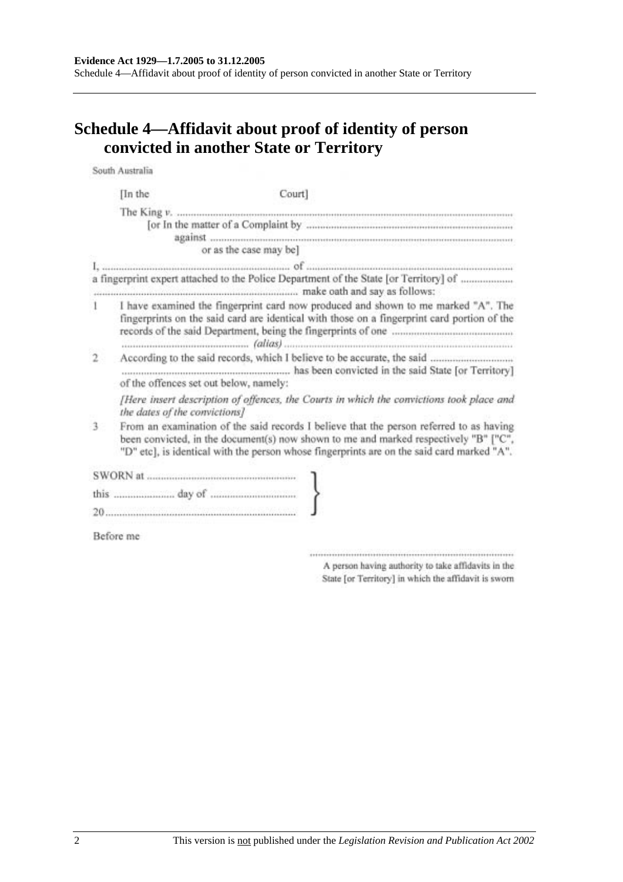## Schedule 4—Affidavit about proof of identity of person convicted in another State or Territory

South Australia

[In the Court]

The King *v.* ..........................................................................................................................

[or In the matter of a Complaint by ..........................................................................

against ..........................................................................................................

or as the case may be]

I, ........................................................................ of ..........................................................................

a fingerprint expert attached to the Police Department of the State [or Territory] of ....................

.......................................................................... make oath and say as follows:

1 I have examined the fingerprint card now produced and shown to me marked "A". The fingerprints on the said card are identical with those on a fingerprint card portion of the records of the said Department, being the fingerprints of one ............................................ .............................................. *(alias)* ..........................................................................................

2 According to the said records, which I believe to be accurate, the said .............................. .............................................................. has been convicted in the said State [or Territory] of the offences set out below, namely:

*[Here insert description of offences, the Courts in which the convictions took place and the dates of the convictions]*

3 From an examination of the said records I believe that the person referred to as having been convicted, in the document(s) now shown to me and marked respectively "B" ["C", "D" etc], is identical with the person whose fingerprints are on the said card marked "A".

SWORN at ........................................................

this ...................... day of ...............................

20......................................................................

Before me

..........................................................................

A person having authority to take affidavits in the State [or Territory] in which the affidavit is sworn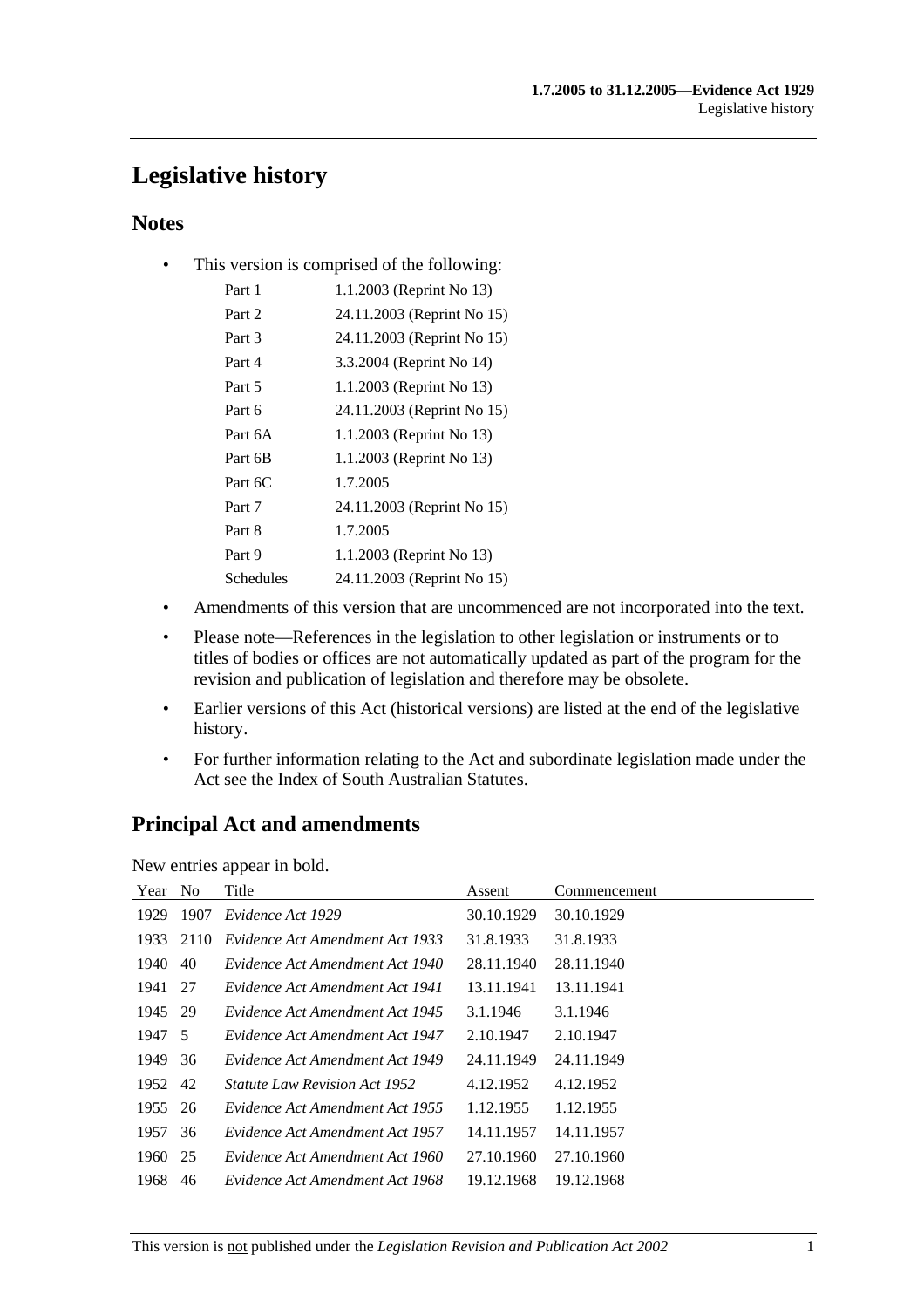# Legislative history

## Notes

- This version is comprised of the following:

| | |
|---|---|
| Part 1 | 1.1.2003 (Reprint No 13) |
| Part 2 | 24.11.2003 (Reprint No 15) |
| Part 3 | 24.11.2003 (Reprint No 15) |
| Part 4 | 3.3.2004 (Reprint No 14) |
| Part 5 | 1.1.2003 (Reprint No 13) |
| Part 6 | 24.11.2003 (Reprint No 15) |
| Part 6A | 1.1.2003 (Reprint No 13) |
| Part 6B | 1.1.2003 (Reprint No 13) |
| Part 6C | 1.7.2005 |
| Part 7 | 24.11.2003 (Reprint No 15) |
| Part 8 | 1.7.2005 |
| Part 9 | 1.1.2003 (Reprint No 13) |
| Schedules | 24.11.2003 (Reprint No 15) |

- Amendments of this version that are uncommenced are not incorporated into the text.
- Please note—References in the legislation to other legislation or instruments or to titles of bodies or offices are not automatically updated as part of the program for the revision and publication of legislation and therefore may be obsolete.
- Earlier versions of this Act (historical versions) are listed at the end of the legislative history.
- For further information relating to the Act and subordinate legislation made under the Act see the Index of South Australian Statutes.

## Principal Act and amendments

New entries appear in bold.

| Year | No | Title | Assent | Commencement |
|---|---|---|---|---|
| 1929 | 1907 | *Evidence Act 1929* | 30.10.1929 | 30.10.1929 |
| 1933 | 2110 | *Evidence Act Amendment Act 1933* | 31.8.1933 | 31.8.1933 |
| 1940 | 40 | *Evidence Act Amendment Act 1940* | 28.11.1940 | 28.11.1940 |
| 1941 | 27 | *Evidence Act Amendment Act 1941* | 13.11.1941 | 13.11.1941 |
| 1945 | 29 | *Evidence Act Amendment Act 1945* | 3.1.1946 | 3.1.1946 |
| 1947 | 5 | *Evidence Act Amendment Act 1947* | 2.10.1947 | 2.10.1947 |
| 1949 | 36 | *Evidence Act Amendment Act 1949* | 24.11.1949 | 24.11.1949 |
| 1952 | 42 | *Statute Law Revision Act 1952* | 4.12.1952 | 4.12.1952 |
| 1955 | 26 | *Evidence Act Amendment Act 1955* | 1.12.1955 | 1.12.1955 |
| 1957 | 36 | *Evidence Act Amendment Act 1957* | 14.11.1957 | 14.11.1957 |
| 1960 | 25 | *Evidence Act Amendment Act 1960* | 27.10.1960 | 27.10.1960 |
| 1968 | 46 | *Evidence Act Amendment Act 1968* | 19.12.1968 | 19.12.1968 |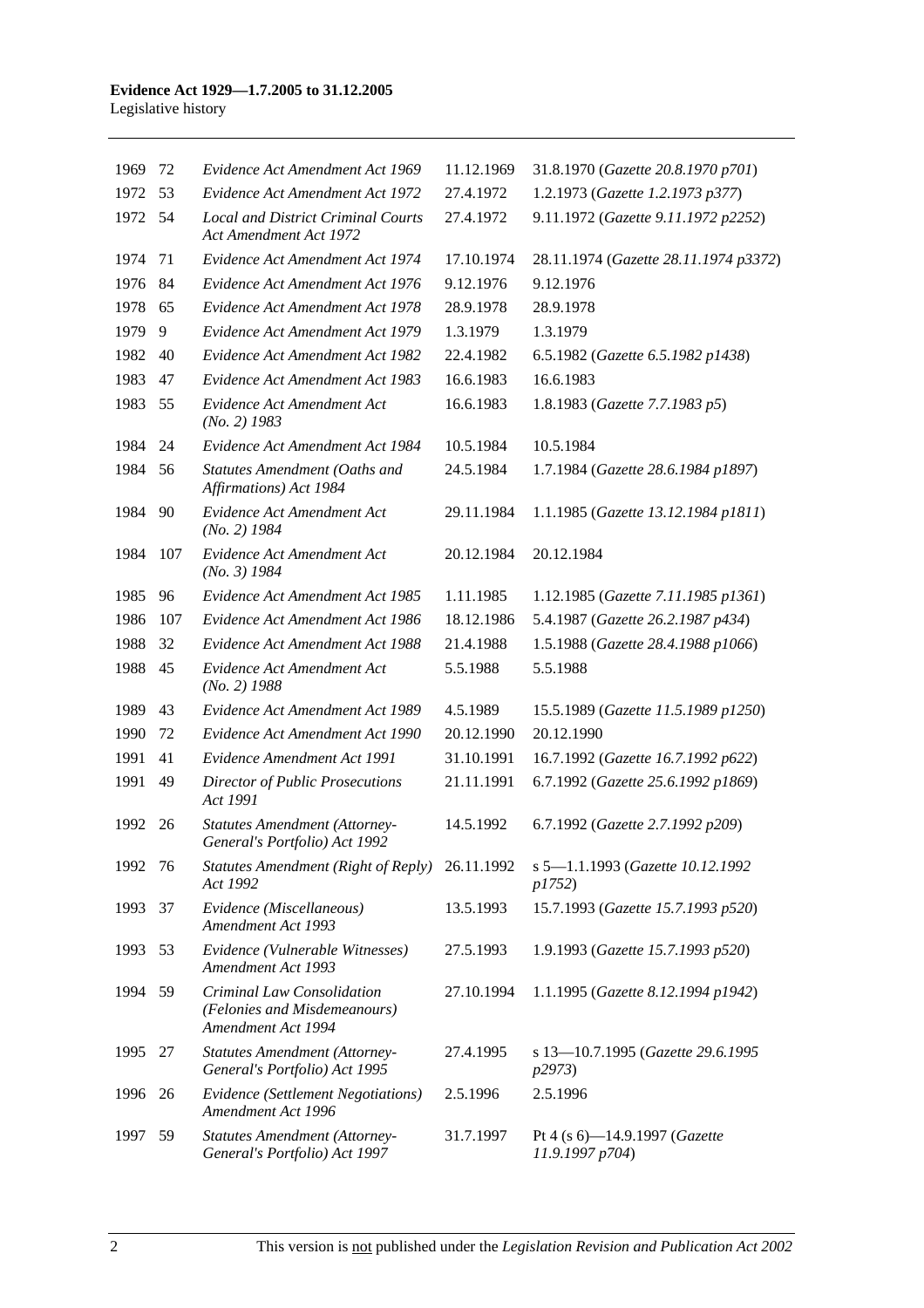| | | | | |
|---|---|---|---|---|
| 1969 | 72 | *Evidence Act Amendment Act 1969* | 11.12.1969 | 31.8.1970 (*Gazette 20.8.1970 p701*) |
| 1972 | 53 | *Evidence Act Amendment Act 1972* | 27.4.1972 | 1.2.1973 (*Gazette 1.2.1973 p377*) |
| 1972 | 54 | *Local and District Criminal Courts Act Amendment Act 1972* | 27.4.1972 | 9.11.1972 (*Gazette 9.11.1972 p2252*) |
| 1974 | 71 | *Evidence Act Amendment Act 1974* | 17.10.1974 | 28.11.1974 (*Gazette 28.11.1974 p3372*) |
| 1976 | 84 | *Evidence Act Amendment Act 1976* | 9.12.1976 | 9.12.1976 |
| 1978 | 65 | *Evidence Act Amendment Act 1978* | 28.9.1978 | 28.9.1978 |
| 1979 | 9 | *Evidence Act Amendment Act 1979* | 1.3.1979 | 1.3.1979 |
| 1982 | 40 | *Evidence Act Amendment Act 1982* | 22.4.1982 | 6.5.1982 (*Gazette 6.5.1982 p1438*) |
| 1983 | 47 | *Evidence Act Amendment Act 1983* | 16.6.1983 | 16.6.1983 |
| 1983 | 55 | *Evidence Act Amendment Act (No. 2) 1983* | 16.6.1983 | 1.8.1983 (*Gazette 7.7.1983 p5*) |
| 1984 | 24 | *Evidence Act Amendment Act 1984* | 10.5.1984 | 10.5.1984 |
| 1984 | 56 | *Statutes Amendment (Oaths and Affirmations) Act 1984* | 24.5.1984 | 1.7.1984 (*Gazette 28.6.1984 p1897*) |
| 1984 | 90 | *Evidence Act Amendment Act (No. 2) 1984* | 29.11.1984 | 1.1.1985 (*Gazette 13.12.1984 p1811*) |
| 1984 | 107 | *Evidence Act Amendment Act (No. 3) 1984* | 20.12.1984 | 20.12.1984 |
| 1985 | 96 | *Evidence Act Amendment Act 1985* | 1.11.1985 | 1.12.1985 (*Gazette 7.11.1985 p1361*) |
| 1986 | 107 | *Evidence Act Amendment Act 1986* | 18.12.1986 | 5.4.1987 (*Gazette 26.2.1987 p434*) |
| 1988 | 32 | *Evidence Act Amendment Act 1988* | 21.4.1988 | 1.5.1988 (*Gazette 28.4.1988 p1066*) |
| 1988 | 45 | *Evidence Act Amendment Act (No. 2) 1988* | 5.5.1988 | 5.5.1988 |
| 1989 | 43 | *Evidence Act Amendment Act 1989* | 4.5.1989 | 15.5.1989 (*Gazette 11.5.1989 p1250*) |
| 1990 | 72 | *Evidence Act Amendment Act 1990* | 20.12.1990 | 20.12.1990 |
| 1991 | 41 | *Evidence Amendment Act 1991* | 31.10.1991 | 16.7.1992 (*Gazette 16.7.1992 p622*) |
| 1991 | 49 | *Director of Public Prosecutions Act 1991* | 21.11.1991 | 6.7.1992 (*Gazette 25.6.1992 p1869*) |
| 1992 | 26 | *Statutes Amendment (Attorney-General's Portfolio) Act 1992* | 14.5.1992 | 6.7.1992 (*Gazette 2.7.1992 p209*) |
| 1992 | 76 | *Statutes Amendment (Right of Reply) Act 1992* | 26.11.1992 | s 5—1.1.1993 (*Gazette 10.12.1992 p1752*) |
| 1993 | 37 | *Evidence (Miscellaneous) Amendment Act 1993* | 13.5.1993 | 15.7.1993 (*Gazette 15.7.1993 p520*) |
| 1993 | 53 | *Evidence (Vulnerable Witnesses) Amendment Act 1993* | 27.5.1993 | 1.9.1993 (*Gazette 15.7.1993 p520*) |
| 1994 | 59 | *Criminal Law Consolidation (Felonies and Misdemeanours) Amendment Act 1994* | 27.10.1994 | 1.1.1995 (*Gazette 8.12.1994 p1942*) |
| 1995 | 27 | *Statutes Amendment (Attorney-General's Portfolio) Act 1995* | 27.4.1995 | s 13—10.7.1995 (*Gazette 29.6.1995 p2973*) |
| 1996 | 26 | *Evidence (Settlement Negotiations) Amendment Act 1996* | 2.5.1996 | 2.5.1996 |
| 1997 | 59 | *Statutes Amendment (Attorney-General's Portfolio) Act 1997* | 31.7.1997 | Pt 4 (s 6)—14.9.1997 (*Gazette 11.9.1997 p704*) |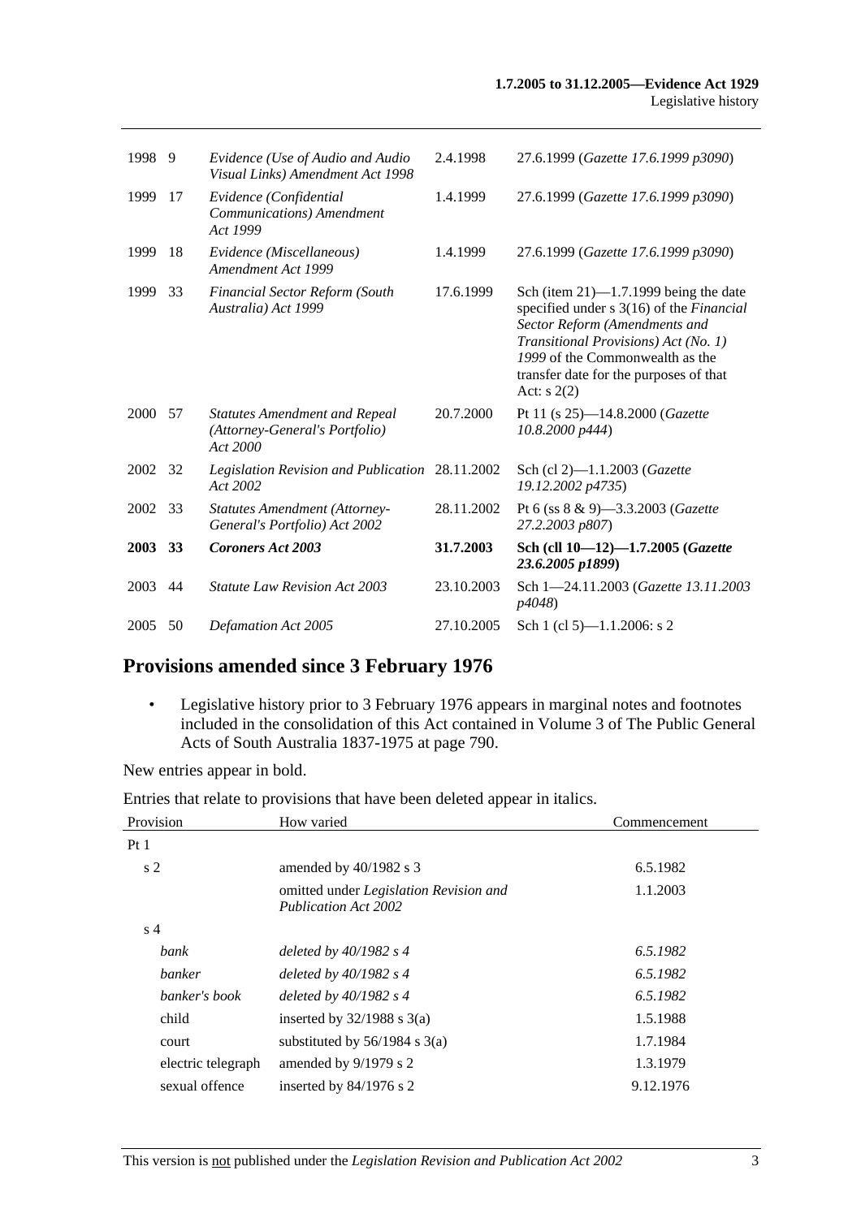| | | | | |
|---|---|---|---|---|
| 1998 | 9 | *Evidence (Use of Audio and Audio Visual Links) Amendment Act 1998* | 2.4.1998 | 27.6.1999 (*Gazette 17.6.1999 p3090*) |
| 1999 | 17 | *Evidence (Confidential Communications) Amendment Act 1999* | 1.4.1999 | 27.6.1999 (*Gazette 17.6.1999 p3090*) |
| 1999 | 18 | *Evidence (Miscellaneous) Amendment Act 1999* | 1.4.1999 | 27.6.1999 (*Gazette 17.6.1999 p3090*) |
| 1999 | 33 | *Financial Sector Reform (South Australia) Act 1999* | 17.6.1999 | Sch (item 21)—1.7.1999 being the date specified under s 3(16) of the *Financial Sector Reform (Amendments and Transitional Provisions) Act (No. 1) 1999* of the Commonwealth as the transfer date for the purposes of that Act: s 2(2) |
| 2000 | 57 | *Statutes Amendment and Repeal (Attorney-General's Portfolio) Act 2000* | 20.7.2000 | Pt 11 (s 25)—14.8.2000 (*Gazette 10.8.2000 p444*) |
| 2002 | 32 | *Legislation Revision and Publication Act 2002* | 28.11.2002 | Sch (cl 2)—1.1.2003 (*Gazette 19.12.2002 p4735*) |
| 2002 | 33 | *Statutes Amendment (Attorney-General's Portfolio) Act 2002* | 28.11.2002 | Pt 6 (ss 8 & 9)—3.3.2003 (*Gazette 27.2.2003 p807*) |
| **2003** | **33** | ***Coroners Act 2003*** | **31.7.2003** | **Sch (cll 10—12)—1.7.2005 (*Gazette 23.6.2005 p1899*)** |
| 2003 | 44 | *Statute Law Revision Act 2003* | 23.10.2003 | Sch 1—24.11.2003 (*Gazette 13.11.2003 p4048*) |
| 2005 | 50 | *Defamation Act 2005* | 27.10.2005 | Sch 1 (cl 5)—1.1.2006: s 2 |

## Provisions amended since 3 February 1976

- Legislative history prior to 3 February 1976 appears in marginal notes and footnotes included in the consolidation of this Act contained in Volume 3 of The Public General Acts of South Australia 1837-1975 at page 790.

New entries appear in bold.

Entries that relate to provisions that have been deleted appear in italics.

| Provision | How varied | Commencement |
|---|---|---|
| Pt 1 | | |
| s 2 | amended by 40/1982 s 3 | 6.5.1982 |
| | omitted under *Legislation Revision and Publication Act 2002* | 1.1.2003 |
| s 4 | | |
| *bank* | *deleted by 40/1982 s 4* | *6.5.1982* |
| *banker* | *deleted by 40/1982 s 4* | *6.5.1982* |
| *banker's book* | *deleted by 40/1982 s 4* | *6.5.1982* |
| child | inserted by 32/1988 s 3(a) | 1.5.1988 |
| court | substituted by 56/1984 s 3(a) | 1.7.1984 |
| electric telegraph | amended by 9/1979 s 2 | 1.3.1979 |
| sexual offence | inserted by 84/1976 s 2 | 9.12.1976 |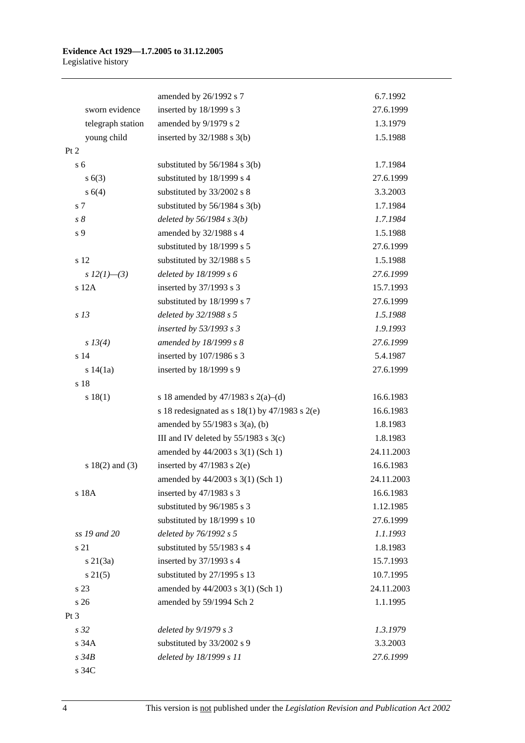| | | |
|---|---|---|
| | amended by 26/1992 s 7 | 6.7.1992 |
| sworn evidence | inserted by 18/1999 s 3 | 27.6.1999 |
| telegraph station | amended by 9/1979 s 2 | 1.3.1979 |
| young child | inserted by 32/1988 s 3(b) | 1.5.1988 |
| Pt 2 | | |
| s 6 | substituted by 56/1984 s 3(b) | 1.7.1984 |
| s 6(3) | substituted by 18/1999 s 4 | 27.6.1999 |
| s 6(4) | substituted by 33/2002 s 8 | 3.3.2003 |
| s 7 | substituted by 56/1984 s 3(b) | 1.7.1984 |
| *s 8* | *deleted by 56/1984 s 3(b)* | *1.7.1984* |
| s 9 | amended by 32/1988 s 4 | 1.5.1988 |
| | substituted by 18/1999 s 5 | 27.6.1999 |
| s 12 | substituted by 32/1988 s 5 | 1.5.1988 |
| *s 12(1)—(3)* | *deleted by 18/1999 s 6* | *27.6.1999* |
| s 12A | inserted by 37/1993 s 3 | 15.7.1993 |
| | substituted by 18/1999 s 7 | 27.6.1999 |
| *s 13* | *deleted by 32/1988 s 5* | *1.5.1988* |
| | *inserted by 53/1993 s 3* | *1.9.1993* |
| *s 13(4)* | *amended by 18/1999 s 8* | *27.6.1999* |
| s 14 | inserted by 107/1986 s 3 | 5.4.1987 |
| s 14(1a) | inserted by 18/1999 s 9 | 27.6.1999 |
| s 18 | | |
| s 18(1) | s 18 amended by 47/1983 s 2(a)–(d) | 16.6.1983 |
| | s 18 redesignated as s 18(1) by 47/1983 s 2(e) | 16.6.1983 |
| | amended by 55/1983 s 3(a), (b) | 1.8.1983 |
| | III and IV deleted by 55/1983 s 3(c) | 1.8.1983 |
| | amended by 44/2003 s 3(1) (Sch 1) | 24.11.2003 |
| s 18(2) and (3) | inserted by 47/1983 s 2(e) | 16.6.1983 |
| | amended by 44/2003 s 3(1) (Sch 1) | 24.11.2003 |
| s 18A | inserted by 47/1983 s 3 | 16.6.1983 |
| | substituted by 96/1985 s 3 | 1.12.1985 |
| | substituted by 18/1999 s 10 | 27.6.1999 |
| *ss 19 and 20* | *deleted by 76/1992 s 5* | *1.1.1993* |
| s 21 | substituted by 55/1983 s 4 | 1.8.1983 |
| s 21(3a) | inserted by 37/1993 s 4 | 15.7.1993 |
| s 21(5) | substituted by 27/1995 s 13 | 10.7.1995 |
| s 23 | amended by 44/2003 s 3(1) (Sch 1) | 24.11.2003 |
| s 26 | amended by 59/1994 Sch 2 | 1.1.1995 |
| Pt 3 | | |
| *s 32* | *deleted by 9/1979 s 3* | *1.3.1979* |
| s 34A | substituted by 33/2002 s 9 | 3.3.2003 |
| *s 34B* | *deleted by 18/1999 s 11* | *27.6.1999* |
| s 34C | | |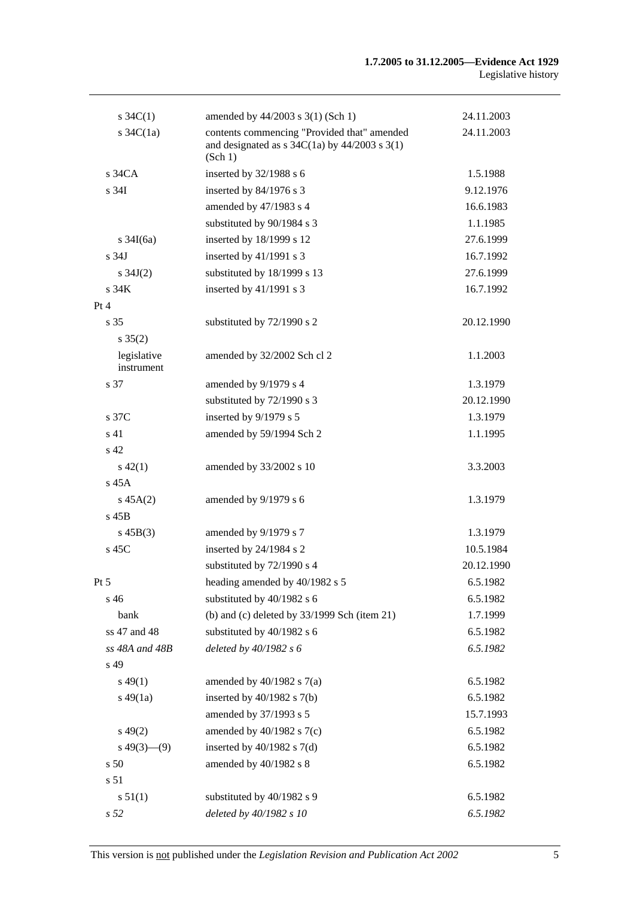| | | |
|---|---|---|
| s 34C(1) | amended by 44/2003 s 3(1) (Sch 1) | 24.11.2003 |
| s 34C(1a) | contents commencing "Provided that" amended and designated as s 34C(1a) by 44/2003 s 3(1) (Sch 1) | 24.11.2003 |
| s 34CA | inserted by 32/1988 s 6 | 1.5.1988 |
| s 34I | inserted by 84/1976 s 3 | 9.12.1976 |
| | amended by 47/1983 s 4 | 16.6.1983 |
| | substituted by 90/1984 s 3 | 1.1.1985 |
| s 34I(6a) | inserted by 18/1999 s 12 | 27.6.1999 |
| s 34J | inserted by 41/1991 s 3 | 16.7.1992 |
| s 34J(2) | substituted by 18/1999 s 13 | 27.6.1999 |
| s 34K | inserted by 41/1991 s 3 | 16.7.1992 |
| Pt 4 | | |
| s 35 | substituted by 72/1990 s 2 | 20.12.1990 |
| s 35(2) | | |
| legislative instrument | amended by 32/2002 Sch cl 2 | 1.1.2003 |
| s 37 | amended by 9/1979 s 4 | 1.3.1979 |
| | substituted by 72/1990 s 3 | 20.12.1990 |
| s 37C | inserted by 9/1979 s 5 | 1.3.1979 |
| s 41 | amended by 59/1994 Sch 2 | 1.1.1995 |
| s 42 | | |
| s 42(1) | amended by 33/2002 s 10 | 3.3.2003 |
| s 45A | | |
| s 45A(2) | amended by 9/1979 s 6 | 1.3.1979 |
| s 45B | | |
| s 45B(3) | amended by 9/1979 s 7 | 1.3.1979 |
| s 45C | inserted by 24/1984 s 2 | 10.5.1984 |
| | substituted by 72/1990 s 4 | 20.12.1990 |
| Pt 5 | heading amended by 40/1982 s 5 | 6.5.1982 |
| s 46 | substituted by 40/1982 s 6 | 6.5.1982 |
| bank | (b) and (c) deleted by 33/1999 Sch (item 21) | 1.7.1999 |
| ss 47 and 48 | substituted by 40/1982 s 6 | 6.5.1982 |
| *ss 48A and 48B* | *deleted by 40/1982 s 6* | *6.5.1982* |
| s 49 | | |
| s 49(1) | amended by 40/1982 s 7(a) | 6.5.1982 |
| s 49(1a) | inserted by 40/1982 s 7(b) | 6.5.1982 |
| | amended by 37/1993 s 5 | 15.7.1993 |
| s 49(2) | amended by 40/1982 s 7(c) | 6.5.1982 |
| s 49(3)—(9) | inserted by 40/1982 s 7(d) | 6.5.1982 |
| s 50 | amended by 40/1982 s 8 | 6.5.1982 |
| s 51 | | |
| s 51(1) | substituted by 40/1982 s 9 | 6.5.1982 |
| *s 52* | *deleted by 40/1982 s 10* | *6.5.1982* |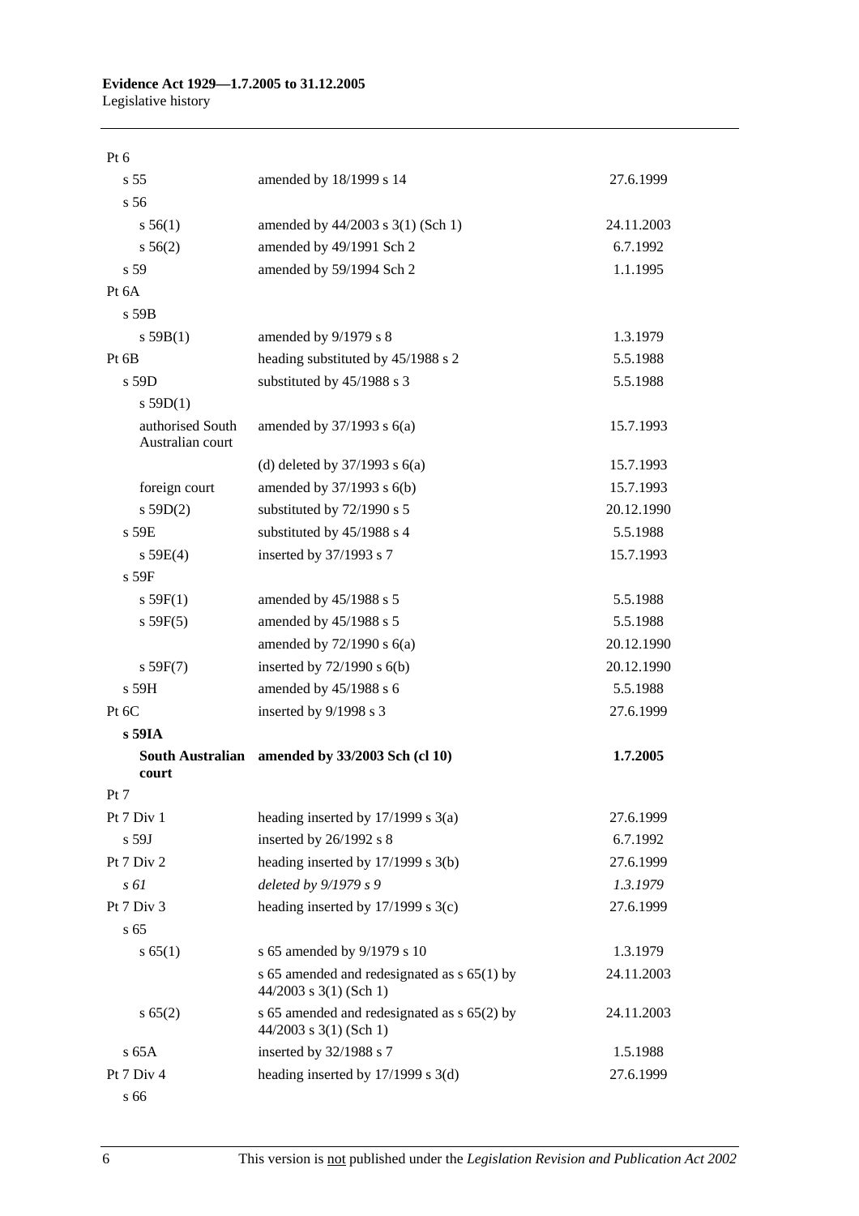| Provision | How varied | Commencement |
|---|---|---|
| Pt 6 | | |
| s 55 | amended by 18/1999 s 14 | 27.6.1999 |
| s 56 | | |
| s 56(1) | amended by 44/2003 s 3(1) (Sch 1) | 24.11.2003 |
| s 56(2) | amended by 49/1991 Sch 2 | 6.7.1992 |
| s 59 | amended by 59/1994 Sch 2 | 1.1.1995 |
| Pt 6A | | |
| s 59B | | |
| s 59B(1) | amended by 9/1979 s 8 | 1.3.1979 |
| Pt 6B | heading substituted by 45/1988 s 2 | 5.5.1988 |
| s 59D | substituted by 45/1988 s 3 | 5.5.1988 |
| s 59D(1) | | |
| authorised South Australian court | amended by 37/1993 s 6(a) | 15.7.1993 |
| | (d) deleted by 37/1993 s 6(a) | 15.7.1993 |
| foreign court | amended by 37/1993 s 6(b) | 15.7.1993 |
| s 59D(2) | substituted by 72/1990 s 5 | 20.12.1990 |
| s 59E | substituted by 45/1988 s 4 | 5.5.1988 |
| s 59E(4) | inserted by 37/1993 s 7 | 15.7.1993 |
| s 59F | | |
| s 59F(1) | amended by 45/1988 s 5 | 5.5.1988 |
| s 59F(5) | amended by 45/1988 s 5 | 5.5.1988 |
| | amended by 72/1990 s 6(a) | 20.12.1990 |
| s 59F(7) | inserted by 72/1990 s 6(b) | 20.12.1990 |
| s 59H | amended by 45/1988 s 6 | 5.5.1988 |
| Pt 6C | inserted by 9/1998 s 3 | 27.6.1999 |
| **s 59IA** | | |
| **South Australian court** | **amended by 33/2003 Sch (cl 10)** | **1.7.2005** |
| Pt 7 | | |
| Pt 7 Div 1 | heading inserted by 17/1999 s 3(a) | 27.6.1999 |
| s 59J | inserted by 26/1992 s 8 | 6.7.1992 |
| Pt 7 Div 2 | heading inserted by 17/1999 s 3(b) | 27.6.1999 |
| *s 61* | *deleted by 9/1979 s 9* | *1.3.1979* |
| Pt 7 Div 3 | heading inserted by 17/1999 s 3(c) | 27.6.1999 |
| s 65 | | |
| s 65(1) | s 65 amended by 9/1979 s 10 | 1.3.1979 |
| | s 65 amended and redesignated as s 65(1) by 44/2003 s 3(1) (Sch 1) | 24.11.2003 |
| s 65(2) | s 65 amended and redesignated as s 65(2) by 44/2003 s 3(1) (Sch 1) | 24.11.2003 |
| s 65A | inserted by 32/1988 s 7 | 1.5.1988 |
| Pt 7 Div 4 | heading inserted by 17/1999 s 3(d) | 27.6.1999 |
| s 66 | | |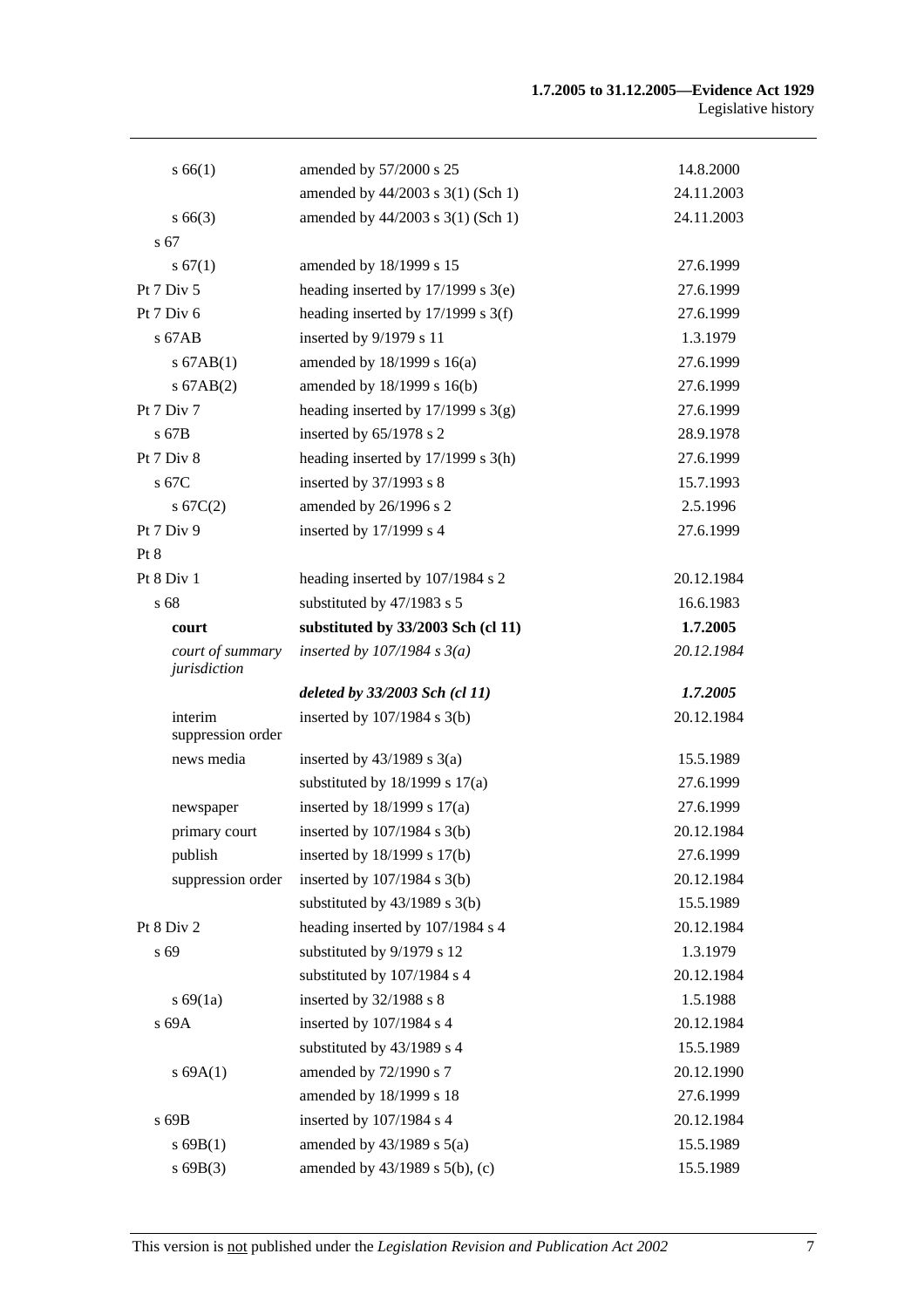| | | |
|---|---|---|
| s 66(1) | amended by 57/2000 s 25 | 14.8.2000 |
| | amended by 44/2003 s 3(1) (Sch 1) | 24.11.2003 |
| s 66(3) | amended by 44/2003 s 3(1) (Sch 1) | 24.11.2003 |
| s 67 | | |
| s 67(1) | amended by 18/1999 s 15 | 27.6.1999 |
| Pt 7 Div 5 | heading inserted by 17/1999 s 3(e) | 27.6.1999 |
| Pt 7 Div 6 | heading inserted by 17/1999 s 3(f) | 27.6.1999 |
| s 67AB | inserted by 9/1979 s 11 | 1.3.1979 |
| s 67AB(1) | amended by 18/1999 s 16(a) | 27.6.1999 |
| s 67AB(2) | amended by 18/1999 s 16(b) | 27.6.1999 |
| Pt 7 Div 7 | heading inserted by 17/1999 s 3(g) | 27.6.1999 |
| s 67B | inserted by 65/1978 s 2 | 28.9.1978 |
| Pt 7 Div 8 | heading inserted by 17/1999 s 3(h) | 27.6.1999 |
| s 67C | inserted by 37/1993 s 8 | 15.7.1993 |
| s 67C(2) | amended by 26/1996 s 2 | 2.5.1996 |
| Pt 7 Div 9 | inserted by 17/1999 s 4 | 27.6.1999 |
| Pt 8 | | |
| Pt 8 Div 1 | heading inserted by 107/1984 s 2 | 20.12.1984 |
| s 68 | substituted by 47/1983 s 5 | 16.6.1983 |
| **court** | **substituted by 33/2003 Sch (cl 11)** | **1.7.2005** |
| *court of summary jurisdiction* | *inserted by 107/1984 s 3(a)* | *20.12.1984* |
| | ***deleted by 33/2003 Sch (cl 11)*** | ***1.7.2005*** |
| interim suppression order | inserted by 107/1984 s 3(b) | 20.12.1984 |
| news media | inserted by 43/1989 s 3(a) | 15.5.1989 |
| | substituted by 18/1999 s 17(a) | 27.6.1999 |
| newspaper | inserted by 18/1999 s 17(a) | 27.6.1999 |
| primary court | inserted by 107/1984 s 3(b) | 20.12.1984 |
| publish | inserted by 18/1999 s 17(b) | 27.6.1999 |
| suppression order | inserted by 107/1984 s 3(b) | 20.12.1984 |
| | substituted by 43/1989 s 3(b) | 15.5.1989 |
| Pt 8 Div 2 | heading inserted by 107/1984 s 4 | 20.12.1984 |
| s 69 | substituted by 9/1979 s 12 | 1.3.1979 |
| | substituted by 107/1984 s 4 | 20.12.1984 |
| s 69(1a) | inserted by 32/1988 s 8 | 1.5.1988 |
| s 69A | inserted by 107/1984 s 4 | 20.12.1984 |
| | substituted by 43/1989 s 4 | 15.5.1989 |
| s 69A(1) | amended by 72/1990 s 7 | 20.12.1990 |
| | amended by 18/1999 s 18 | 27.6.1999 |
| s 69B | inserted by 107/1984 s 4 | 20.12.1984 |
| s 69B(1) | amended by 43/1989 s 5(a) | 15.5.1989 |
| s 69B(3) | amended by 43/1989 s 5(b), (c) | 15.5.1989 |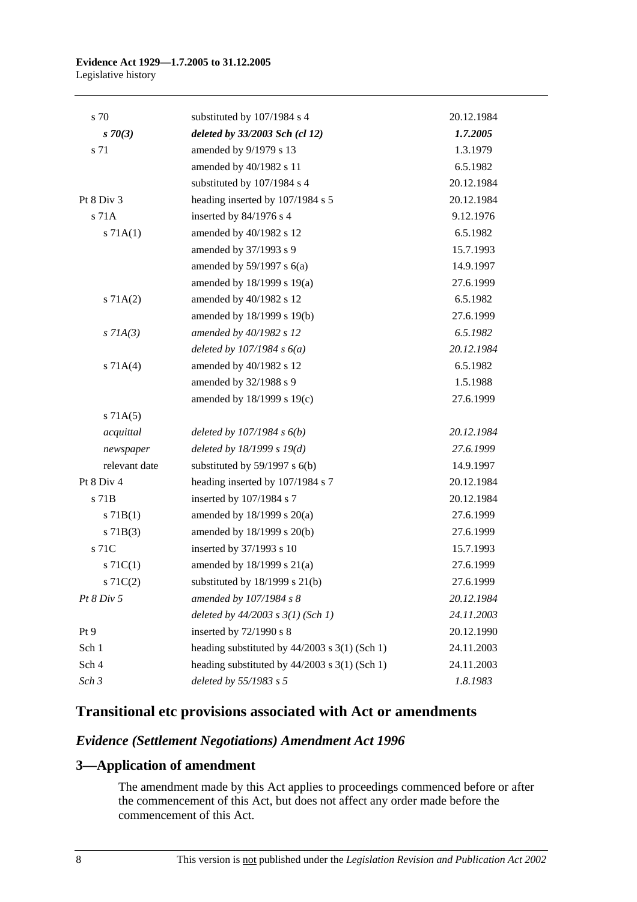| | | |
|---|---|---|
| s 70 | substituted by 107/1984 s 4 | 20.12.1984 |
| *s 70(3)* | ***deleted by 33/2003 Sch (cl 12)*** | ***1.7.2005*** |
| s 71 | amended by 9/1979 s 13 | 1.3.1979 |
| | amended by 40/1982 s 11 | 6.5.1982 |
| | substituted by 107/1984 s 4 | 20.12.1984 |
| Pt 8 Div 3 | heading inserted by 107/1984 s 5 | 20.12.1984 |
| s 71A | inserted by 84/1976 s 4 | 9.12.1976 |
| s 71A(1) | amended by 40/1982 s 12 | 6.5.1982 |
| | amended by 37/1993 s 9 | 15.7.1993 |
| | amended by 59/1997 s 6(a) | 14.9.1997 |
| | amended by 18/1999 s 19(a) | 27.6.1999 |
| s 71A(2) | amended by 40/1982 s 12 | 6.5.1982 |
| | amended by 18/1999 s 19(b) | 27.6.1999 |
| *s 71A(3)* | *amended by 40/1982 s 12* | *6.5.1982* |
| | *deleted by 107/1984 s 6(a)* | *20.12.1984* |
| s 71A(4) | amended by 40/1982 s 12 | 6.5.1982 |
| | amended by 32/1988 s 9 | 1.5.1988 |
| | amended by 18/1999 s 19(c) | 27.6.1999 |
| s 71A(5) | | |
| *acquittal* | *deleted by 107/1984 s 6(b)* | *20.12.1984* |
| *newspaper* | *deleted by 18/1999 s 19(d)* | *27.6.1999* |
| relevant date | substituted by 59/1997 s 6(b) | 14.9.1997 |
| Pt 8 Div 4 | heading inserted by 107/1984 s 7 | 20.12.1984 |
| s 71B | inserted by 107/1984 s 7 | 20.12.1984 |
| s 71B(1) | amended by 18/1999 s 20(a) | 27.6.1999 |
| s 71B(3) | amended by 18/1999 s 20(b) | 27.6.1999 |
| s 71C | inserted by 37/1993 s 10 | 15.7.1993 |
| s 71C(1) | amended by 18/1999 s 21(a) | 27.6.1999 |
| s 71C(2) | substituted by 18/1999 s 21(b) | 27.6.1999 |
| *Pt 8 Div 5* | *amended by 107/1984 s 8* | *20.12.1984* |
| | *deleted by 44/2003 s 3(1) (Sch 1)* | *24.11.2003* |
| Pt 9 | inserted by 72/1990 s 8 | 20.12.1990 |
| Sch 1 | heading substituted by 44/2003 s 3(1) (Sch 1) | 24.11.2003 |
| Sch 4 | heading substituted by 44/2003 s 3(1) (Sch 1) | 24.11.2003 |
| *Sch 3* | *deleted by 55/1983 s 5* | *1.8.1983* |

## Transitional etc provisions associated with Act or amendments

### *Evidence (Settlement Negotiations) Amendment Act 1996*

### 3—Application of amendment

The amendment made by this Act applies to proceedings commenced before or after the commencement of this Act, but does not affect any order made before the commencement of this Act.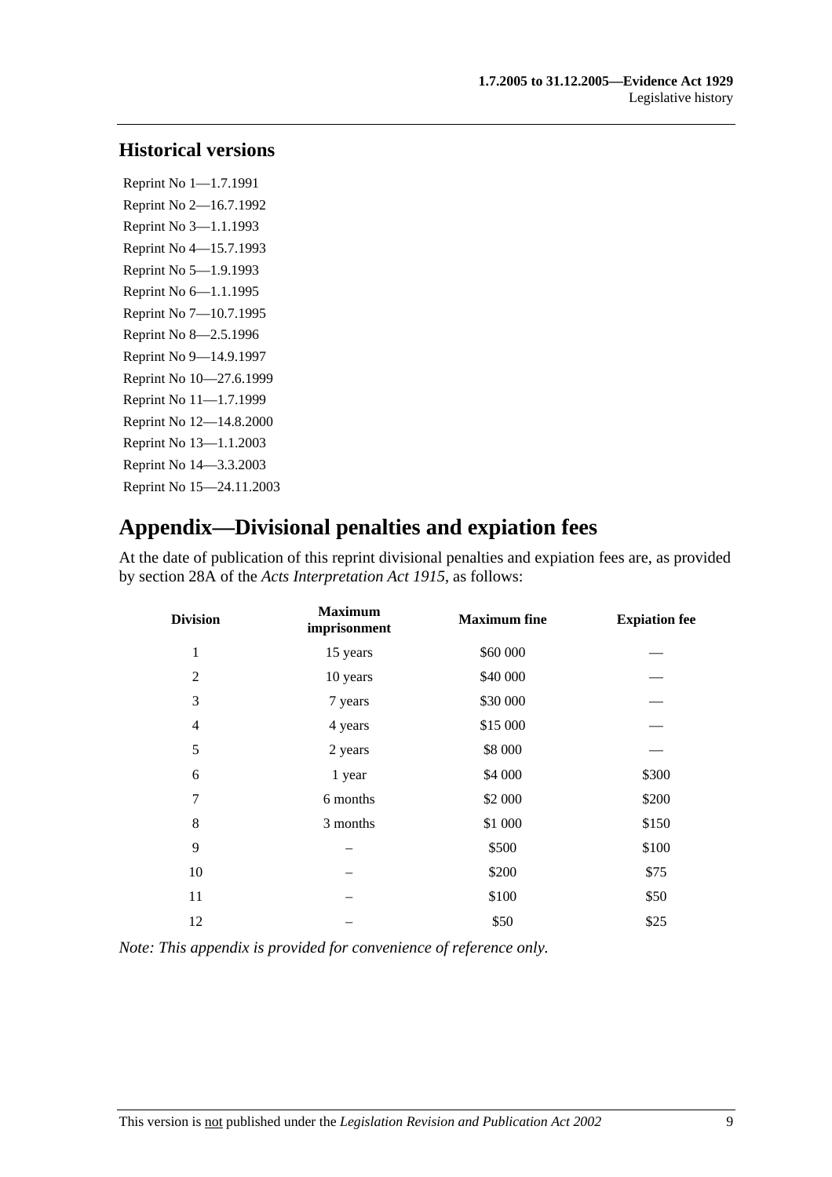## Historical versions

Reprint No 1—1.7.1991

Reprint No 2—16.7.1992

Reprint No 3—1.1.1993

Reprint No 4—15.7.1993

Reprint No 5—1.9.1993

Reprint No 6—1.1.1995

Reprint No 7—10.7.1995

Reprint No 8—2.5.1996

Reprint No 9—14.9.1997

Reprint No 10—27.6.1999

Reprint No 11—1.7.1999

Reprint No 12—14.8.2000

Reprint No 13—1.1.2003

Reprint No 14—3.3.2003

Reprint No 15—24.11.2003

# Appendix—Divisional penalties and expiation fees

At the date of publication of this reprint divisional penalties and expiation fees are, as provided by section 28A of the *Acts Interpretation Act 1915*, as follows:

| Division | Maximum imprisonment | Maximum fine | Expiation fee |
|---|---|---|---|
| 1 | 15 years | $60 000 | — |
| 2 | 10 years | $40 000 | — |
| 3 | 7 years | $30 000 | — |
| 4 | 4 years | $15 000 | — |
| 5 | 2 years | $8 000 | — |
| 6 | 1 year | $4 000 | $300 |
| 7 | 6 months | $2 000 | $200 |
| 8 | 3 months | $1 000 | $150 |
| 9 | – | $500 | $100 |
| 10 | – | $200 | $75 |
| 11 | – | $100 | $50 |
| 12 | – | $50 | $25 |

*Note: This appendix is provided for convenience of reference only.*